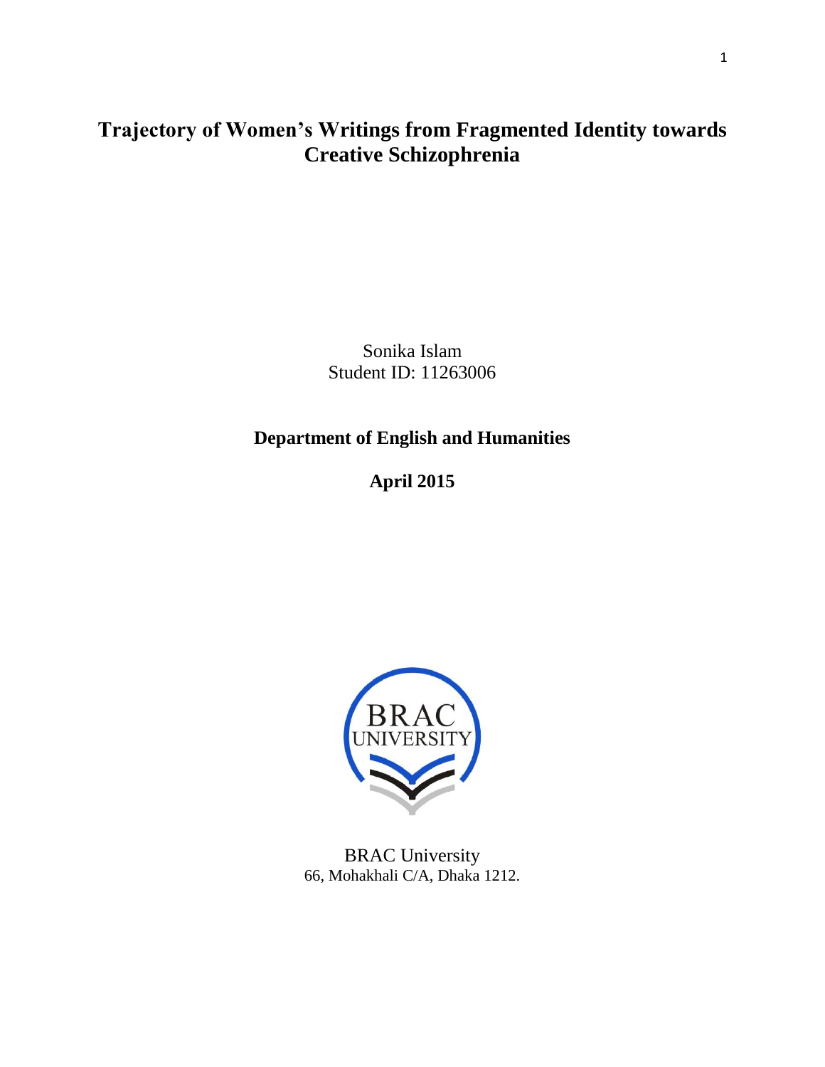# Trajectory of Women's Writings from Fragmented Identity towards Creative Schizophrenia

Sonika Islam
Student ID: 11263006

**Department of English and Humanities**

**April 2015**

BRAC University
66, Mohakhali C/A, Dhaka 1212.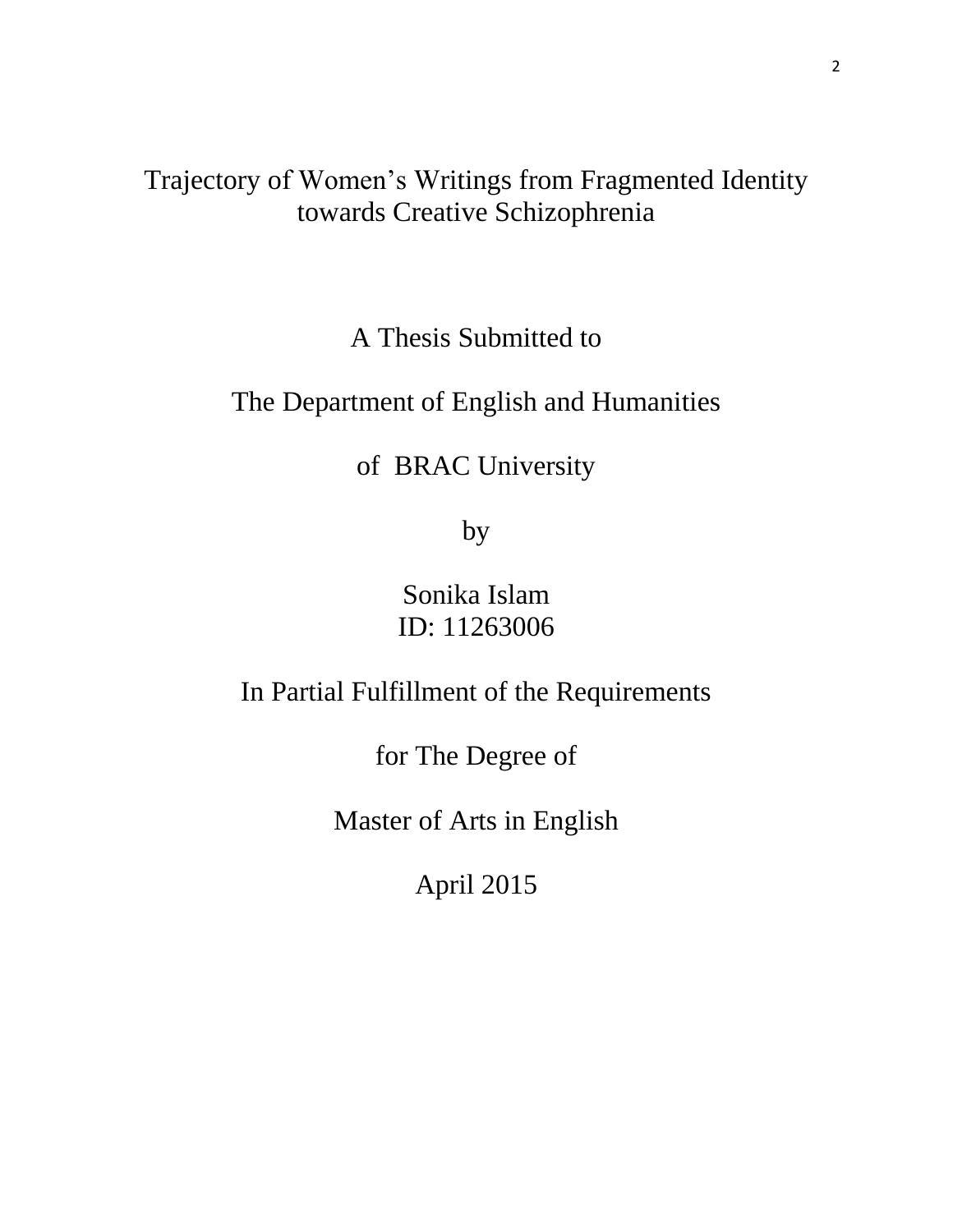# Trajectory of Women's Writings from Fragmented Identity towards Creative Schizophrenia

A Thesis Submitted to

The Department of English and Humanities

of BRAC University

by

Sonika Islam
ID: 11263006

In Partial Fulfillment of the Requirements

for The Degree of

Master of Arts in English

April 2015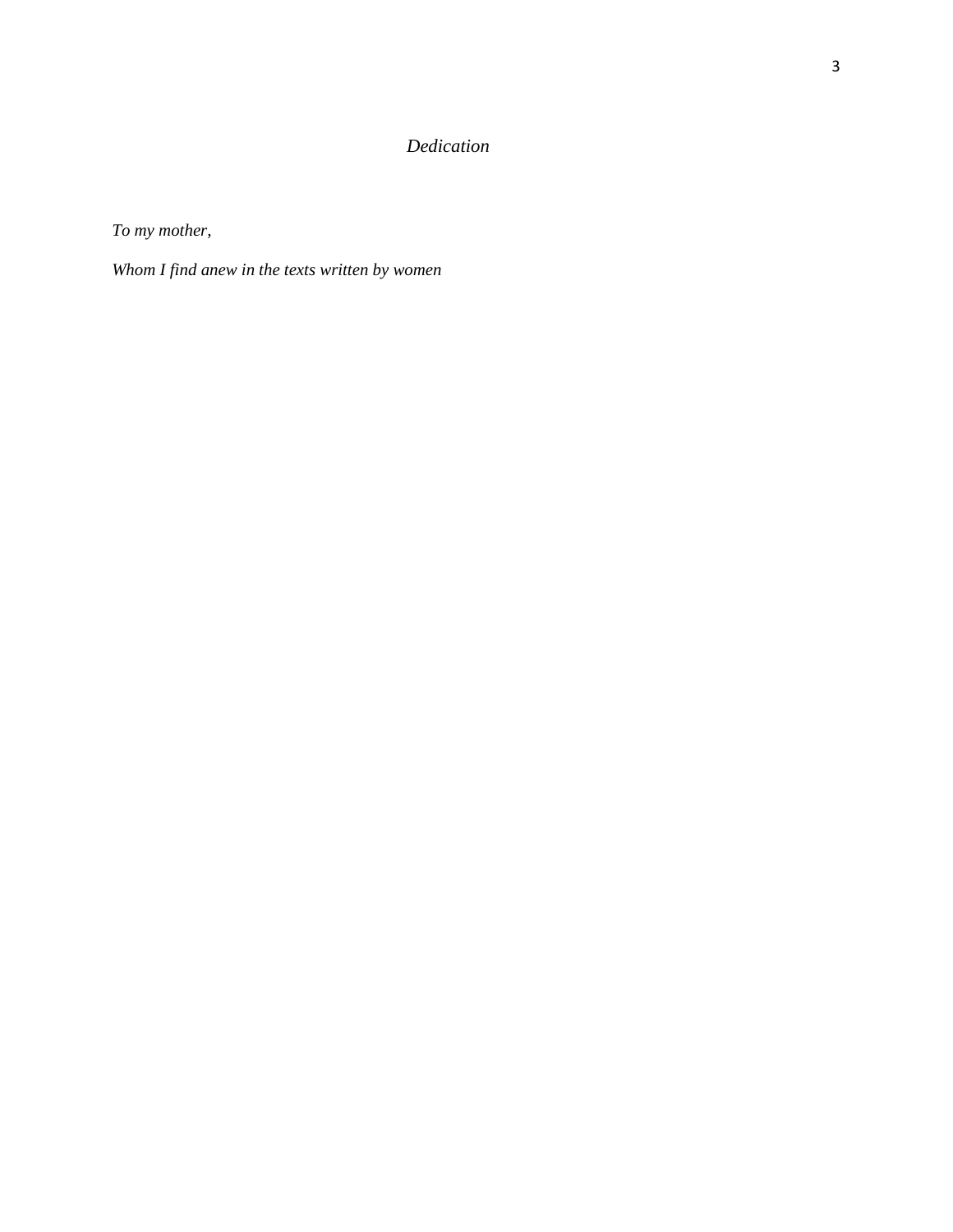# *Dedication*

*To my mother,*

*Whom I find anew in the texts written by women*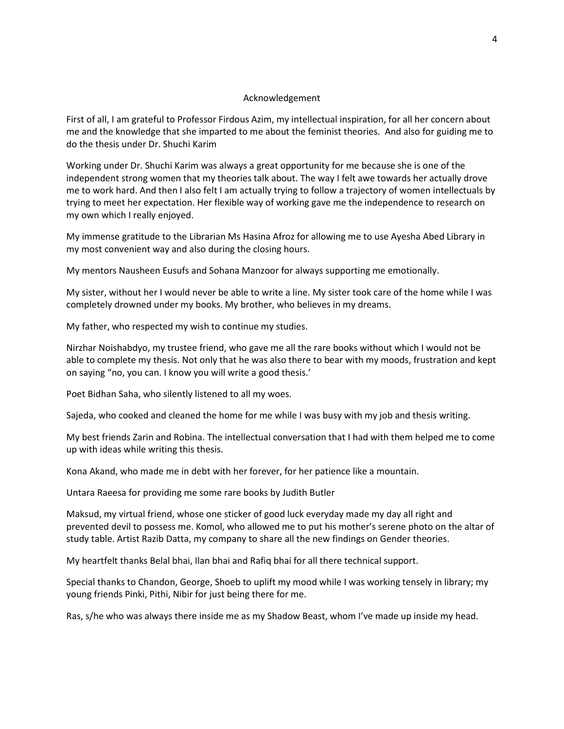# Acknowledgement

First of all, I am grateful to Professor Firdous Azim, my intellectual inspiration, for all her concern about me and the knowledge that she imparted to me about the feminist theories. And also for guiding me to do the thesis under Dr. Shuchi Karim

Working under Dr. Shuchi Karim was always a great opportunity for me because she is one of the independent strong women that my theories talk about. The way I felt awe towards her actually drove me to work hard. And then I also felt I am actually trying to follow a trajectory of women intellectuals by trying to meet her expectation. Her flexible way of working gave me the independence to research on my own which I really enjoyed.

My immense gratitude to the Librarian Ms Hasina Afroz for allowing me to use Ayesha Abed Library in my most convenient way and also during the closing hours.

My mentors Nausheen Eusufs and Sohana Manzoor for always supporting me emotionally.

My sister, without her I would never be able to write a line. My sister took care of the home while I was completely drowned under my books. My brother, who believes in my dreams.

My father, who respected my wish to continue my studies.

Nirzhar Noishabdyo, my trustee friend, who gave me all the rare books without which I would not be able to complete my thesis. Not only that he was also there to bear with my moods, frustration and kept on saying "no, you can. I know you will write a good thesis.'

Poet Bidhan Saha, who silently listened to all my woes.

Sajeda, who cooked and cleaned the home for me while I was busy with my job and thesis writing.

My best friends Zarin and Robina. The intellectual conversation that I had with them helped me to come up with ideas while writing this thesis.

Kona Akand, who made me in debt with her forever, for her patience like a mountain.

Untara Raeesa for providing me some rare books by Judith Butler

Maksud, my virtual friend, whose one sticker of good luck everyday made my day all right and prevented devil to possess me. Komol, who allowed me to put his mother's serene photo on the altar of study table. Artist Razib Datta, my company to share all the new findings on Gender theories.

My heartfelt thanks Belal bhai, Ilan bhai and Rafiq bhai for all there technical support.

Special thanks to Chandon, George, Shoeb to uplift my mood while I was working tensely in library; my young friends Pinki, Pithi, Nibir for just being there for me.

Ras, s/he who was always there inside me as my Shadow Beast, whom I've made up inside my head.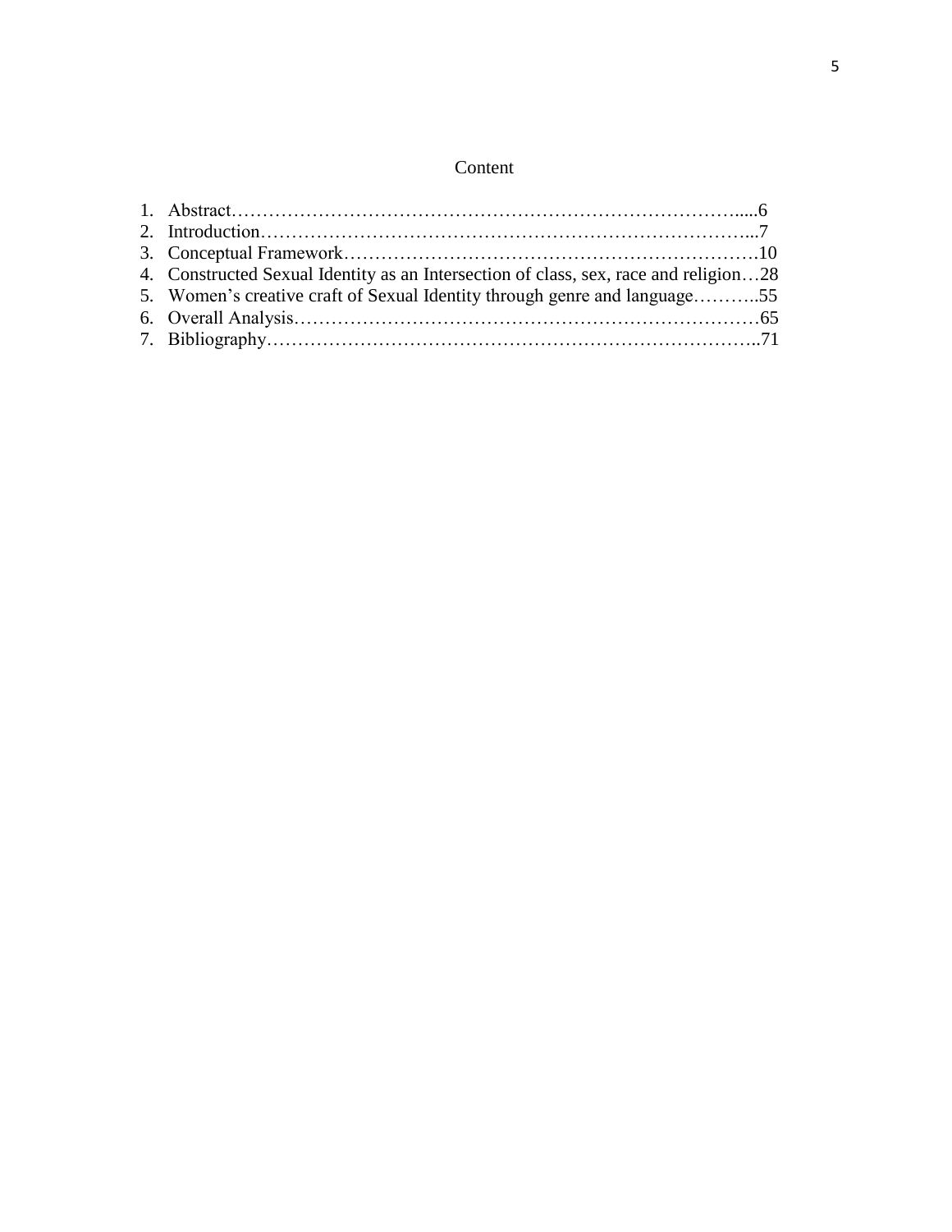# Content

1. Abstract……………………………………………………………………….....6
2. Introduction…………………………………………………………………...7
3. Conceptual Framework………………………………………………………….10
4. Constructed Sexual Identity as an Intersection of class, sex, race and religion…28
5. Women's creative craft of Sexual Identity through genre and language………..55
6. Overall Analysis…………………………………………………………………65
7. Bibliography……………………………………………………………………..71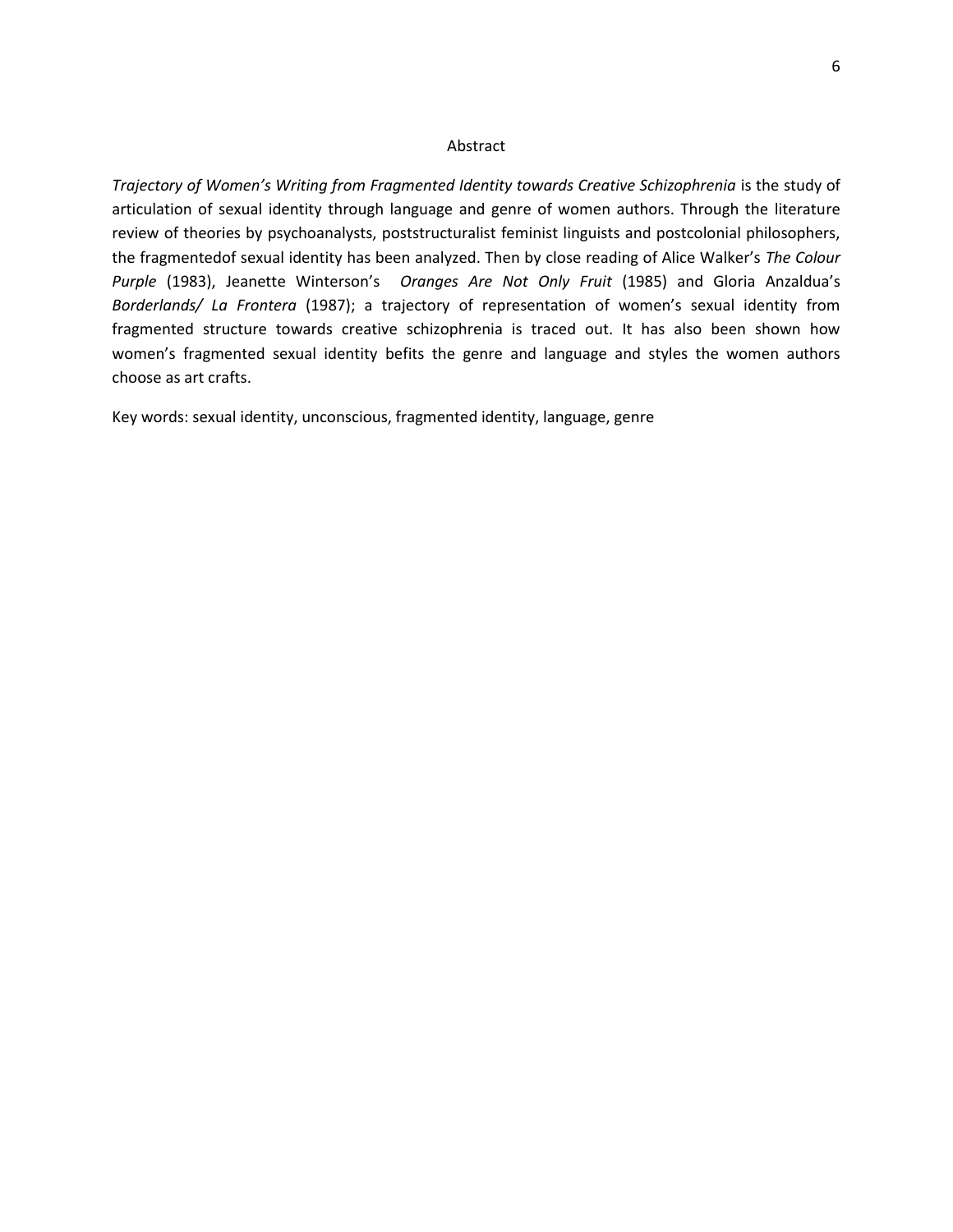# Abstract

*Trajectory of Women's Writing from Fragmented Identity towards Creative Schizophrenia* is the study of articulation of sexual identity through language and genre of women authors. Through the literature review of theories by psychoanalysts, poststructuralist feminist linguists and postcolonial philosophers, the fragmentedof sexual identity has been analyzed. Then by close reading of Alice Walker's *The Colour Purple* (1983), Jeanette Winterson's *Oranges Are Not Only Fruit* (1985) and Gloria Anzaldua's *Borderlands/ La Frontera* (1987); a trajectory of representation of women's sexual identity from fragmented structure towards creative schizophrenia is traced out. It has also been shown how women's fragmented sexual identity befits the genre and language and styles the women authors choose as art crafts.

Key words: sexual identity, unconscious, fragmented identity, language, genre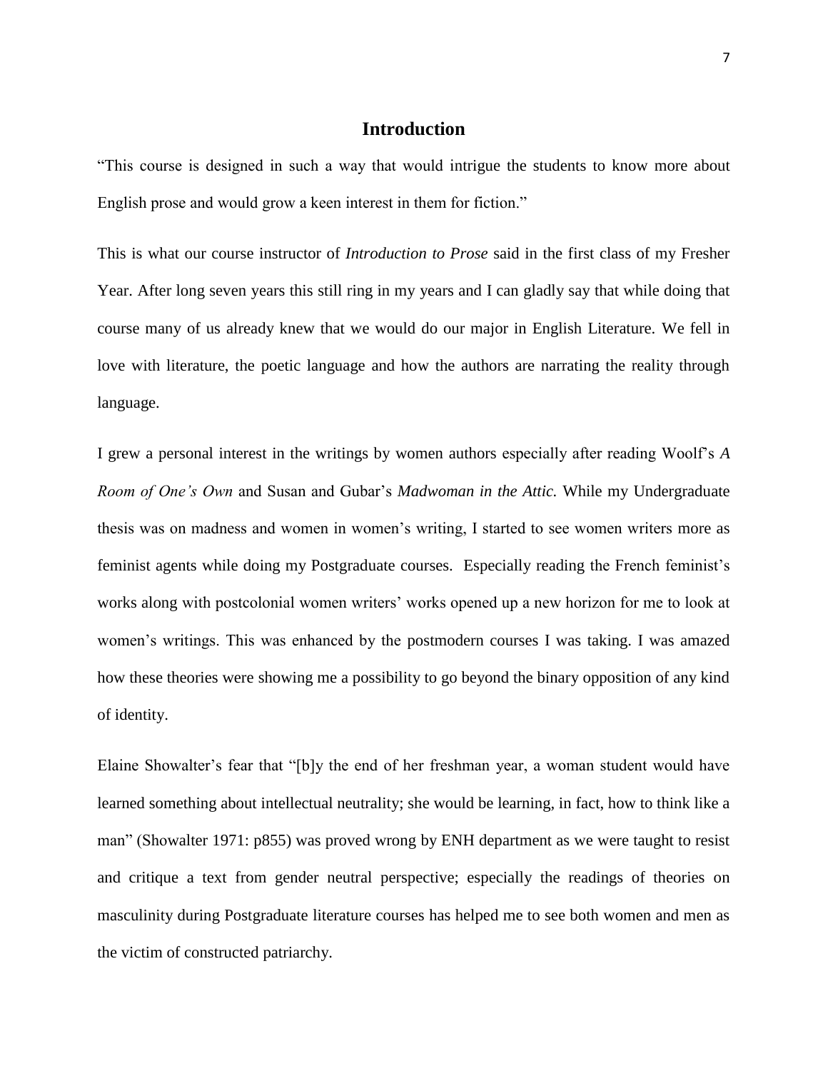# Introduction

"This course is designed in such a way that would intrigue the students to know more about English prose and would grow a keen interest in them for fiction."

This is what our course instructor of *Introduction to Prose* said in the first class of my Fresher Year. After long seven years this still ring in my years and I can gladly say that while doing that course many of us already knew that we would do our major in English Literature. We fell in love with literature, the poetic language and how the authors are narrating the reality through language.

I grew a personal interest in the writings by women authors especially after reading Woolf's *A Room of One's Own* and Susan and Gubar's *Madwoman in the Attic.* While my Undergraduate thesis was on madness and women in women's writing, I started to see women writers more as feminist agents while doing my Postgraduate courses. Especially reading the French feminist's works along with postcolonial women writers' works opened up a new horizon for me to look at women's writings. This was enhanced by the postmodern courses I was taking. I was amazed how these theories were showing me a possibility to go beyond the binary opposition of any kind of identity.

Elaine Showalter's fear that "[b]y the end of her freshman year, a woman student would have learned something about intellectual neutrality; she would be learning, in fact, how to think like a man" (Showalter 1971: p855) was proved wrong by ENH department as we were taught to resist and critique a text from gender neutral perspective; especially the readings of theories on masculinity during Postgraduate literature courses has helped me to see both women and men as the victim of constructed patriarchy.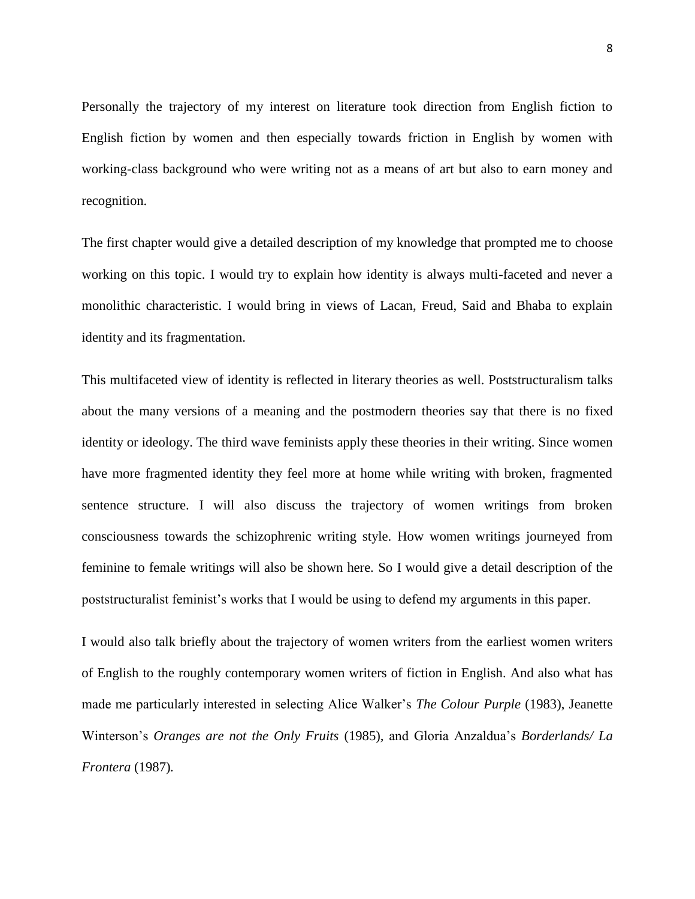Personally the trajectory of my interest on literature took direction from English fiction to English fiction by women and then especially towards friction in English by women with working-class background who were writing not as a means of art but also to earn money and recognition.

The first chapter would give a detailed description of my knowledge that prompted me to choose working on this topic. I would try to explain how identity is always multi-faceted and never a monolithic characteristic. I would bring in views of Lacan, Freud, Said and Bhaba to explain identity and its fragmentation.

This multifaceted view of identity is reflected in literary theories as well. Poststructuralism talks about the many versions of a meaning and the postmodern theories say that there is no fixed identity or ideology. The third wave feminists apply these theories in their writing. Since women have more fragmented identity they feel more at home while writing with broken, fragmented sentence structure. I will also discuss the trajectory of women writings from broken consciousness towards the schizophrenic writing style. How women writings journeyed from feminine to female writings will also be shown here. So I would give a detail description of the poststructuralist feminist's works that I would be using to defend my arguments in this paper.

I would also talk briefly about the trajectory of women writers from the earliest women writers of English to the roughly contemporary women writers of fiction in English. And also what has made me particularly interested in selecting Alice Walker's *The Colour Purple* (1983), Jeanette Winterson's *Oranges are not the Only Fruits* (1985), and Gloria Anzaldua's *Borderlands/ La Frontera* (1987).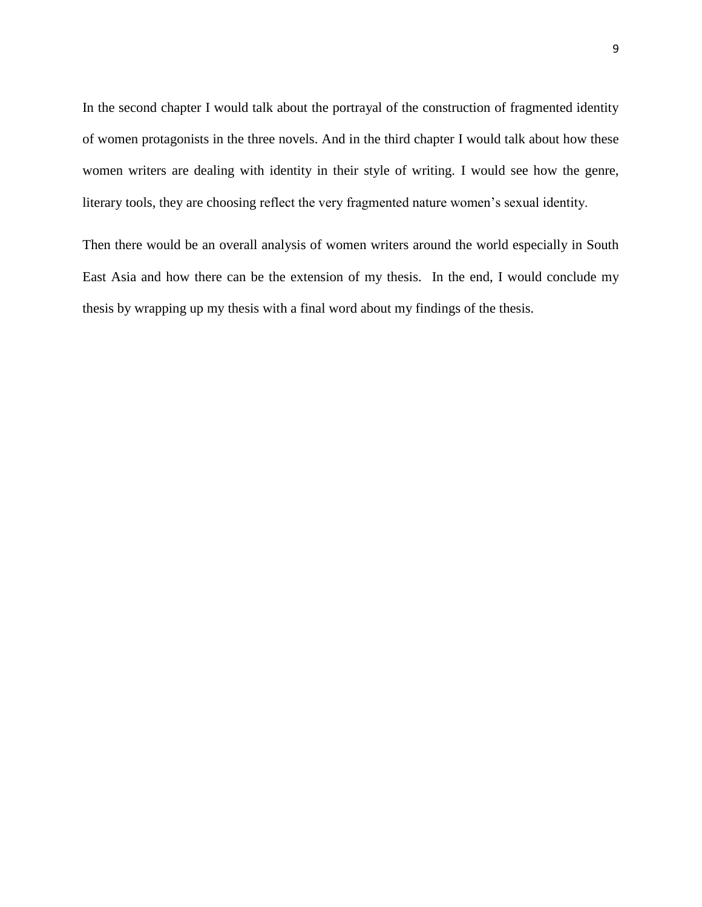In the second chapter I would talk about the portrayal of the construction of fragmented identity of women protagonists in the three novels. And in the third chapter I would talk about how these women writers are dealing with identity in their style of writing. I would see how the genre, literary tools, they are choosing reflect the very fragmented nature women's sexual identity.

Then there would be an overall analysis of women writers around the world especially in South East Asia and how there can be the extension of my thesis. In the end, I would conclude my thesis by wrapping up my thesis with a final word about my findings of the thesis.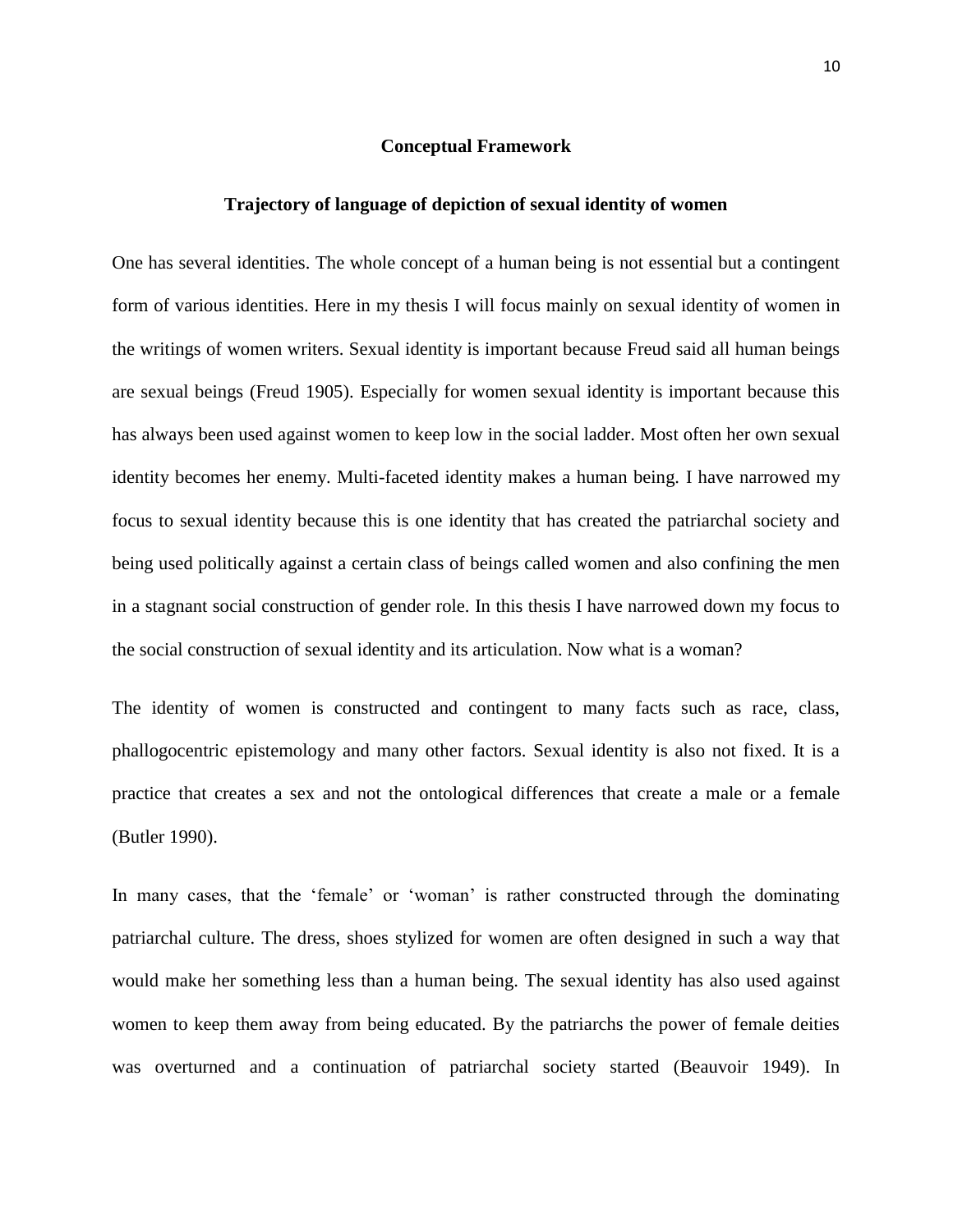## Conceptual Framework

### Trajectory of language of depiction of sexual identity of women

One has several identities. The whole concept of a human being is not essential but a contingent form of various identities. Here in my thesis I will focus mainly on sexual identity of women in the writings of women writers. Sexual identity is important because Freud said all human beings are sexual beings (Freud 1905). Especially for women sexual identity is important because this has always been used against women to keep low in the social ladder. Most often her own sexual identity becomes her enemy. Multi-faceted identity makes a human being. I have narrowed my focus to sexual identity because this is one identity that has created the patriarchal society and being used politically against a certain class of beings called women and also confining the men in a stagnant social construction of gender role. In this thesis I have narrowed down my focus to the social construction of sexual identity and its articulation. Now what is a woman?

The identity of women is constructed and contingent to many facts such as race, class, phallogocentric epistemology and many other factors. Sexual identity is also not fixed. It is a practice that creates a sex and not the ontological differences that create a male or a female (Butler 1990).

In many cases, that the 'female' or 'woman' is rather constructed through the dominating patriarchal culture. The dress, shoes stylized for women are often designed in such a way that would make her something less than a human being. The sexual identity has also used against women to keep them away from being educated. By the patriarchs the power of female deities was overturned and a continuation of patriarchal society started (Beauvoir 1949). In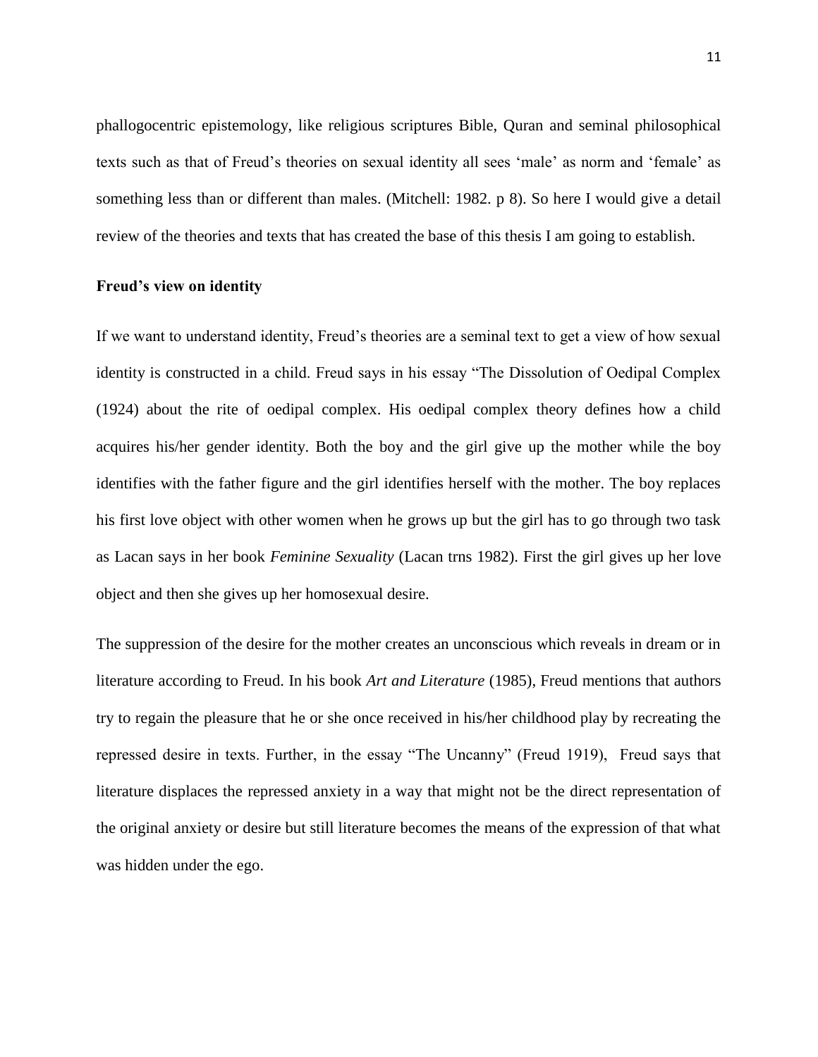phallogocentric epistemology, like religious scriptures Bible, Quran and seminal philosophical texts such as that of Freud's theories on sexual identity all sees 'male' as norm and 'female' as something less than or different than males. (Mitchell: 1982. p 8). So here I would give a detail review of the theories and texts that has created the base of this thesis I am going to establish.

**Freud's view on identity**

If we want to understand identity, Freud's theories are a seminal text to get a view of how sexual identity is constructed in a child. Freud says in his essay "The Dissolution of Oedipal Complex (1924) about the rite of oedipal complex. His oedipal complex theory defines how a child acquires his/her gender identity. Both the boy and the girl give up the mother while the boy identifies with the father figure and the girl identifies herself with the mother. The boy replaces his first love object with other women when he grows up but the girl has to go through two task as Lacan says in her book *Feminine Sexuality* (Lacan trns 1982). First the girl gives up her love object and then she gives up her homosexual desire.

The suppression of the desire for the mother creates an unconscious which reveals in dream or in literature according to Freud. In his book *Art and Literature* (1985), Freud mentions that authors try to regain the pleasure that he or she once received in his/her childhood play by recreating the repressed desire in texts. Further, in the essay "The Uncanny" (Freud 1919), Freud says that literature displaces the repressed anxiety in a way that might not be the direct representation of the original anxiety or desire but still literature becomes the means of the expression of that what was hidden under the ego.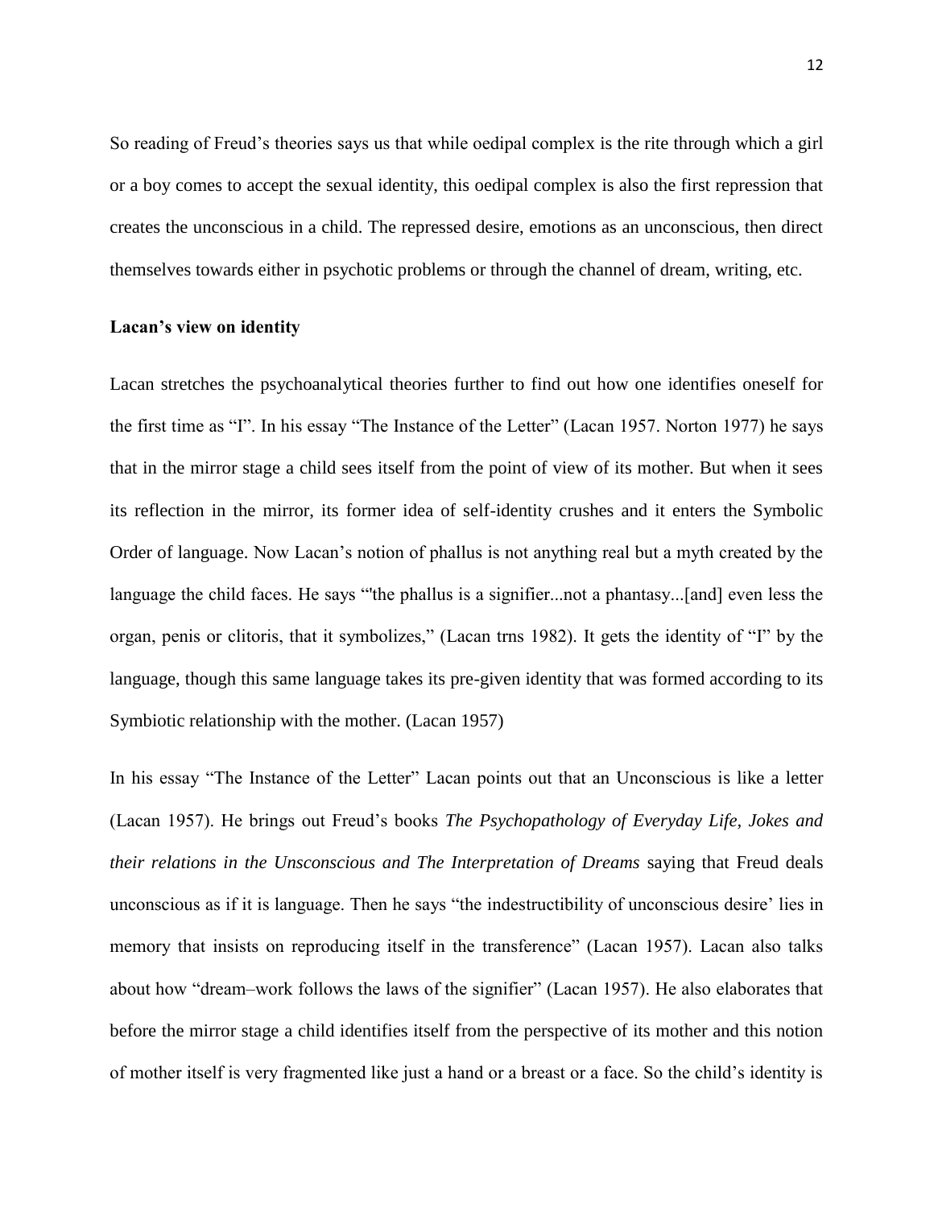So reading of Freud's theories says us that while oedipal complex is the rite through which a girl or a boy comes to accept the sexual identity, this oedipal complex is also the first repression that creates the unconscious in a child. The repressed desire, emotions as an unconscious, then direct themselves towards either in psychotic problems or through the channel of dream, writing, etc.

**Lacan's view on identity**

Lacan stretches the psychoanalytical theories further to find out how one identifies oneself for the first time as "I". In his essay "The Instance of the Letter" (Lacan 1957. Norton 1977) he says that in the mirror stage a child sees itself from the point of view of its mother. But when it sees its reflection in the mirror, its former idea of self-identity crushes and it enters the Symbolic Order of language. Now Lacan's notion of phallus is not anything real but a myth created by the language the child faces. He says "'the phallus is a signifier...not a phantasy...[and] even less the organ, penis or clitoris, that it symbolizes," (Lacan trns 1982). It gets the identity of "I" by the language, though this same language takes its pre-given identity that was formed according to its Symbiotic relationship with the mother. (Lacan 1957)

In his essay "The Instance of the Letter" Lacan points out that an Unconscious is like a letter (Lacan 1957). He brings out Freud's books *The Psychopathology of Everyday Life, Jokes and their relations in the Unsconscious and The Interpretation of Dreams* saying that Freud deals unconscious as if it is language. Then he says "the indestructibility of unconscious desire' lies in memory that insists on reproducing itself in the transference" (Lacan 1957). Lacan also talks about how "dream–work follows the laws of the signifier" (Lacan 1957). He also elaborates that before the mirror stage a child identifies itself from the perspective of its mother and this notion of mother itself is very fragmented like just a hand or a breast or a face. So the child's identity is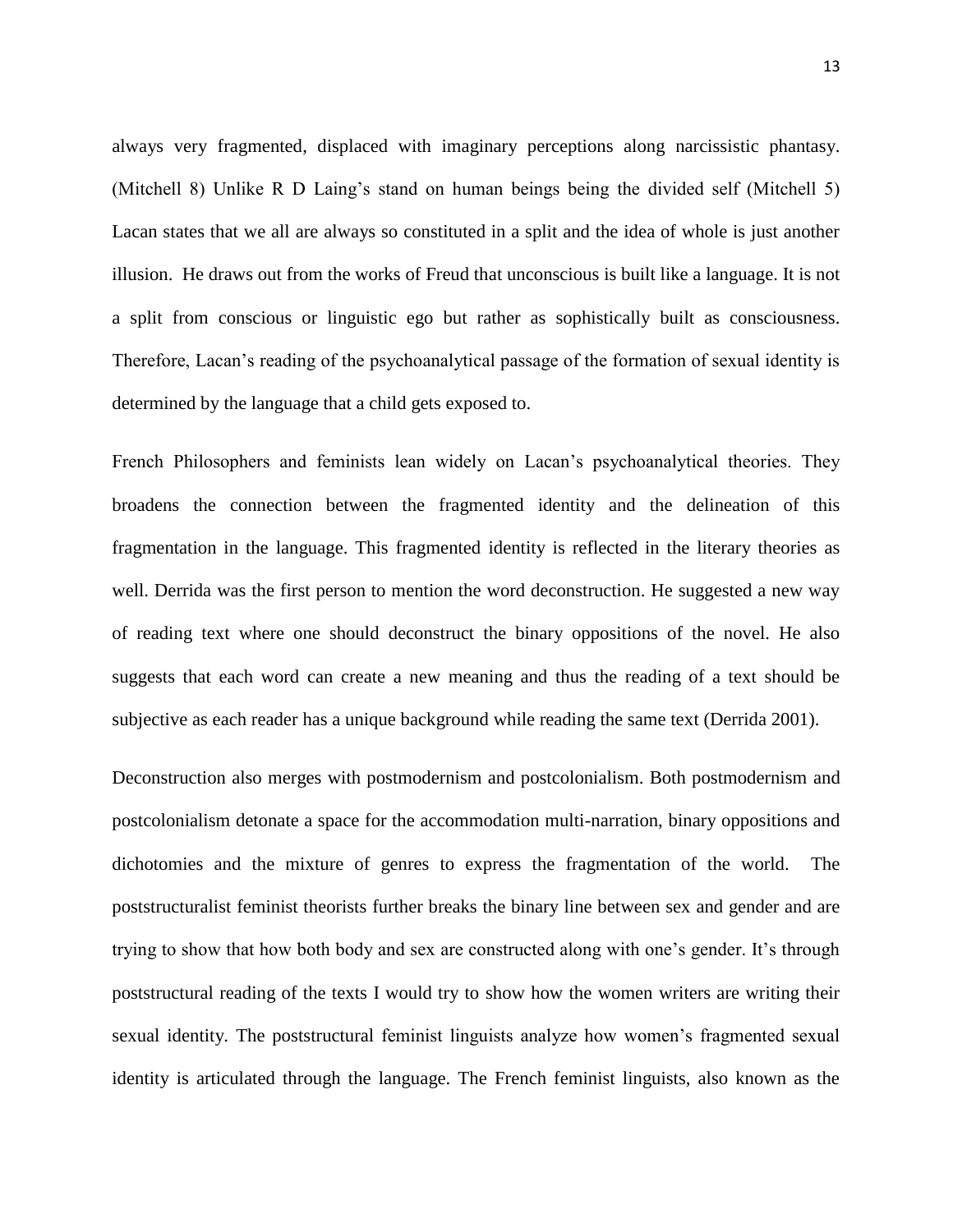always very fragmented, displaced with imaginary perceptions along narcissistic phantasy. (Mitchell 8) Unlike R D Laing's stand on human beings being the divided self (Mitchell 5) Lacan states that we all are always so constituted in a split and the idea of whole is just another illusion. He draws out from the works of Freud that unconscious is built like a language. It is not a split from conscious or linguistic ego but rather as sophistically built as consciousness. Therefore, Lacan's reading of the psychoanalytical passage of the formation of sexual identity is determined by the language that a child gets exposed to.

French Philosophers and feminists lean widely on Lacan's psychoanalytical theories. They broadens the connection between the fragmented identity and the delineation of this fragmentation in the language. This fragmented identity is reflected in the literary theories as well. Derrida was the first person to mention the word deconstruction. He suggested a new way of reading text where one should deconstruct the binary oppositions of the novel. He also suggests that each word can create a new meaning and thus the reading of a text should be subjective as each reader has a unique background while reading the same text (Derrida 2001).

Deconstruction also merges with postmodernism and postcolonialism. Both postmodernism and postcolonialism detonate a space for the accommodation multi-narration, binary oppositions and dichotomies and the mixture of genres to express the fragmentation of the world. The poststructuralist feminist theorists further breaks the binary line between sex and gender and are trying to show that how both body and sex are constructed along with one's gender. It's through poststructural reading of the texts I would try to show how the women writers are writing their sexual identity. The poststructural feminist linguists analyze how women's fragmented sexual identity is articulated through the language. The French feminist linguists, also known as the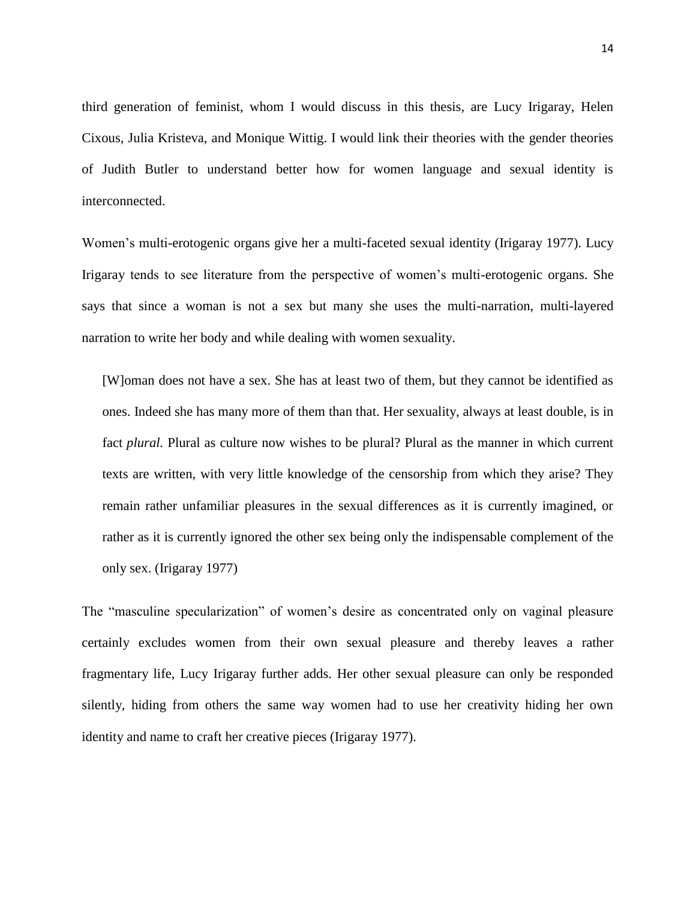third generation of feminist, whom I would discuss in this thesis, are Lucy Irigaray, Helen Cixous, Julia Kristeva, and Monique Wittig. I would link their theories with the gender theories of Judith Butler to understand better how for women language and sexual identity is interconnected.

Women's multi-erotogenic organs give her a multi-faceted sexual identity (Irigaray 1977). Lucy Irigaray tends to see literature from the perspective of women's multi-erotogenic organs. She says that since a woman is not a sex but many she uses the multi-narration, multi-layered narration to write her body and while dealing with women sexuality.

> [W]oman does not have a sex. She has at least two of them, but they cannot be identified as ones. Indeed she has many more of them than that. Her sexuality, always at least double, is in fact *plural*. Plural as culture now wishes to be plural? Plural as the manner in which current texts are written, with very little knowledge of the censorship from which they arise? They remain rather unfamiliar pleasures in the sexual differences as it is currently imagined, or rather as it is currently ignored the other sex being only the indispensable complement of the only sex. (Irigaray 1977)

The "masculine specularization" of women's desire as concentrated only on vaginal pleasure certainly excludes women from their own sexual pleasure and thereby leaves a rather fragmentary life, Lucy Irigaray further adds. Her other sexual pleasure can only be responded silently, hiding from others the same way women had to use her creativity hiding her own identity and name to craft her creative pieces (Irigaray 1977).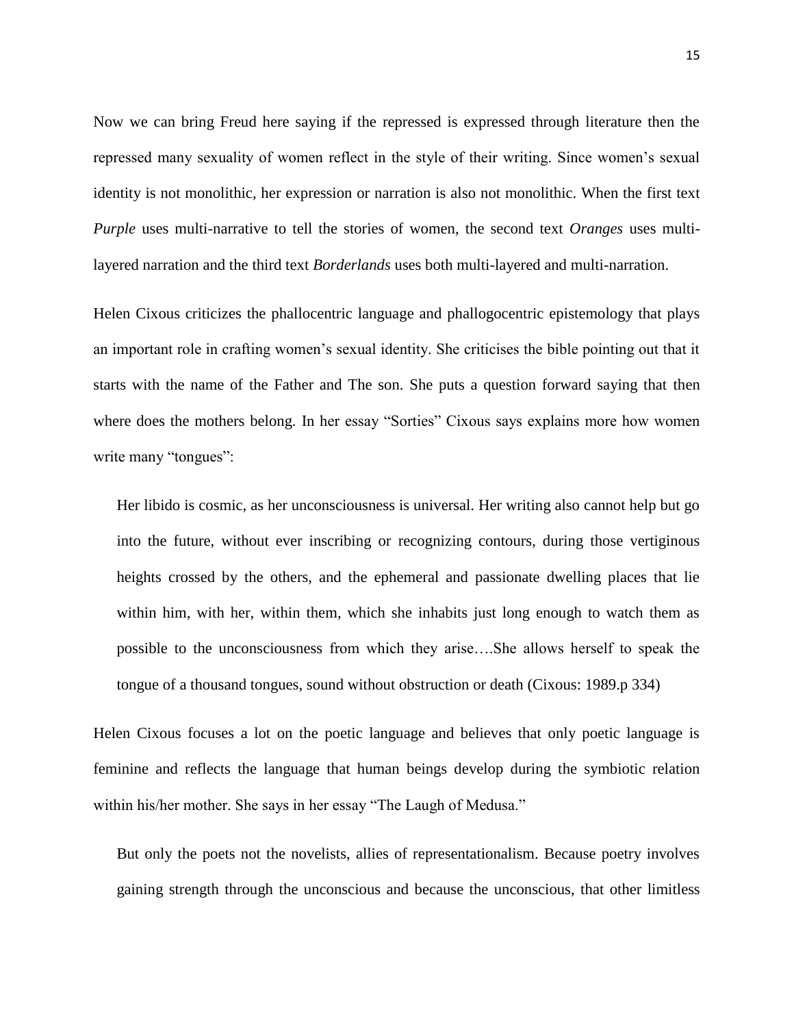Now we can bring Freud here saying if the repressed is expressed through literature then the repressed many sexuality of women reflect in the style of their writing. Since women's sexual identity is not monolithic, her expression or narration is also not monolithic. When the first text *Purple* uses multi-narrative to tell the stories of women, the second text *Oranges* uses multi-layered narration and the third text *Borderlands* uses both multi-layered and multi-narration.

Helen Cixous criticizes the phallocentric language and phallogocentric epistemology that plays an important role in crafting women's sexual identity. She criticises the bible pointing out that it starts with the name of the Father and The son. She puts a question forward saying that then where does the mothers belong. In her essay "Sorties" Cixous says explains more how women write many "tongues":

> Her libido is cosmic, as her unconsciousness is universal. Her writing also cannot help but go into the future, without ever inscribing or recognizing contours, during those vertiginous heights crossed by the others, and the ephemeral and passionate dwelling places that lie within him, with her, within them, which she inhabits just long enough to watch them as possible to the unconsciousness from which they arise….She allows herself to speak the tongue of a thousand tongues, sound without obstruction or death (Cixous: 1989.p 334)

Helen Cixous focuses a lot on the poetic language and believes that only poetic language is feminine and reflects the language that human beings develop during the symbiotic relation within his/her mother. She says in her essay "The Laugh of Medusa."

> But only the poets not the novelists, allies of representationalism. Because poetry involves gaining strength through the unconscious and because the unconscious, that other limitless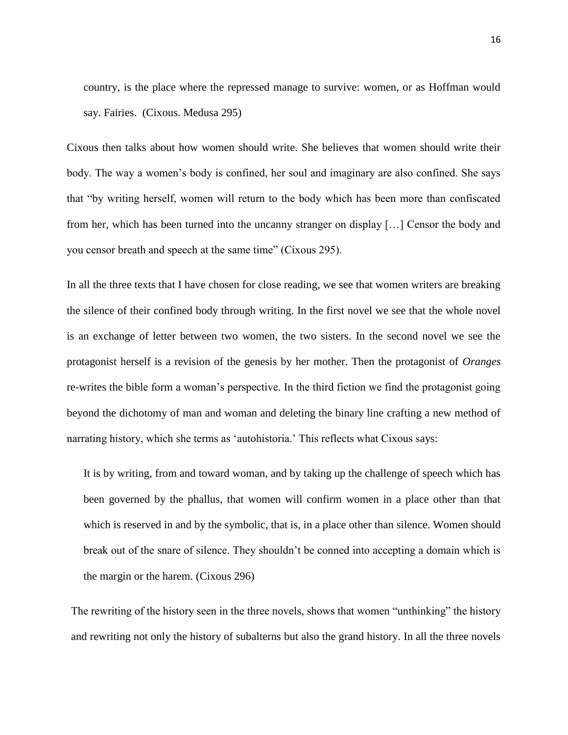> country, is the place where the repressed manage to survive: women, or as Hoffman would say. Fairies. (Cixous. Medusa 295)

Cixous then talks about how women should write. She believes that women should write their body. The way a women's body is confined, her soul and imaginary are also confined. She says that "by writing herself, women will return to the body which has been more than confiscated from her, which has been turned into the uncanny stranger on display […] Censor the body and you censor breath and speech at the same time" (Cixous 295).

In all the three texts that I have chosen for close reading, we see that women writers are breaking the silence of their confined body through writing. In the first novel we see that the whole novel is an exchange of letter between two women, the two sisters. In the second novel we see the protagonist herself is a revision of the genesis by her mother. Then the protagonist of *Oranges* re-writes the bible form a woman's perspective. In the third fiction we find the protagonist going beyond the dichotomy of man and woman and deleting the binary line crafting a new method of narrating history, which she terms as 'autohistoria.' This reflects what Cixous says:

> It is by writing, from and toward woman, and by taking up the challenge of speech which has been governed by the phallus, that women will confirm women in a place other than that which is reserved in and by the symbolic, that is, in a place other than silence. Women should break out of the snare of silence. They shouldn't be conned into accepting a domain which is the margin or the harem. (Cixous 296)

The rewriting of the history seen in the three novels, shows that women "unthinking" the history and rewriting not only the history of subalterns but also the grand history. In all the three novels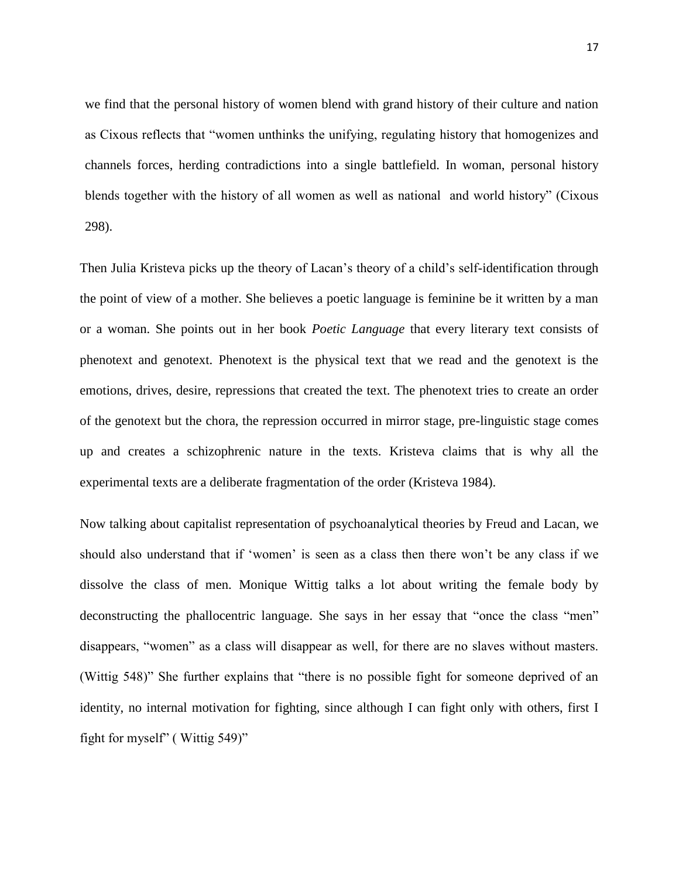we find that the personal history of women blend with grand history of their culture and nation as Cixous reflects that "women unthinks the unifying, regulating history that homogenizes and channels forces, herding contradictions into a single battlefield. In woman, personal history blends together with the history of all women as well as national and world history" (Cixous 298).

Then Julia Kristeva picks up the theory of Lacan's theory of a child's self-identification through the point of view of a mother. She believes a poetic language is feminine be it written by a man or a woman. She points out in her book *Poetic Language* that every literary text consists of phenotext and genotext. Phenotext is the physical text that we read and the genotext is the emotions, drives, desire, repressions that created the text. The phenotext tries to create an order of the genotext but the chora, the repression occurred in mirror stage, pre-linguistic stage comes up and creates a schizophrenic nature in the texts. Kristeva claims that is why all the experimental texts are a deliberate fragmentation of the order (Kristeva 1984).

Now talking about capitalist representation of psychoanalytical theories by Freud and Lacan, we should also understand that if 'women' is seen as a class then there won't be any class if we dissolve the class of men. Monique Wittig talks a lot about writing the female body by deconstructing the phallocentric language. She says in her essay that "once the class "men" disappears, "women" as a class will disappear as well, for there are no slaves without masters. (Wittig 548)" She further explains that "there is no possible fight for someone deprived of an identity, no internal motivation for fighting, since although I can fight only with others, first I fight for myself" ( Wittig 549)"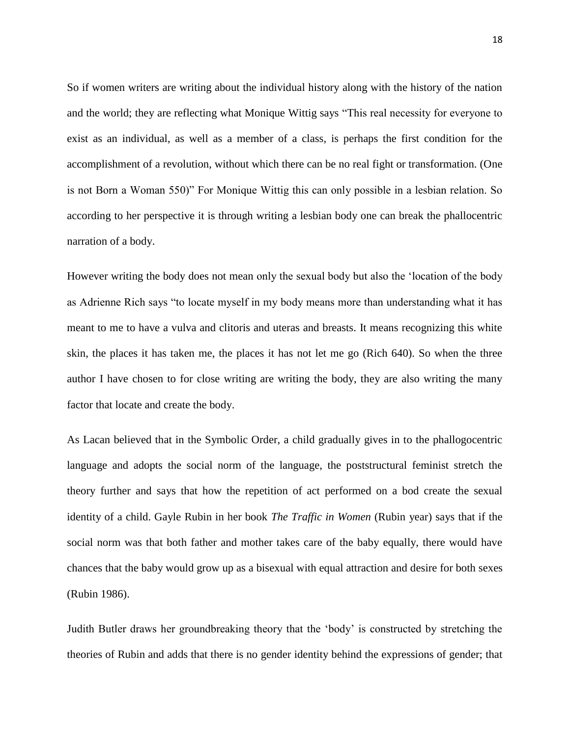So if women writers are writing about the individual history along with the history of the nation and the world; they are reflecting what Monique Wittig says “This real necessity for everyone to exist as an individual, as well as a member of a class, is perhaps the first condition for the accomplishment of a revolution, without which there can be no real fight or transformation. (One is not Born a Woman 550)” For Monique Wittig this can only possible in a lesbian relation. So according to her perspective it is through writing a lesbian body one can break the phallocentric narration of a body.

However writing the body does not mean only the sexual body but also the ‘location of the body as Adrienne Rich says “to locate myself in my body means more than understanding what it has meant to me to have a vulva and clitoris and uteras and breasts. It means recognizing this white skin, the places it has taken me, the places it has not let me go (Rich 640). So when the three author I have chosen to for close writing are writing the body, they are also writing the many factor that locate and create the body.

As Lacan believed that in the Symbolic Order, a child gradually gives in to the phallogocentric language and adopts the social norm of the language, the poststructural feminist stretch the theory further and says that how the repetition of act performed on a bod create the sexual identity of a child. Gayle Rubin in her book *The Traffic in Women* (Rubin year) says that if the social norm was that both father and mother takes care of the baby equally, there would have chances that the baby would grow up as a bisexual with equal attraction and desire for both sexes (Rubin 1986).

Judith Butler draws her groundbreaking theory that the ‘body’ is constructed by stretching the theories of Rubin and adds that there is no gender identity behind the expressions of gender; that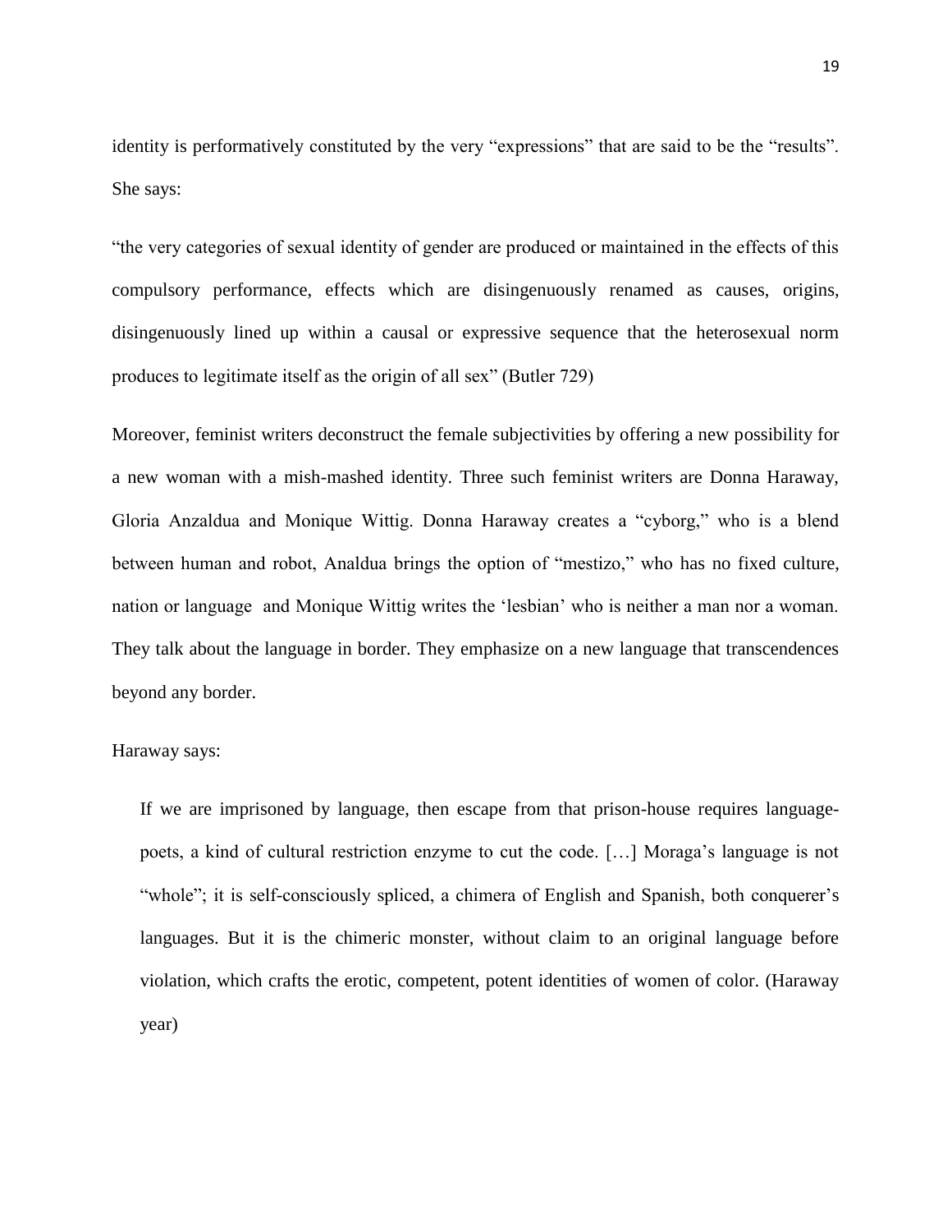identity is performatively constituted by the very "expressions" that are said to be the "results". She says:

"the very categories of sexual identity of gender are produced or maintained in the effects of this compulsory performance, effects which are disingenuously renamed as causes, origins, disingenuously lined up within a causal or expressive sequence that the heterosexual norm produces to legitimate itself as the origin of all sex" (Butler 729)

Moreover, feminist writers deconstruct the female subjectivities by offering a new possibility for a new woman with a mish-mashed identity. Three such feminist writers are Donna Haraway, Gloria Anzaldua and Monique Wittig. Donna Haraway creates a "cyborg," who is a blend between human and robot, Analdua brings the option of "mestizo," who has no fixed culture, nation or language and Monique Wittig writes the 'lesbian' who is neither a man nor a woman. They talk about the language in border. They emphasize on a new language that transcendences beyond any border.

Haraway says:

> If we are imprisoned by language, then escape from that prison-house requires language-poets, a kind of cultural restriction enzyme to cut the code. […] Moraga's language is not "whole"; it is self-consciously spliced, a chimera of English and Spanish, both conquerer's languages. But it is the chimeric monster, without claim to an original language before violation, which crafts the erotic, competent, potent identities of women of color. (Haraway year)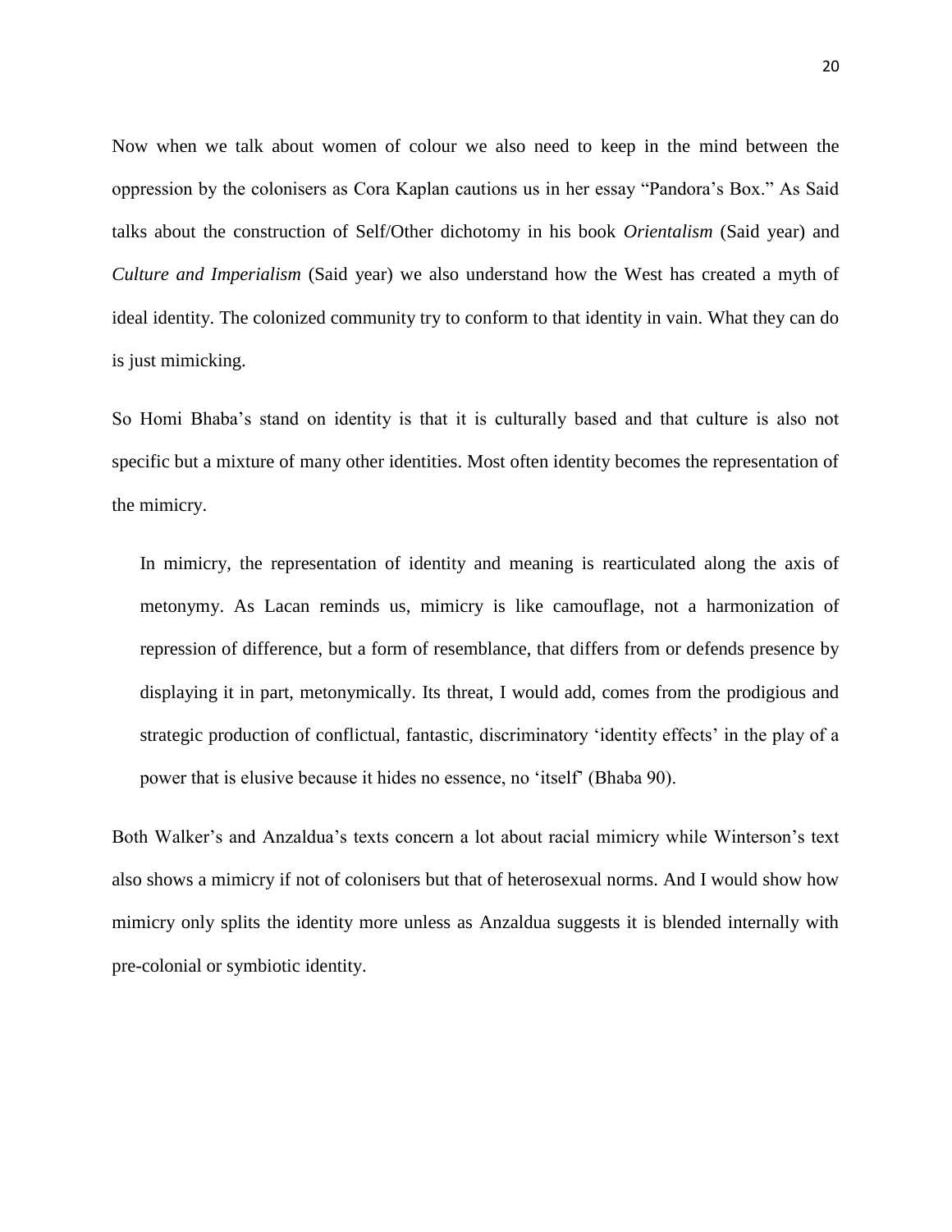Now when we talk about women of colour we also need to keep in the mind between the oppression by the colonisers as Cora Kaplan cautions us in her essay "Pandora's Box." As Said talks about the construction of Self/Other dichotomy in his book *Orientalism* (Said year) and *Culture and Imperialism* (Said year) we also understand how the West has created a myth of ideal identity. The colonized community try to conform to that identity in vain. What they can do is just mimicking.

So Homi Bhaba's stand on identity is that it is culturally based and that culture is also not specific but a mixture of many other identities. Most often identity becomes the representation of the mimicry.

> In mimicry, the representation of identity and meaning is rearticulated along the axis of metonymy. As Lacan reminds us, mimicry is like camouflage, not a harmonization of repression of difference, but a form of resemblance, that differs from or defends presence by displaying it in part, metonymically. Its threat, I would add, comes from the prodigious and strategic production of conflictual, fantastic, discriminatory 'identity effects' in the play of a power that is elusive because it hides no essence, no 'itself' (Bhaba 90).

Both Walker's and Anzaldua's texts concern a lot about racial mimicry while Winterson's text also shows a mimicry if not of colonisers but that of heterosexual norms. And I would show how mimicry only splits the identity more unless as Anzaldua suggests it is blended internally with pre-colonial or symbiotic identity.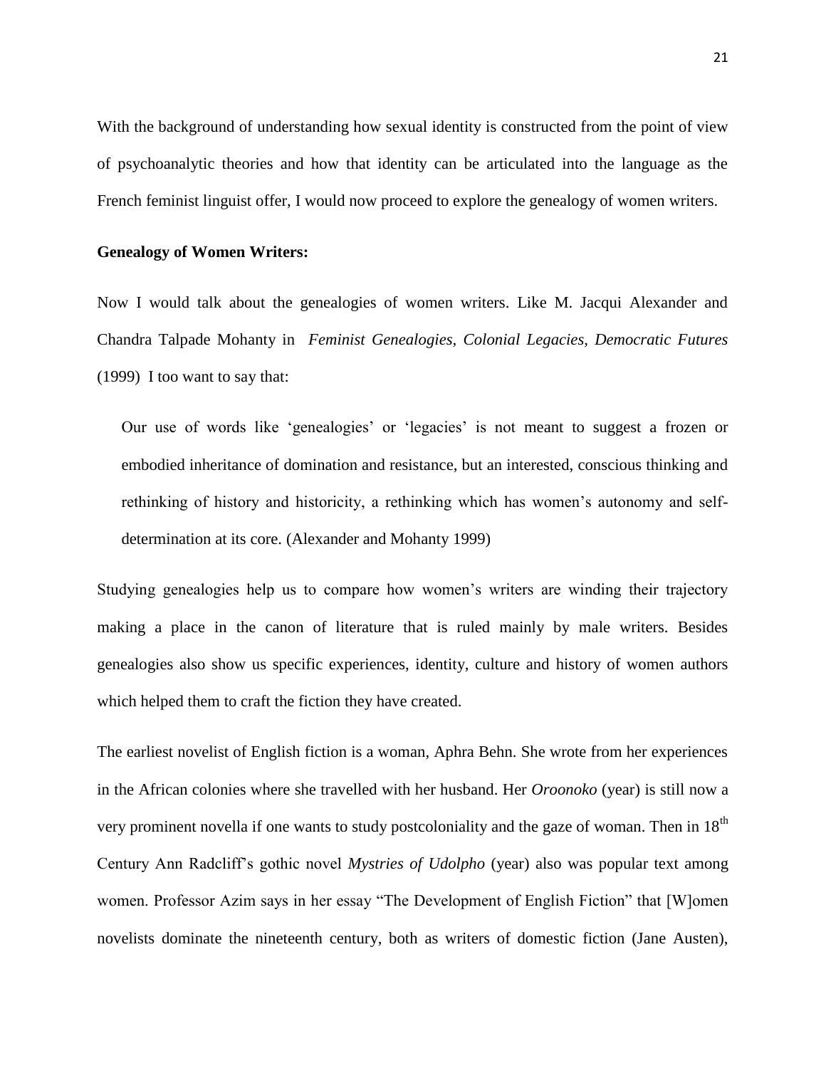With the background of understanding how sexual identity is constructed from the point of view of psychoanalytic theories and how that identity can be articulated into the language as the French feminist linguist offer, I would now proceed to explore the genealogy of women writers.

**Genealogy of Women Writers:**

Now I would talk about the genealogies of women writers. Like M. Jacqui Alexander and Chandra Talpade Mohanty in *Feminist Genealogies, Colonial Legacies, Democratic Futures* (1999) I too want to say that:

> Our use of words like 'genealogies' or 'legacies' is not meant to suggest a frozen or embodied inheritance of domination and resistance, but an interested, conscious thinking and rethinking of history and historicity, a rethinking which has women's autonomy and self-determination at its core. (Alexander and Mohanty 1999)

Studying genealogies help us to compare how women's writers are winding their trajectory making a place in the canon of literature that is ruled mainly by male writers. Besides genealogies also show us specific experiences, identity, culture and history of women authors which helped them to craft the fiction they have created.

The earliest novelist of English fiction is a woman, Aphra Behn. She wrote from her experiences in the African colonies where she travelled with her husband. Her *Oroonoko* (year) is still now a very prominent novella if one wants to study postcoloniality and the gaze of woman. Then in 18th Century Ann Radcliff's gothic novel *Mystries of Udolpho* (year) also was popular text among women. Professor Azim says in her essay "The Development of English Fiction" that [W]omen novelists dominate the nineteenth century, both as writers of domestic fiction (Jane Austen),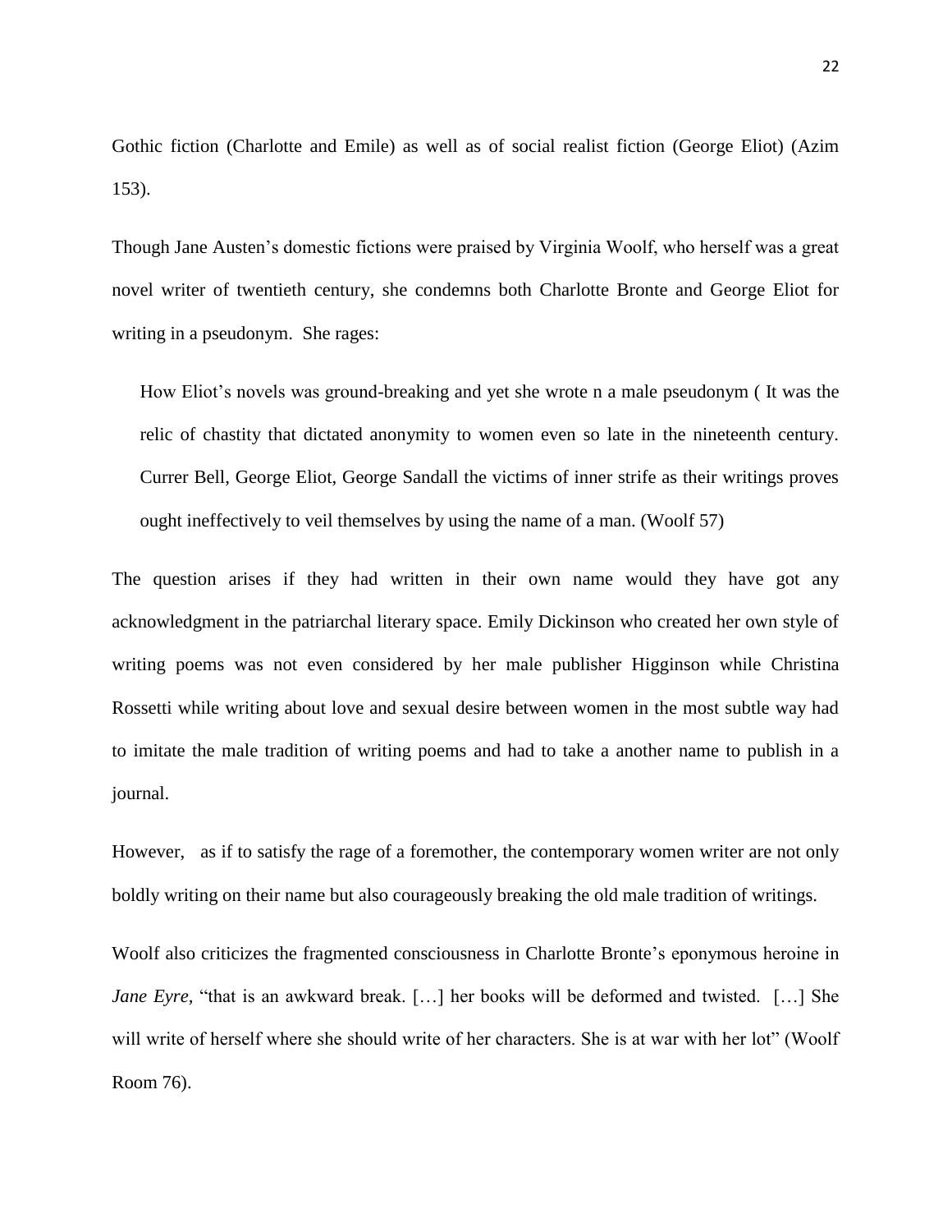Gothic fiction (Charlotte and Emile) as well as of social realist fiction (George Eliot) (Azim 153).

Though Jane Austen's domestic fictions were praised by Virginia Woolf, who herself was a great novel writer of twentieth century, she condemns both Charlotte Bronte and George Eliot for writing in a pseudonym. She rages:

> How Eliot's novels was ground-breaking and yet she wrote n a male pseudonym ( It was the relic of chastity that dictated anonymity to women even so late in the nineteenth century. Currer Bell, George Eliot, George Sandall the victims of inner strife as their writings proves ought ineffectively to veil themselves by using the name of a man. (Woolf 57)

The question arises if they had written in their own name would they have got any acknowledgment in the patriarchal literary space. Emily Dickinson who created her own style of writing poems was not even considered by her male publisher Higginson while Christina Rossetti while writing about love and sexual desire between women in the most subtle way had to imitate the male tradition of writing poems and had to take a another name to publish in a journal.

However, as if to satisfy the rage of a foremother, the contemporary women writer are not only boldly writing on their name but also courageously breaking the old male tradition of writings.

Woolf also criticizes the fragmented consciousness in Charlotte Bronte's eponymous heroine in *Jane Eyre*, "that is an awkward break. […] her books will be deformed and twisted. […] She will write of herself where she should write of her characters. She is at war with her lot" (Woolf Room 76).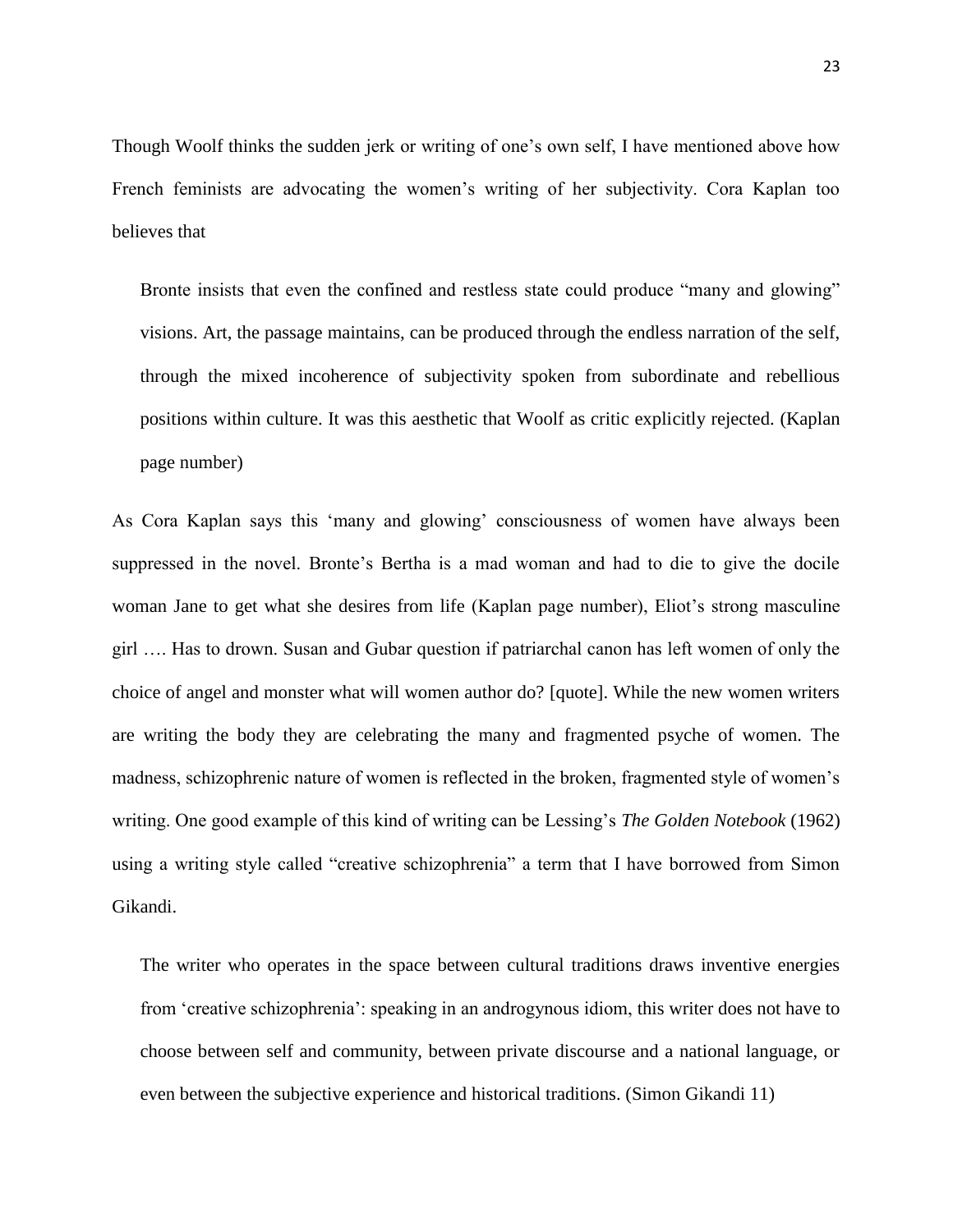Though Woolf thinks the sudden jerk or writing of one's own self, I have mentioned above how French feminists are advocating the women's writing of her subjectivity. Cora Kaplan too believes that

> Bronte insists that even the confined and restless state could produce "many and glowing" visions. Art, the passage maintains, can be produced through the endless narration of the self, through the mixed incoherence of subjectivity spoken from subordinate and rebellious positions within culture. It was this aesthetic that Woolf as critic explicitly rejected. (Kaplan page number)

As Cora Kaplan says this 'many and glowing' consciousness of women have always been suppressed in the novel. Bronte's Bertha is a mad woman and had to die to give the docile woman Jane to get what she desires from life (Kaplan page number), Eliot's strong masculine girl …. Has to drown. Susan and Gubar question if patriarchal canon has left women of only the choice of angel and monster what will women author do? [quote]. While the new women writers are writing the body they are celebrating the many and fragmented psyche of women. The madness, schizophrenic nature of women is reflected in the broken, fragmented style of women's writing. One good example of this kind of writing can be Lessing's *The Golden Notebook* (1962) using a writing style called "creative schizophrenia" a term that I have borrowed from Simon Gikandi.

> The writer who operates in the space between cultural traditions draws inventive energies from 'creative schizophrenia': speaking in an androgynous idiom, this writer does not have to choose between self and community, between private discourse and a national language, or even between the subjective experience and historical traditions. (Simon Gikandi 11)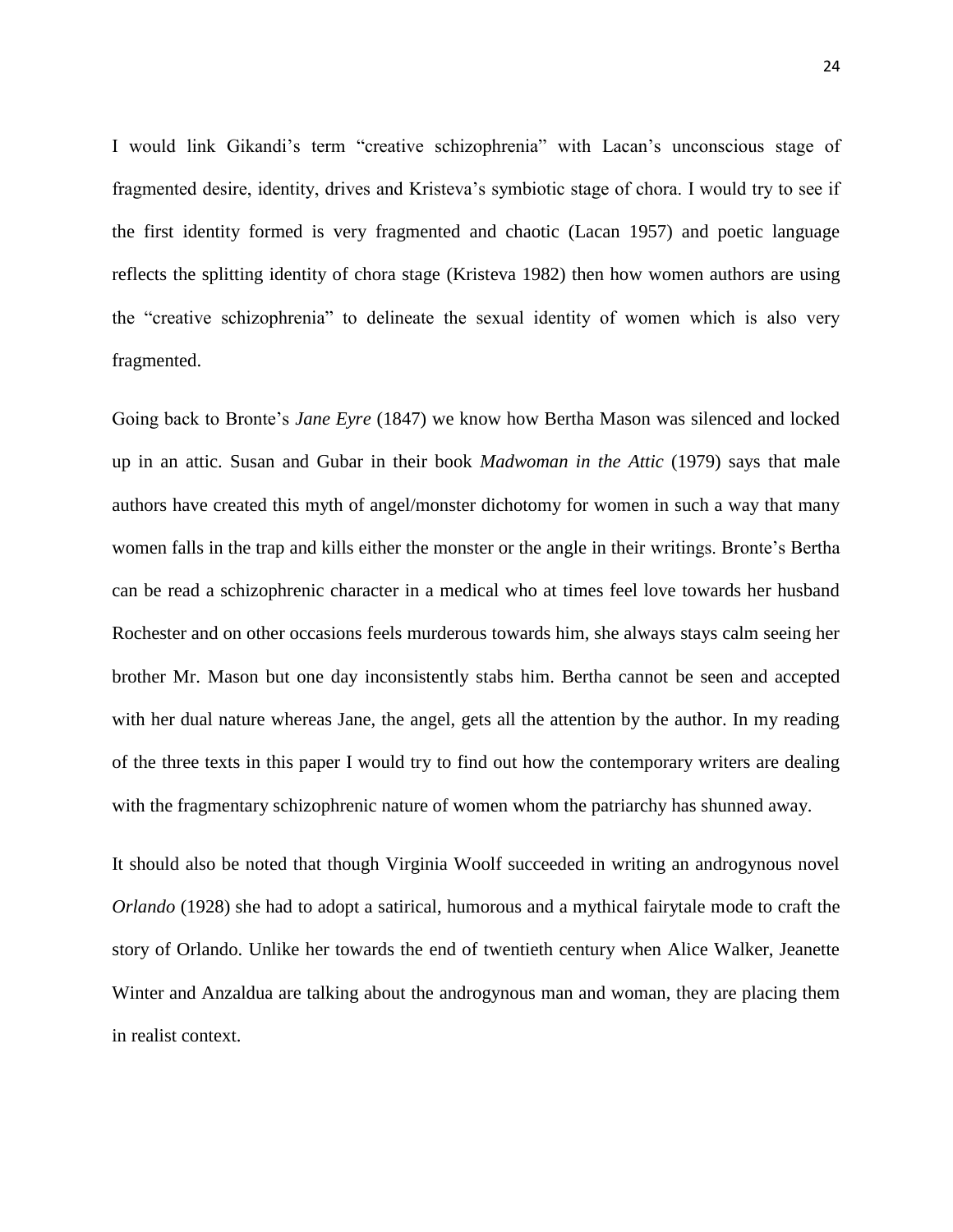I would link Gikandi's term "creative schizophrenia" with Lacan's unconscious stage of fragmented desire, identity, drives and Kristeva's symbiotic stage of chora. I would try to see if the first identity formed is very fragmented and chaotic (Lacan 1957) and poetic language reflects the splitting identity of chora stage (Kristeva 1982) then how women authors are using the "creative schizophrenia" to delineate the sexual identity of women which is also very fragmented.

Going back to Bronte's *Jane Eyre* (1847) we know how Bertha Mason was silenced and locked up in an attic. Susan and Gubar in their book *Madwoman in the Attic* (1979) says that male authors have created this myth of angel/monster dichotomy for women in such a way that many women falls in the trap and kills either the monster or the angle in their writings. Bronte's Bertha can be read a schizophrenic character in a medical who at times feel love towards her husband Rochester and on other occasions feels murderous towards him, she always stays calm seeing her brother Mr. Mason but one day inconsistently stabs him. Bertha cannot be seen and accepted with her dual nature whereas Jane, the angel, gets all the attention by the author. In my reading of the three texts in this paper I would try to find out how the contemporary writers are dealing with the fragmentary schizophrenic nature of women whom the patriarchy has shunned away.

It should also be noted that though Virginia Woolf succeeded in writing an androgynous novel *Orlando* (1928) she had to adopt a satirical, humorous and a mythical fairytale mode to craft the story of Orlando. Unlike her towards the end of twentieth century when Alice Walker, Jeanette Winter and Anzaldua are talking about the androgynous man and woman, they are placing them in realist context.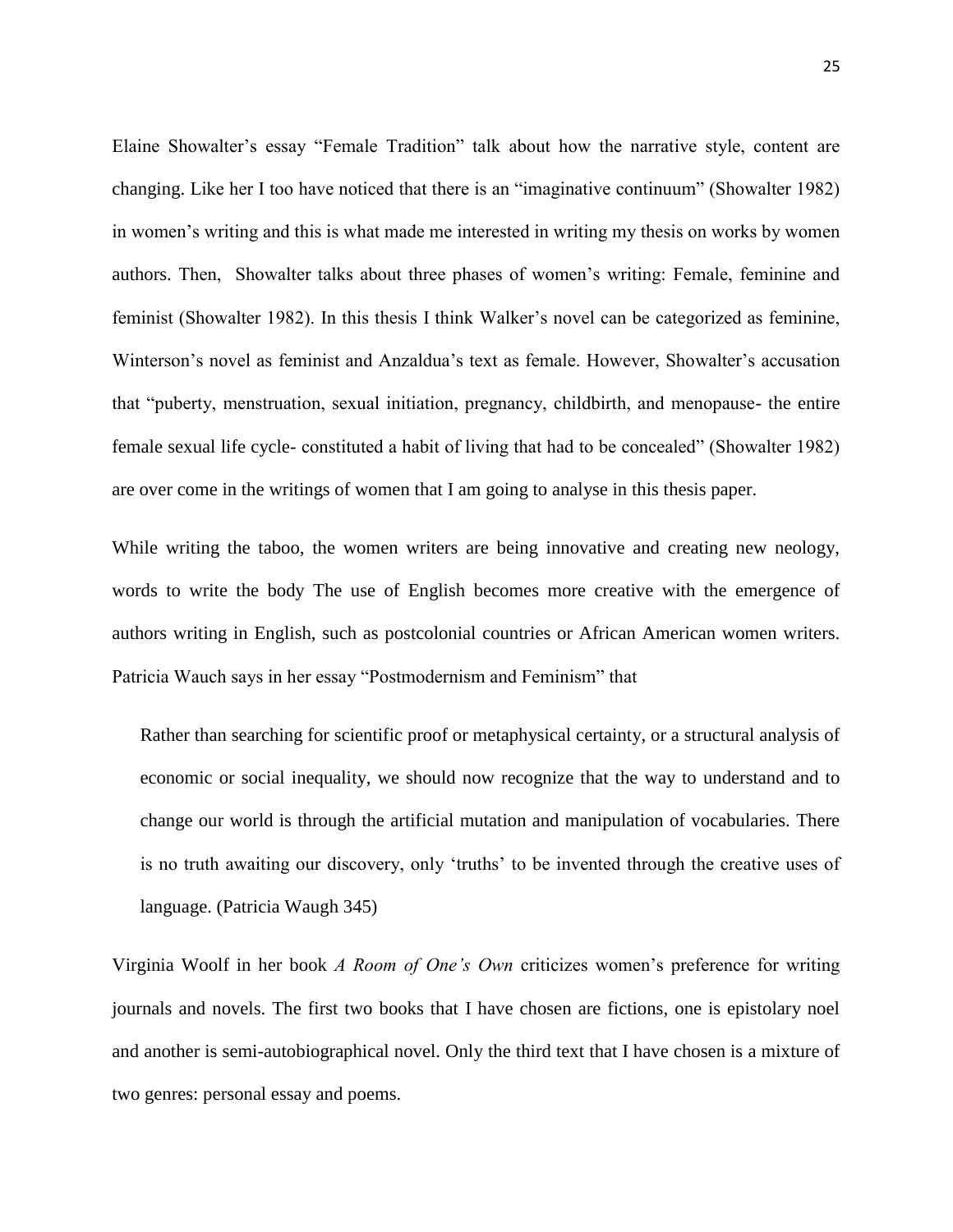Elaine Showalter's essay "Female Tradition" talk about how the narrative style, content are changing. Like her I too have noticed that there is an "imaginative continuum" (Showalter 1982) in women's writing and this is what made me interested in writing my thesis on works by women authors. Then, Showalter talks about three phases of women's writing: Female, feminine and feminist (Showalter 1982). In this thesis I think Walker's novel can be categorized as feminine, Winterson's novel as feminist and Anzaldua's text as female. However, Showalter's accusation that "puberty, menstruation, sexual initiation, pregnancy, childbirth, and menopause- the entire female sexual life cycle- constituted a habit of living that had to be concealed" (Showalter 1982) are over come in the writings of women that I am going to analyse in this thesis paper.

While writing the taboo, the women writers are being innovative and creating new neology, words to write the body The use of English becomes more creative with the emergence of authors writing in English, such as postcolonial countries or African American women writers. Patricia Wauch says in her essay "Postmodernism and Feminism" that

> Rather than searching for scientific proof or metaphysical certainty, or a structural analysis of economic or social inequality, we should now recognize that the way to understand and to change our world is through the artificial mutation and manipulation of vocabularies. There is no truth awaiting our discovery, only 'truths' to be invented through the creative uses of language. (Patricia Waugh 345)

Virginia Woolf in her book *A Room of One's Own* criticizes women's preference for writing journals and novels. The first two books that I have chosen are fictions, one is epistolary noel and another is semi-autobiographical novel. Only the third text that I have chosen is a mixture of two genres: personal essay and poems.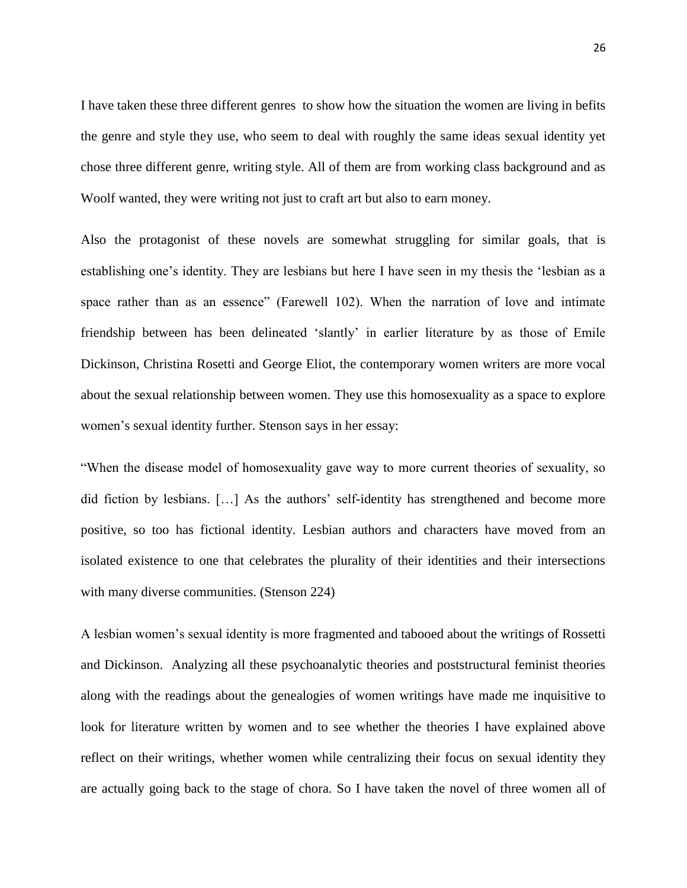I have taken these three different genres to show how the situation the women are living in befits the genre and style they use, who seem to deal with roughly the same ideas sexual identity yet chose three different genre, writing style. All of them are from working class background and as Woolf wanted, they were writing not just to craft art but also to earn money.

Also the protagonist of these novels are somewhat struggling for similar goals, that is establishing one's identity. They are lesbians but here I have seen in my thesis the 'lesbian as a space rather than as an essence" (Farewell 102). When the narration of love and intimate friendship between has been delineated 'slantly' in earlier literature by as those of Emile Dickinson, Christina Rosetti and George Eliot, the contemporary women writers are more vocal about the sexual relationship between women. They use this homosexuality as a space to explore women's sexual identity further. Stenson says in her essay:

"When the disease model of homosexuality gave way to more current theories of sexuality, so did fiction by lesbians. […] As the authors' self-identity has strengthened and become more positive, so too has fictional identity. Lesbian authors and characters have moved from an isolated existence to one that celebrates the plurality of their identities and their intersections with many diverse communities. (Stenson 224)

A lesbian women's sexual identity is more fragmented and tabooed about the writings of Rossetti and Dickinson. Analyzing all these psychoanalytic theories and poststructural feminist theories along with the readings about the genealogies of women writings have made me inquisitive to look for literature written by women and to see whether the theories I have explained above reflect on their writings, whether women while centralizing their focus on sexual identity they are actually going back to the stage of chora. So I have taken the novel of three women all of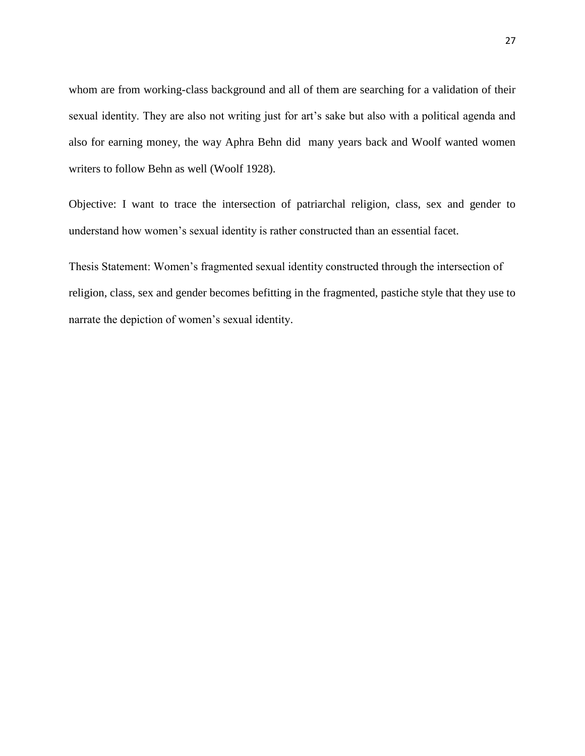whom are from working-class background and all of them are searching for a validation of their sexual identity. They are also not writing just for art's sake but also with a political agenda and also for earning money, the way Aphra Behn did many years back and Woolf wanted women writers to follow Behn as well (Woolf 1928).

Objective: I want to trace the intersection of patriarchal religion, class, sex and gender to understand how women's sexual identity is rather constructed than an essential facet.

Thesis Statement: Women's fragmented sexual identity constructed through the intersection of religion, class, sex and gender becomes befitting in the fragmented, pastiche style that they use to narrate the depiction of women's sexual identity.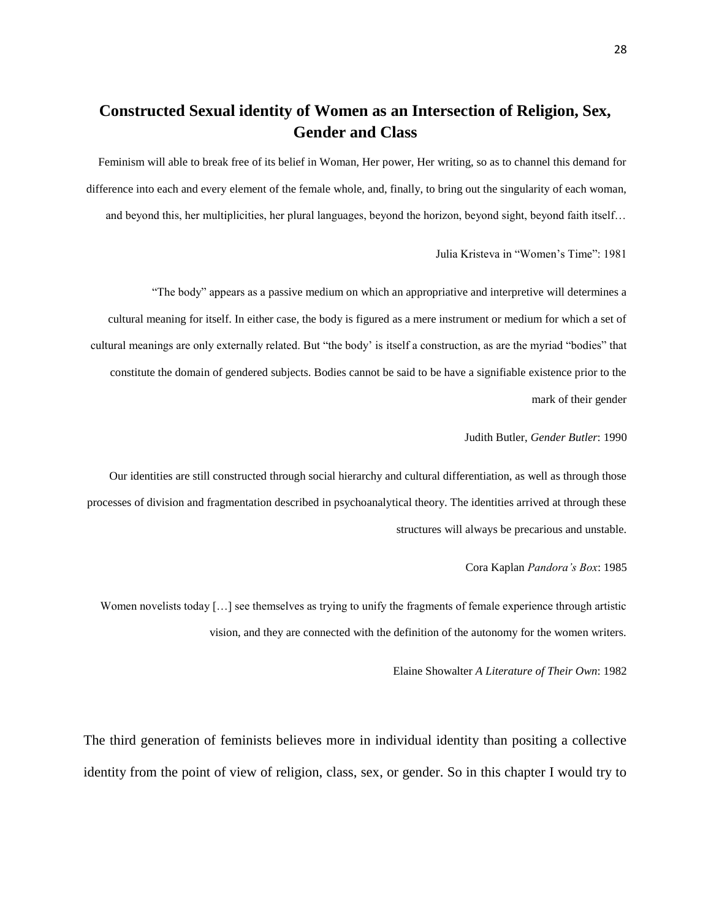## Constructed Sexual identity of Women as an Intersection of Religion, Sex, Gender and Class

Feminism will able to break free of its belief in Woman, Her power, Her writing, so as to channel this demand for difference into each and every element of the female whole, and, finally, to bring out the singularity of each woman, and beyond this, her multiplicities, her plural languages, beyond the horizon, beyond sight, beyond faith itself…

Julia Kristeva in "Women's Time": 1981

"The body" appears as a passive medium on which an appropriative and interpretive will determines a cultural meaning for itself. In either case, the body is figured as a mere instrument or medium for which a set of cultural meanings are only externally related. But "the body' is itself a construction, as are the myriad "bodies" that constitute the domain of gendered subjects. Bodies cannot be said to be have a signifiable existence prior to the mark of their gender

Judith Butler, *Gender Butler*: 1990

Our identities are still constructed through social hierarchy and cultural differentiation, as well as through those processes of division and fragmentation described in psychoanalytical theory. The identities arrived at through these structures will always be precarious and unstable.

Cora Kaplan *Pandora's Box*: 1985

Women novelists today […] see themselves as trying to unify the fragments of female experience through artistic vision, and they are connected with the definition of the autonomy for the women writers.

Elaine Showalter *A Literature of Their Own*: 1982

The third generation of feminists believes more in individual identity than positing a collective identity from the point of view of religion, class, sex, or gender. So in this chapter I would try to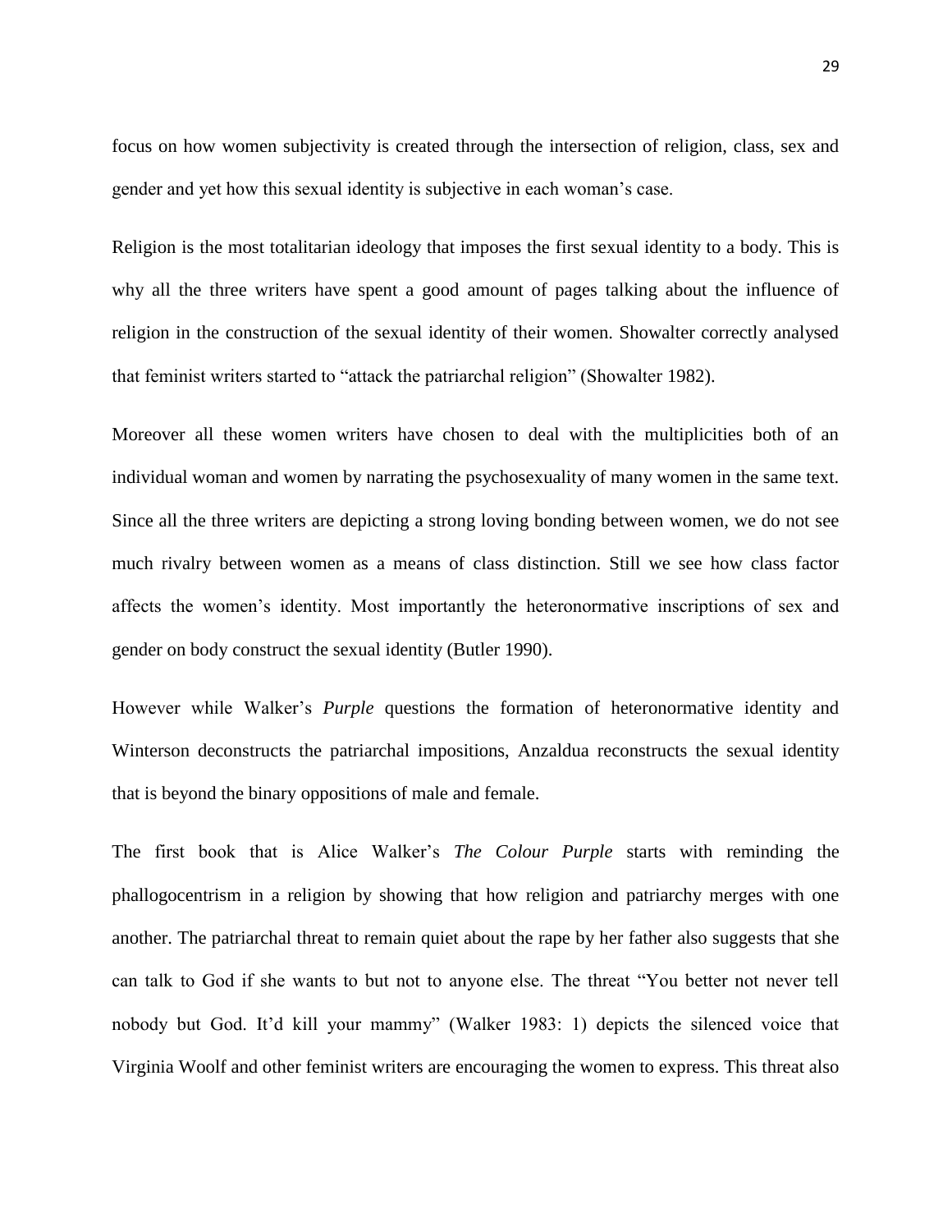focus on how women subjectivity is created through the intersection of religion, class, sex and gender and yet how this sexual identity is subjective in each woman's case.

Religion is the most totalitarian ideology that imposes the first sexual identity to a body. This is why all the three writers have spent a good amount of pages talking about the influence of religion in the construction of the sexual identity of their women. Showalter correctly analysed that feminist writers started to "attack the patriarchal religion" (Showalter 1982).

Moreover all these women writers have chosen to deal with the multiplicities both of an individual woman and women by narrating the psychosexuality of many women in the same text. Since all the three writers are depicting a strong loving bonding between women, we do not see much rivalry between women as a means of class distinction. Still we see how class factor affects the women's identity. Most importantly the heteronormative inscriptions of sex and gender on body construct the sexual identity (Butler 1990).

However while Walker's *Purple* questions the formation of heteronormative identity and Winterson deconstructs the patriarchal impositions, Anzaldua reconstructs the sexual identity that is beyond the binary oppositions of male and female.

The first book that is Alice Walker's *The Colour Purple* starts with reminding the phallogocentrism in a religion by showing that how religion and patriarchy merges with one another. The patriarchal threat to remain quiet about the rape by her father also suggests that she can talk to God if she wants to but not to anyone else. The threat "You better not never tell nobody but God. It'd kill your mammy" (Walker 1983: 1) depicts the silenced voice that Virginia Woolf and other feminist writers are encouraging the women to express. This threat also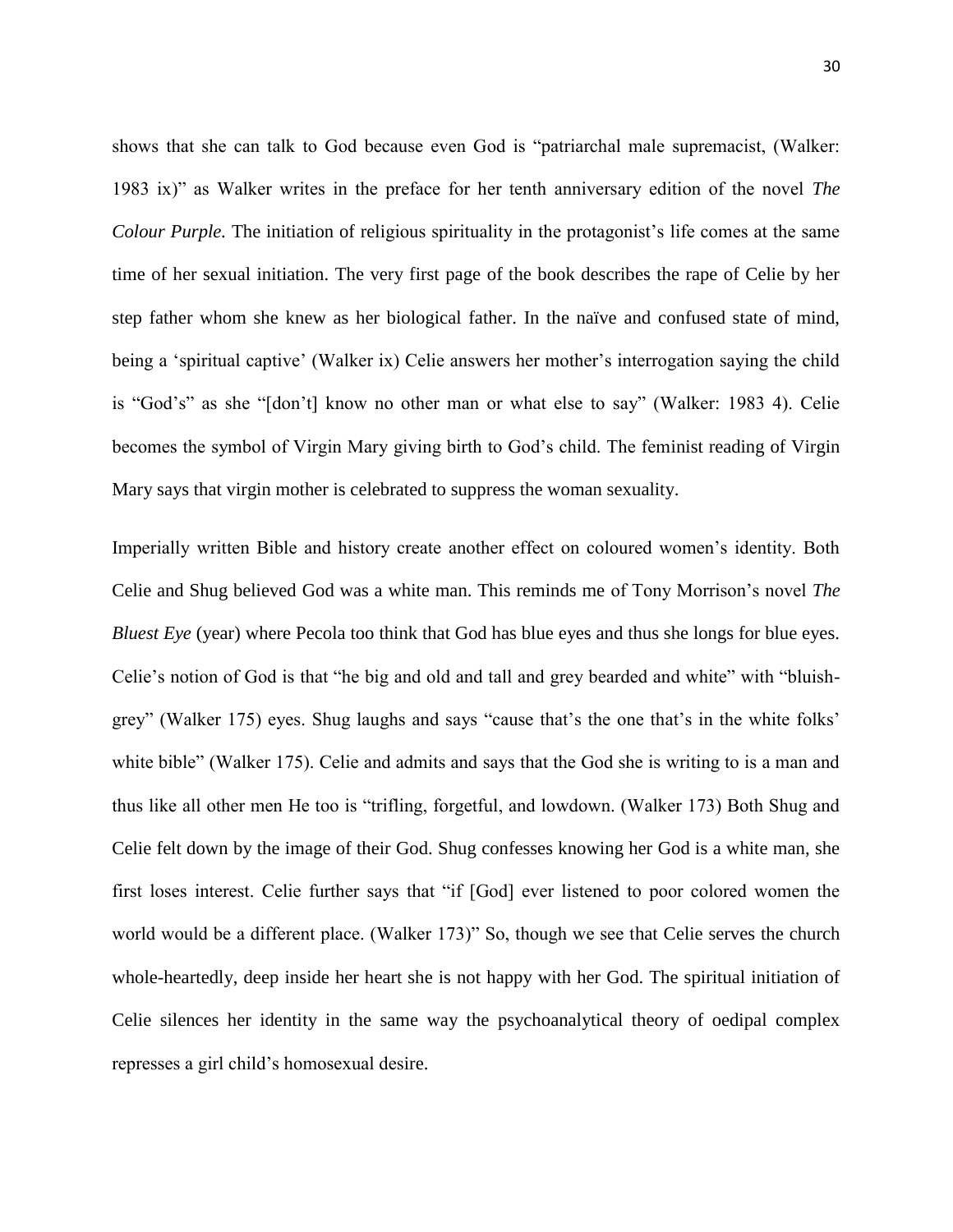shows that she can talk to God because even God is "patriarchal male supremacist, (Walker: 1983 ix)" as Walker writes in the preface for her tenth anniversary edition of the novel *The Colour Purple.* The initiation of religious spirituality in the protagonist's life comes at the same time of her sexual initiation. The very first page of the book describes the rape of Celie by her step father whom she knew as her biological father. In the naïve and confused state of mind, being a 'spiritual captive' (Walker ix) Celie answers her mother's interrogation saying the child is "God's" as she "[don't] know no other man or what else to say" (Walker: 1983 4). Celie becomes the symbol of Virgin Mary giving birth to God's child. The feminist reading of Virgin Mary says that virgin mother is celebrated to suppress the woman sexuality.

Imperially written Bible and history create another effect on coloured women's identity. Both Celie and Shug believed God was a white man. This reminds me of Tony Morrison's novel *The Bluest Eye* (year) where Pecola too think that God has blue eyes and thus she longs for blue eyes. Celie's notion of God is that "he big and old and tall and grey bearded and white" with "bluish-grey" (Walker 175) eyes. Shug laughs and says "cause that's the one that's in the white folks' white bible" (Walker 175). Celie and admits and says that the God she is writing to is a man and thus like all other men He too is "trifling, forgetful, and lowdown. (Walker 173) Both Shug and Celie felt down by the image of their God. Shug confesses knowing her God is a white man, she first loses interest. Celie further says that "if [God] ever listened to poor colored women the world would be a different place. (Walker 173)" So, though we see that Celie serves the church whole-heartedly, deep inside her heart she is not happy with her God. The spiritual initiation of Celie silences her identity in the same way the psychoanalytical theory of oedipal complex represses a girl child's homosexual desire.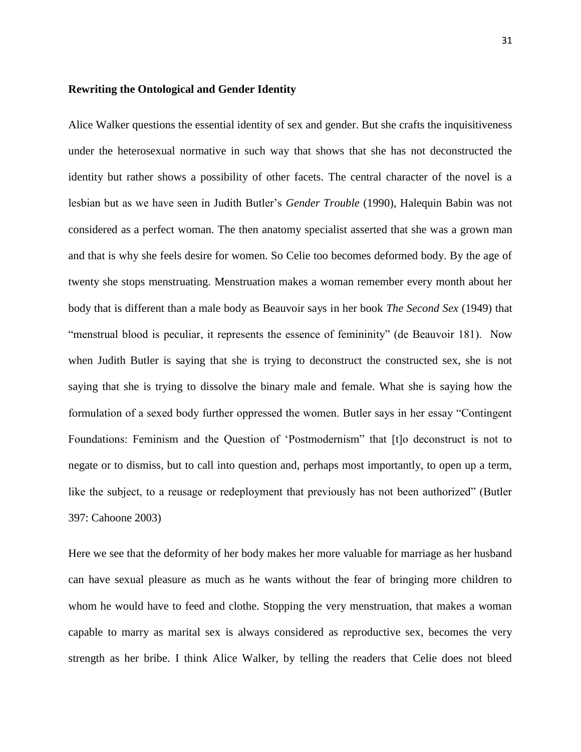**Rewriting the Ontological and Gender Identity**

Alice Walker questions the essential identity of sex and gender. But she crafts the inquisitiveness under the heterosexual normative in such way that shows that she has not deconstructed the identity but rather shows a possibility of other facets. The central character of the novel is a lesbian but as we have seen in Judith Butler's *Gender Trouble* (1990), Halequin Babin was not considered as a perfect woman. The then anatomy specialist asserted that she was a grown man and that is why she feels desire for women. So Celie too becomes deformed body. By the age of twenty she stops menstruating. Menstruation makes a woman remember every month about her body that is different than a male body as Beauvoir says in her book *The Second Sex* (1949) that "menstrual blood is peculiar, it represents the essence of femininity" (de Beauvoir 181). Now when Judith Butler is saying that she is trying to deconstruct the constructed sex, she is not saying that she is trying to dissolve the binary male and female. What she is saying how the formulation of a sexed body further oppressed the women. Butler says in her essay "Contingent Foundations: Feminism and the Question of 'Postmodernism" that [t]o deconstruct is not to negate or to dismiss, but to call into question and, perhaps most importantly, to open up a term, like the subject, to a reusage or redeployment that previously has not been authorized" (Butler 397: Cahoone 2003)

Here we see that the deformity of her body makes her more valuable for marriage as her husband can have sexual pleasure as much as he wants without the fear of bringing more children to whom he would have to feed and clothe. Stopping the very menstruation, that makes a woman capable to marry as marital sex is always considered as reproductive sex, becomes the very strength as her bribe. I think Alice Walker, by telling the readers that Celie does not bleed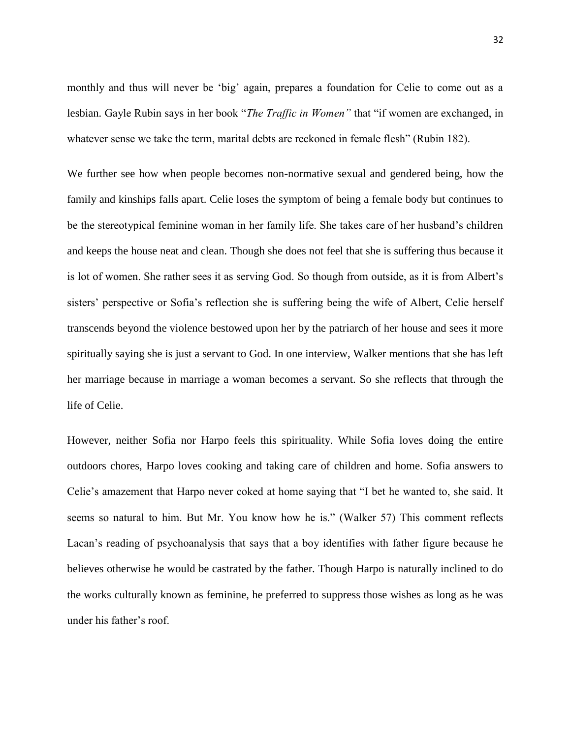monthly and thus will never be 'big' again, prepares a foundation for Celie to come out as a lesbian. Gayle Rubin says in her book "*The Traffic in Women"* that "if women are exchanged, in whatever sense we take the term, marital debts are reckoned in female flesh" (Rubin 182).

We further see how when people becomes non-normative sexual and gendered being, how the family and kinships falls apart. Celie loses the symptom of being a female body but continues to be the stereotypical feminine woman in her family life. She takes care of her husband's children and keeps the house neat and clean. Though she does not feel that she is suffering thus because it is lot of women. She rather sees it as serving God. So though from outside, as it is from Albert's sisters' perspective or Sofia's reflection she is suffering being the wife of Albert, Celie herself transcends beyond the violence bestowed upon her by the patriarch of her house and sees it more spiritually saying she is just a servant to God. In one interview, Walker mentions that she has left her marriage because in marriage a woman becomes a servant. So she reflects that through the life of Celie.

However, neither Sofia nor Harpo feels this spirituality. While Sofia loves doing the entire outdoors chores, Harpo loves cooking and taking care of children and home. Sofia answers to Celie's amazement that Harpo never coked at home saying that "I bet he wanted to, she said. It seems so natural to him. But Mr. You know how he is." (Walker 57) This comment reflects Lacan's reading of psychoanalysis that says that a boy identifies with father figure because he believes otherwise he would be castrated by the father. Though Harpo is naturally inclined to do the works culturally known as feminine, he preferred to suppress those wishes as long as he was under his father's roof.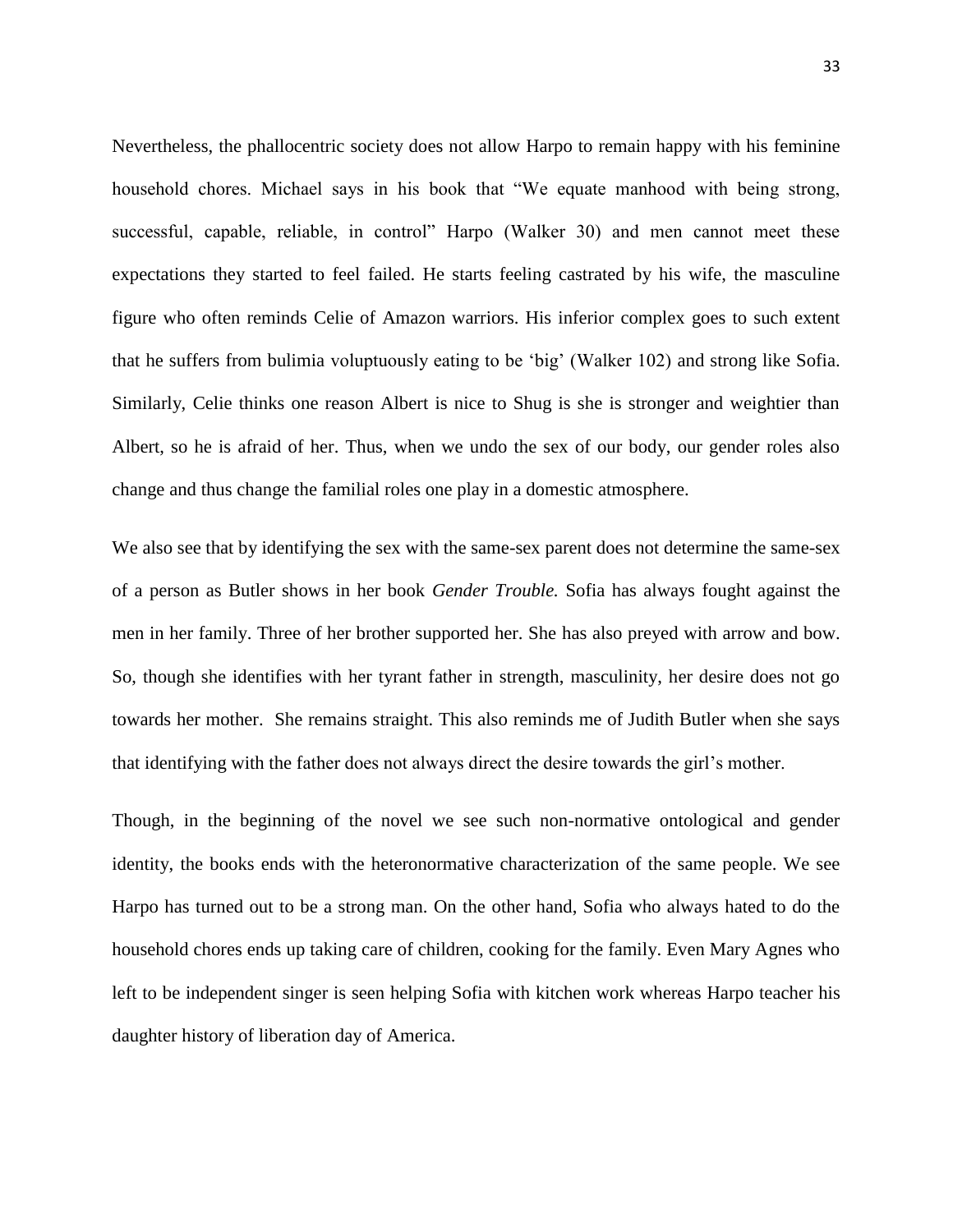Nevertheless, the phallocentric society does not allow Harpo to remain happy with his feminine household chores. Michael says in his book that "We equate manhood with being strong, successful, capable, reliable, in control" Harpo (Walker 30) and men cannot meet these expectations they started to feel failed. He starts feeling castrated by his wife, the masculine figure who often reminds Celie of Amazon warriors. His inferior complex goes to such extent that he suffers from bulimia voluptuously eating to be 'big' (Walker 102) and strong like Sofia. Similarly, Celie thinks one reason Albert is nice to Shug is she is stronger and weightier than Albert, so he is afraid of her. Thus, when we undo the sex of our body, our gender roles also change and thus change the familial roles one play in a domestic atmosphere.

We also see that by identifying the sex with the same-sex parent does not determine the same-sex of a person as Butler shows in her book *Gender Trouble.* Sofia has always fought against the men in her family. Three of her brother supported her. She has also preyed with arrow and bow. So, though she identifies with her tyrant father in strength, masculinity, her desire does not go towards her mother. She remains straight. This also reminds me of Judith Butler when she says that identifying with the father does not always direct the desire towards the girl's mother.

Though, in the beginning of the novel we see such non-normative ontological and gender identity, the books ends with the heteronormative characterization of the same people. We see Harpo has turned out to be a strong man. On the other hand, Sofia who always hated to do the household chores ends up taking care of children, cooking for the family. Even Mary Agnes who left to be independent singer is seen helping Sofia with kitchen work whereas Harpo teacher his daughter history of liberation day of America.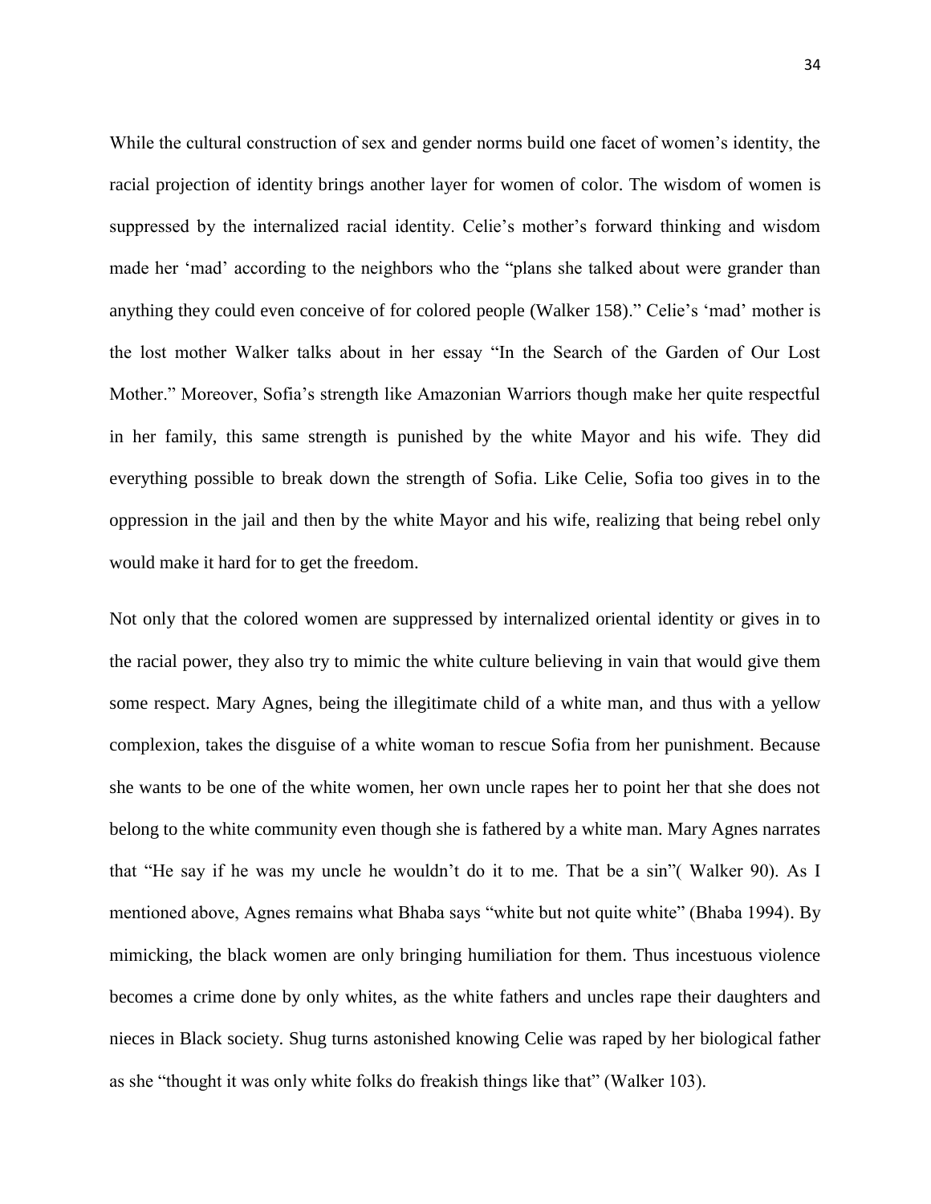While the cultural construction of sex and gender norms build one facet of women's identity, the racial projection of identity brings another layer for women of color. The wisdom of women is suppressed by the internalized racial identity. Celie's mother's forward thinking and wisdom made her 'mad' according to the neighbors who the "plans she talked about were grander than anything they could even conceive of for colored people (Walker 158)." Celie's 'mad' mother is the lost mother Walker talks about in her essay "In the Search of the Garden of Our Lost Mother." Moreover, Sofia's strength like Amazonian Warriors though make her quite respectful in her family, this same strength is punished by the white Mayor and his wife. They did everything possible to break down the strength of Sofia. Like Celie, Sofia too gives in to the oppression in the jail and then by the white Mayor and his wife, realizing that being rebel only would make it hard for to get the freedom.

Not only that the colored women are suppressed by internalized oriental identity or gives in to the racial power, they also try to mimic the white culture believing in vain that would give them some respect. Mary Agnes, being the illegitimate child of a white man, and thus with a yellow complexion, takes the disguise of a white woman to rescue Sofia from her punishment. Because she wants to be one of the white women, her own uncle rapes her to point her that she does not belong to the white community even though she is fathered by a white man. Mary Agnes narrates that "He say if he was my uncle he wouldn't do it to me. That be a sin"( Walker 90). As I mentioned above, Agnes remains what Bhaba says "white but not quite white" (Bhaba 1994). By mimicking, the black women are only bringing humiliation for them. Thus incestuous violence becomes a crime done by only whites, as the white fathers and uncles rape their daughters and nieces in Black society. Shug turns astonished knowing Celie was raped by her biological father as she "thought it was only white folks do freakish things like that" (Walker 103).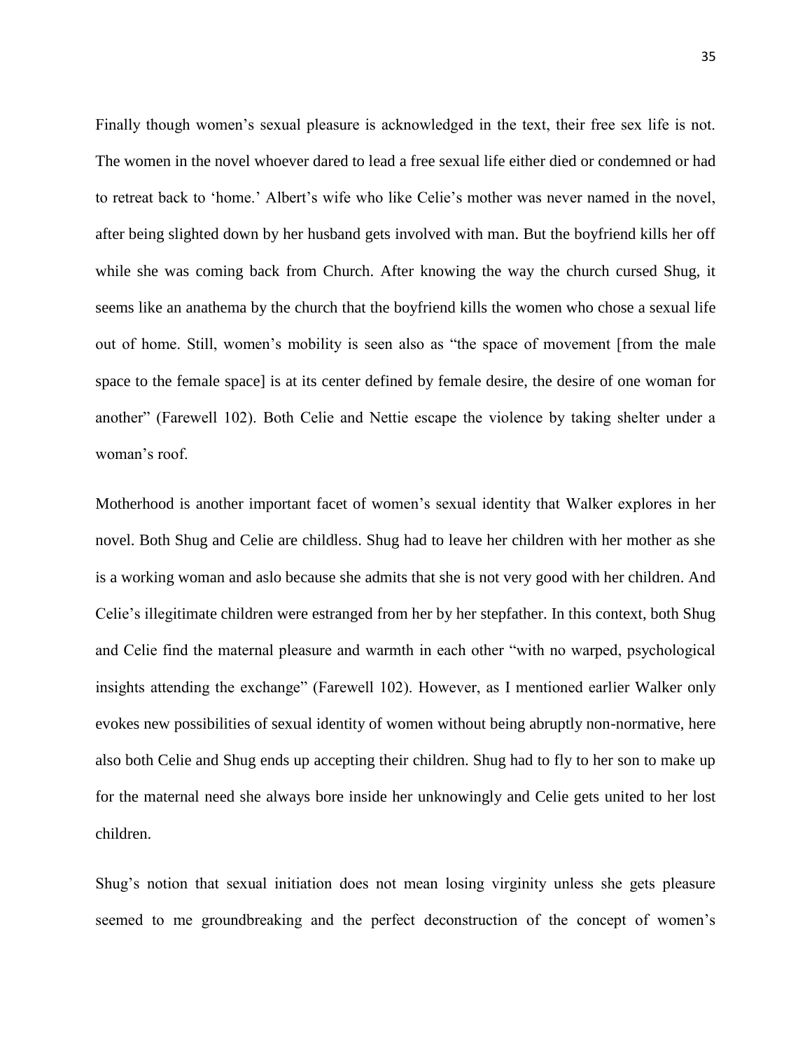Finally though women's sexual pleasure is acknowledged in the text, their free sex life is not. The women in the novel whoever dared to lead a free sexual life either died or condemned or had to retreat back to 'home.' Albert's wife who like Celie's mother was never named in the novel, after being slighted down by her husband gets involved with man. But the boyfriend kills her off while she was coming back from Church. After knowing the way the church cursed Shug, it seems like an anathema by the church that the boyfriend kills the women who chose a sexual life out of home. Still, women's mobility is seen also as "the space of movement [from the male space to the female space] is at its center defined by female desire, the desire of one woman for another" (Farewell 102). Both Celie and Nettie escape the violence by taking shelter under a woman's roof.

Motherhood is another important facet of women's sexual identity that Walker explores in her novel. Both Shug and Celie are childless. Shug had to leave her children with her mother as she is a working woman and aslo because she admits that she is not very good with her children. And Celie's illegitimate children were estranged from her by her stepfather. In this context, both Shug and Celie find the maternal pleasure and warmth in each other "with no warped, psychological insights attending the exchange" (Farewell 102). However, as I mentioned earlier Walker only evokes new possibilities of sexual identity of women without being abruptly non-normative, here also both Celie and Shug ends up accepting their children. Shug had to fly to her son to make up for the maternal need she always bore inside her unknowingly and Celie gets united to her lost children.

Shug's notion that sexual initiation does not mean losing virginity unless she gets pleasure seemed to me groundbreaking and the perfect deconstruction of the concept of women's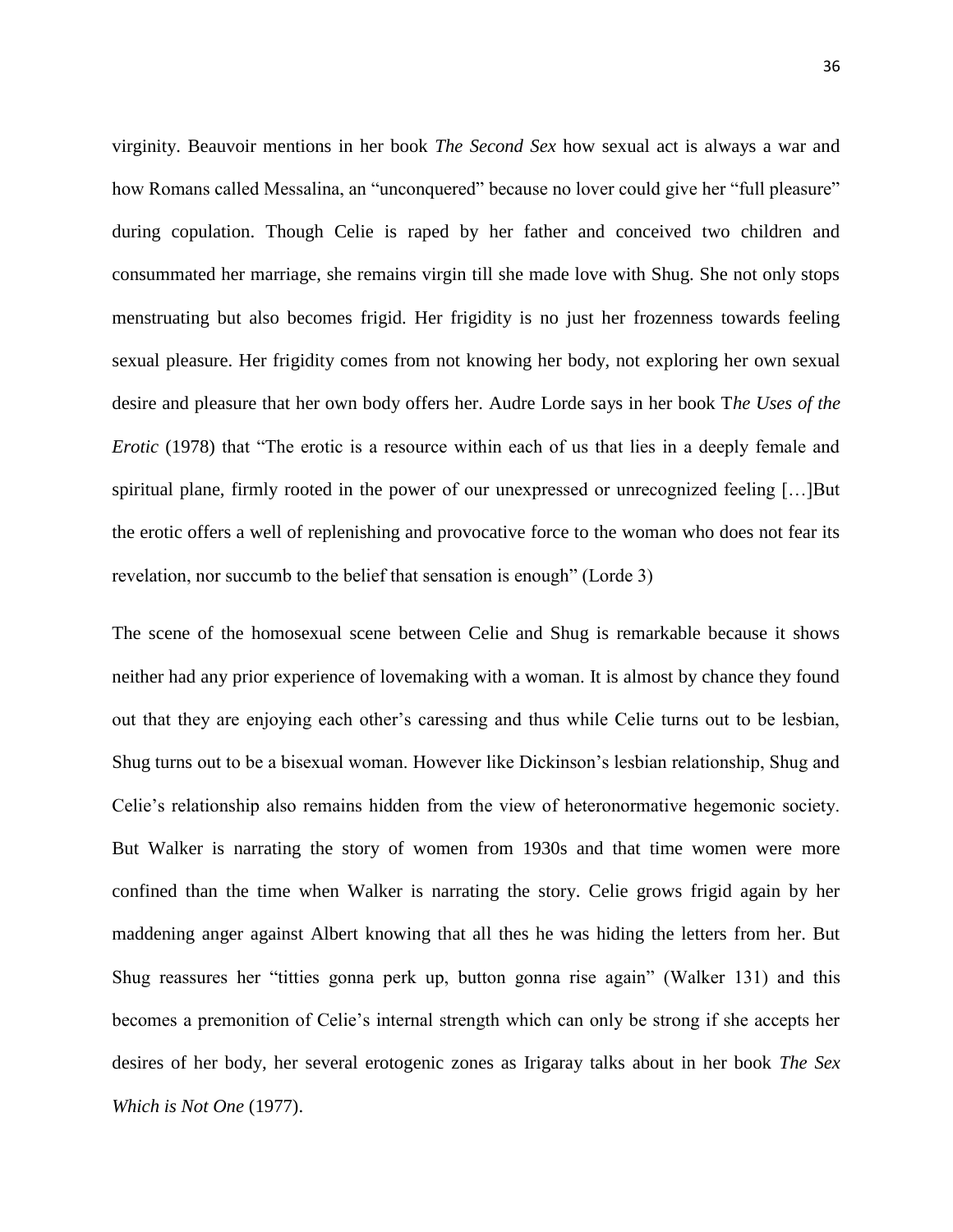virginity. Beauvoir mentions in her book *The Second Sex* how sexual act is always a war and how Romans called Messalina, an "unconquered" because no lover could give her "full pleasure" during copulation. Though Celie is raped by her father and conceived two children and consummated her marriage, she remains virgin till she made love with Shug. She not only stops menstruating but also becomes frigid. Her frigidity is no just her frozenness towards feeling sexual pleasure. Her frigidity comes from not knowing her body, not exploring her own sexual desire and pleasure that her own body offers her. Audre Lorde says in her book T*he Uses of the Erotic* (1978) that "The erotic is a resource within each of us that lies in a deeply female and spiritual plane, firmly rooted in the power of our unexpressed or unrecognized feeling […]But the erotic offers a well of replenishing and provocative force to the woman who does not fear its revelation, nor succumb to the belief that sensation is enough" (Lorde 3)

The scene of the homosexual scene between Celie and Shug is remarkable because it shows neither had any prior experience of lovemaking with a woman. It is almost by chance they found out that they are enjoying each other's caressing and thus while Celie turns out to be lesbian, Shug turns out to be a bisexual woman. However like Dickinson's lesbian relationship, Shug and Celie's relationship also remains hidden from the view of heteronormative hegemonic society. But Walker is narrating the story of women from 1930s and that time women were more confined than the time when Walker is narrating the story. Celie grows frigid again by her maddening anger against Albert knowing that all thes he was hiding the letters from her. But Shug reassures her "titties gonna perk up, button gonna rise again" (Walker 131) and this becomes a premonition of Celie's internal strength which can only be strong if she accepts her desires of her body, her several erotogenic zones as Irigaray talks about in her book *The Sex Which is Not One* (1977).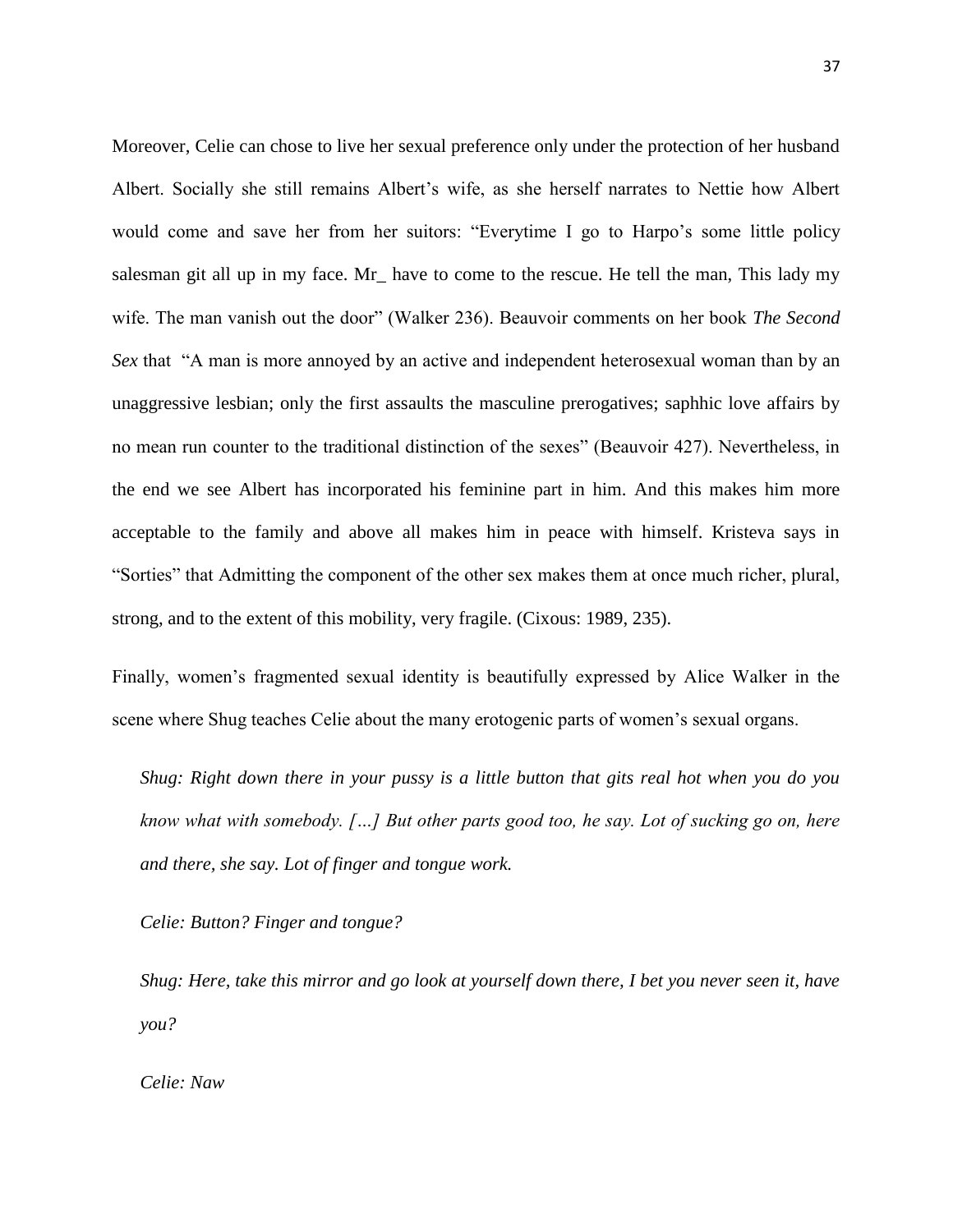Moreover, Celie can chose to live her sexual preference only under the protection of her husband Albert. Socially she still remains Albert's wife, as she herself narrates to Nettie how Albert would come and save her from her suitors: "Everytime I go to Harpo's some little policy salesman git all up in my face. Mr_ have to come to the rescue. He tell the man, This lady my wife. The man vanish out the door" (Walker 236). Beauvoir comments on her book *The Second Sex* that "A man is more annoyed by an active and independent heterosexual woman than by an unaggressive lesbian; only the first assaults the masculine prerogatives; saphhic love affairs by no mean run counter to the traditional distinction of the sexes" (Beauvoir 427). Nevertheless, in the end we see Albert has incorporated his feminine part in him. And this makes him more acceptable to the family and above all makes him in peace with himself. Kristeva says in "Sorties" that Admitting the component of the other sex makes them at once much richer, plural, strong, and to the extent of this mobility, very fragile. (Cixous: 1989, 235).

Finally, women's fragmented sexual identity is beautifully expressed by Alice Walker in the scene where Shug teaches Celie about the many erotogenic parts of women's sexual organs.

*Shug: Right down there in your pussy is a little button that gits real hot when you do you know what with somebody. […] But other parts good too, he say. Lot of sucking go on, here and there, she say. Lot of finger and tongue work.*

*Celie: Button? Finger and tongue?*

*Shug: Here, take this mirror and go look at yourself down there, I bet you never seen it, have you?*

*Celie: Naw*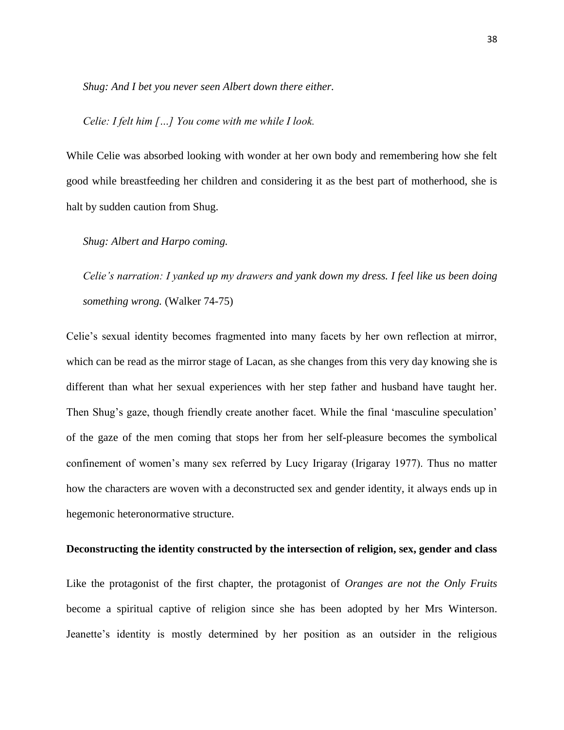*Shug: And I bet you never seen Albert down there either.*

*Celie: I felt him […] You come with me while I look.*

While Celie was absorbed looking with wonder at her own body and remembering how she felt good while breastfeeding her children and considering it as the best part of motherhood, she is halt by sudden caution from Shug.

*Shug: Albert and Harpo coming.*

*Celie's narration: I yanked up my drawers and yank down my dress. I feel like us been doing something wrong.* (Walker 74-75)

Celie's sexual identity becomes fragmented into many facets by her own reflection at mirror, which can be read as the mirror stage of Lacan, as she changes from this very day knowing she is different than what her sexual experiences with her step father and husband have taught her. Then Shug's gaze, though friendly create another facet. While the final 'masculine speculation' of the gaze of the men coming that stops her from her self-pleasure becomes the symbolical confinement of women's many sex referred by Lucy Irigaray (Irigaray 1977). Thus no matter how the characters are woven with a deconstructed sex and gender identity, it always ends up in hegemonic heteronormative structure.

**Deconstructing the identity constructed by the intersection of religion, sex, gender and class**

Like the protagonist of the first chapter, the protagonist of *Oranges are not the Only Fruits* become a spiritual captive of religion since she has been adopted by her Mrs Winterson. Jeanette's identity is mostly determined by her position as an outsider in the religious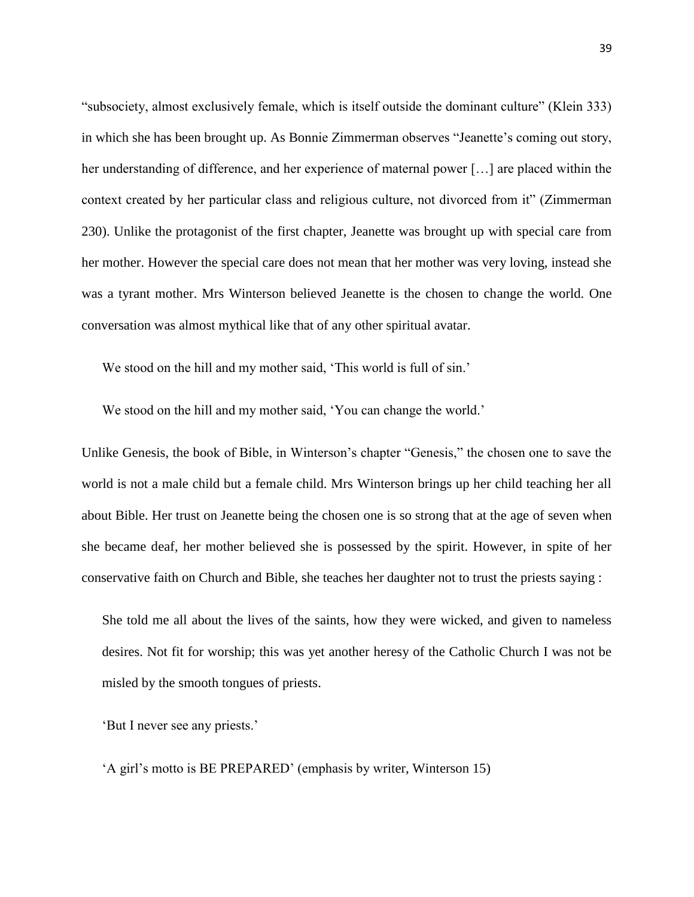"subsociety, almost exclusively female, which is itself outside the dominant culture" (Klein 333) in which she has been brought up. As Bonnie Zimmerman observes "Jeanette's coming out story, her understanding of difference, and her experience of maternal power […] are placed within the context created by her particular class and religious culture, not divorced from it" (Zimmerman 230). Unlike the protagonist of the first chapter, Jeanette was brought up with special care from her mother. However the special care does not mean that her mother was very loving, instead she was a tyrant mother. Mrs Winterson believed Jeanette is the chosen to change the world. One conversation was almost mythical like that of any other spiritual avatar.

> We stood on the hill and my mother said, 'This world is full of sin.'
>
> We stood on the hill and my mother said, 'You can change the world.'

Unlike Genesis, the book of Bible, in Winterson's chapter "Genesis," the chosen one to save the world is not a male child but a female child. Mrs Winterson brings up her child teaching her all about Bible. Her trust on Jeanette being the chosen one is so strong that at the age of seven when she became deaf, her mother believed she is possessed by the spirit. However, in spite of her conservative faith on Church and Bible, she teaches her daughter not to trust the priests saying :

> She told me all about the lives of the saints, how they were wicked, and given to nameless desires. Not fit for worship; this was yet another heresy of the Catholic Church I was not be misled by the smooth tongues of priests.
>
> 'But I never see any priests.'
>
> 'A girl's motto is BE PREPARED' (emphasis by writer, Winterson 15)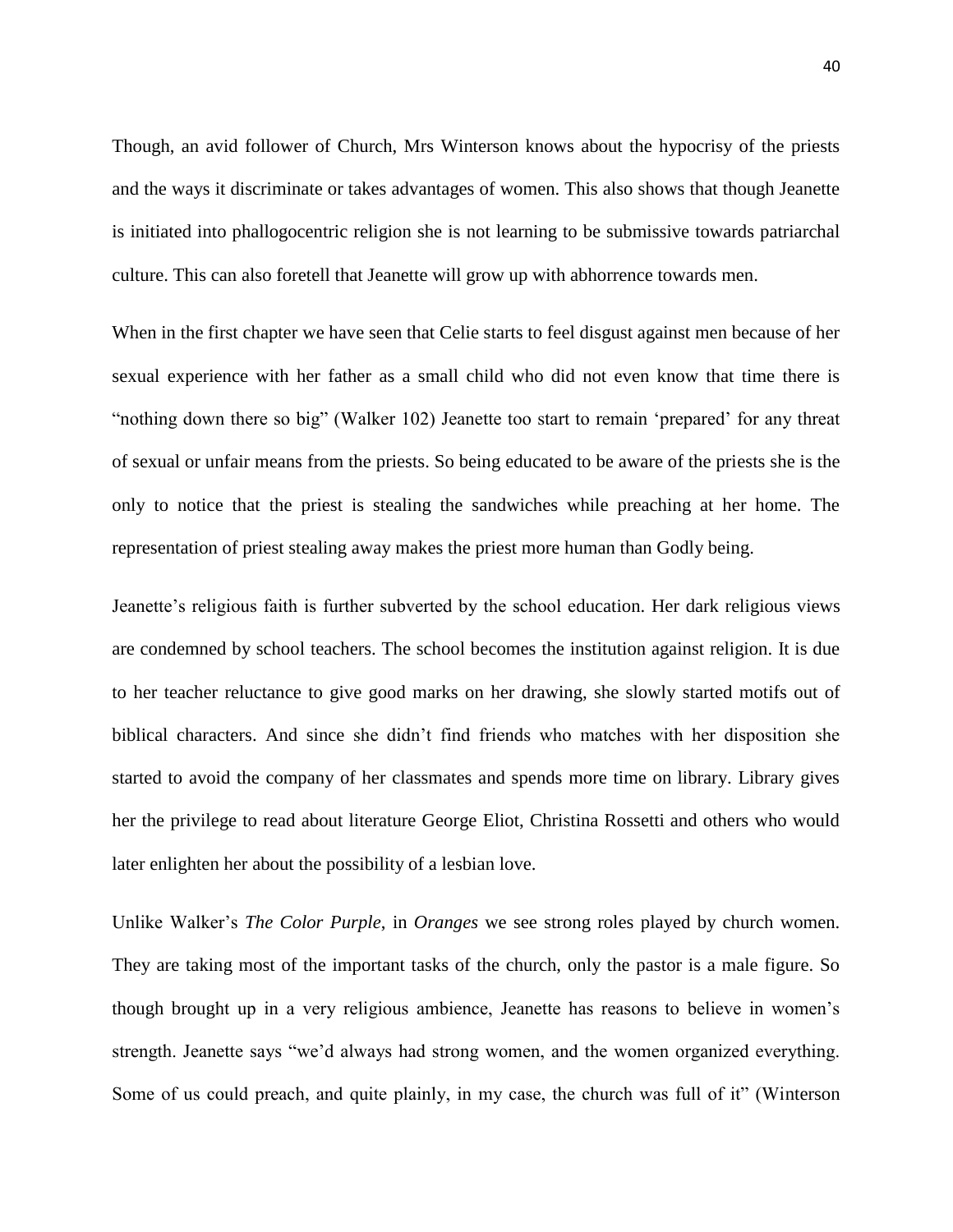Though, an avid follower of Church, Mrs Winterson knows about the hypocrisy of the priests and the ways it discriminate or takes advantages of women. This also shows that though Jeanette is initiated into phallogocentric religion she is not learning to be submissive towards patriarchal culture. This can also foretell that Jeanette will grow up with abhorrence towards men.

When in the first chapter we have seen that Celie starts to feel disgust against men because of her sexual experience with her father as a small child who did not even know that time there is "nothing down there so big" (Walker 102) Jeanette too start to remain 'prepared' for any threat of sexual or unfair means from the priests. So being educated to be aware of the priests she is the only to notice that the priest is stealing the sandwiches while preaching at her home. The representation of priest stealing away makes the priest more human than Godly being.

Jeanette's religious faith is further subverted by the school education. Her dark religious views are condemned by school teachers. The school becomes the institution against religion. It is due to her teacher reluctance to give good marks on her drawing, she slowly started motifs out of biblical characters. And since she didn't find friends who matches with her disposition she started to avoid the company of her classmates and spends more time on library. Library gives her the privilege to read about literature George Eliot, Christina Rossetti and others who would later enlighten her about the possibility of a lesbian love.

Unlike Walker's *The Color Purple*, in *Oranges* we see strong roles played by church women. They are taking most of the important tasks of the church, only the pastor is a male figure. So though brought up in a very religious ambience, Jeanette has reasons to believe in women's strength. Jeanette says "we'd always had strong women, and the women organized everything. Some of us could preach, and quite plainly, in my case, the church was full of it" (Winterson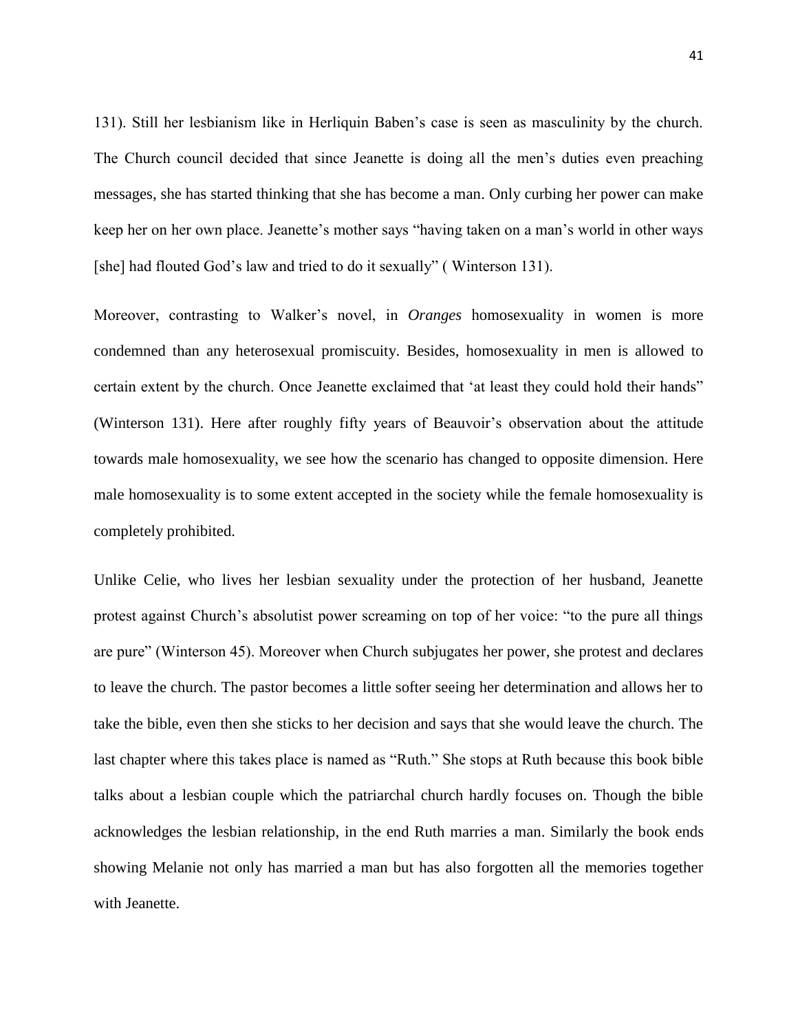131). Still her lesbianism like in Herliquin Baben's case is seen as masculinity by the church. The Church council decided that since Jeanette is doing all the men's duties even preaching messages, she has started thinking that she has become a man. Only curbing her power can make keep her on her own place. Jeanette's mother says "having taken on a man's world in other ways [she] had flouted God's law and tried to do it sexually" ( Winterson 131).

Moreover, contrasting to Walker's novel, in *Oranges* homosexuality in women is more condemned than any heterosexual promiscuity. Besides, homosexuality in men is allowed to certain extent by the church. Once Jeanette exclaimed that 'at least they could hold their hands" (Winterson 131). Here after roughly fifty years of Beauvoir's observation about the attitude towards male homosexuality, we see how the scenario has changed to opposite dimension. Here male homosexuality is to some extent accepted in the society while the female homosexuality is completely prohibited.

Unlike Celie, who lives her lesbian sexuality under the protection of her husband, Jeanette protest against Church's absolutist power screaming on top of her voice: "to the pure all things are pure" (Winterson 45). Moreover when Church subjugates her power, she protest and declares to leave the church. The pastor becomes a little softer seeing her determination and allows her to take the bible, even then she sticks to her decision and says that she would leave the church. The last chapter where this takes place is named as "Ruth." She stops at Ruth because this book bible talks about a lesbian couple which the patriarchal church hardly focuses on. Though the bible acknowledges the lesbian relationship, in the end Ruth marries a man. Similarly the book ends showing Melanie not only has married a man but has also forgotten all the memories together with Jeanette.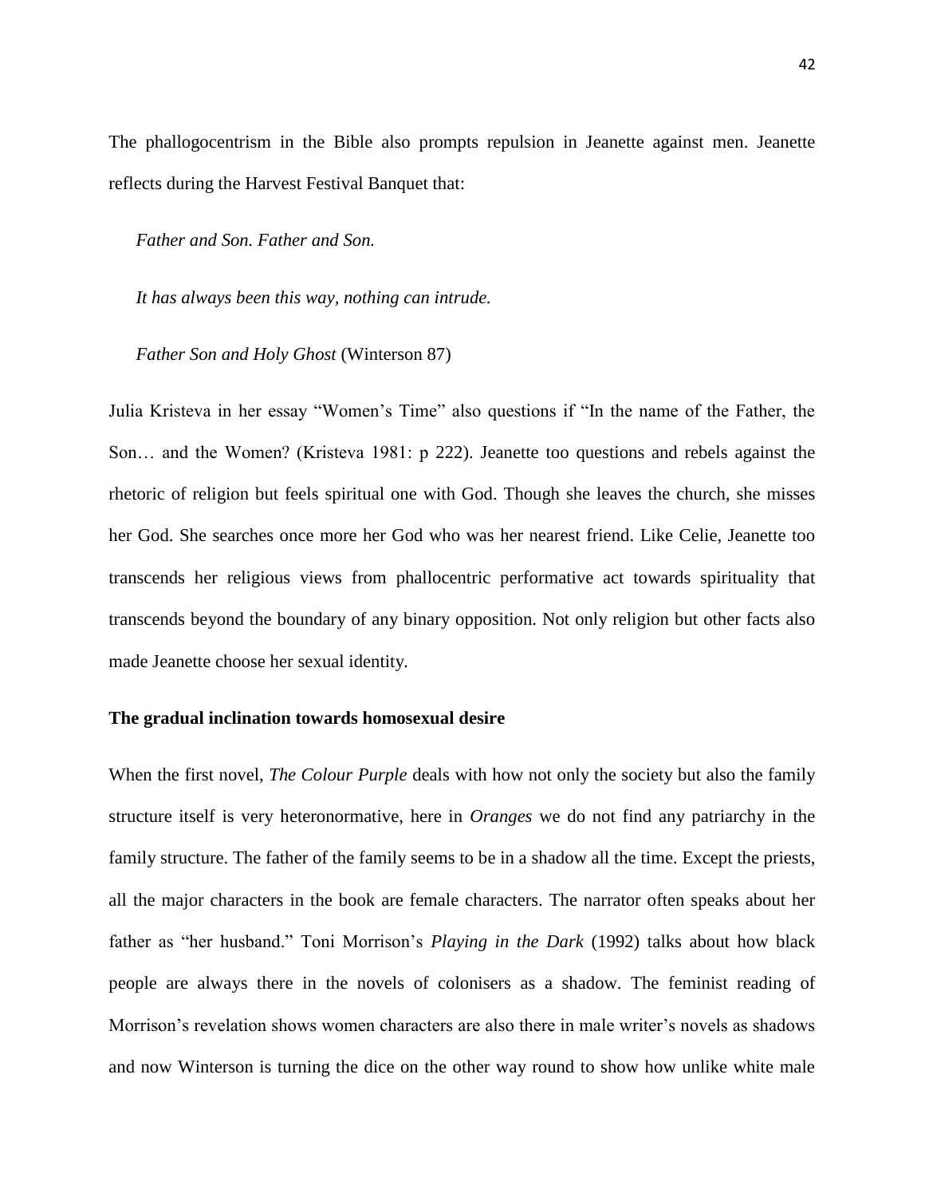The phallogocentrism in the Bible also prompts repulsion in Jeanette against men. Jeanette reflects during the Harvest Festival Banquet that:

> *Father and Son. Father and Son.*
>
> *It has always been this way, nothing can intrude.*
>
> *Father Son and Holy Ghost* (Winterson 87)

Julia Kristeva in her essay "Women's Time" also questions if "In the name of the Father, the Son… and the Women? (Kristeva 1981: p 222). Jeanette too questions and rebels against the rhetoric of religion but feels spiritual one with God. Though she leaves the church, she misses her God. She searches once more her God who was her nearest friend. Like Celie, Jeanette too transcends her religious views from phallocentric performative act towards spirituality that transcends beyond the boundary of any binary opposition. Not only religion but other facts also made Jeanette choose her sexual identity.

**The gradual inclination towards homosexual desire**

When the first novel, *The Colour Purple* deals with how not only the society but also the family structure itself is very heteronormative, here in *Oranges* we do not find any patriarchy in the family structure. The father of the family seems to be in a shadow all the time. Except the priests, all the major characters in the book are female characters. The narrator often speaks about her father as "her husband." Toni Morrison's *Playing in the Dark* (1992) talks about how black people are always there in the novels of colonisers as a shadow. The feminist reading of Morrison's revelation shows women characters are also there in male writer's novels as shadows and now Winterson is turning the dice on the other way round to show how unlike white male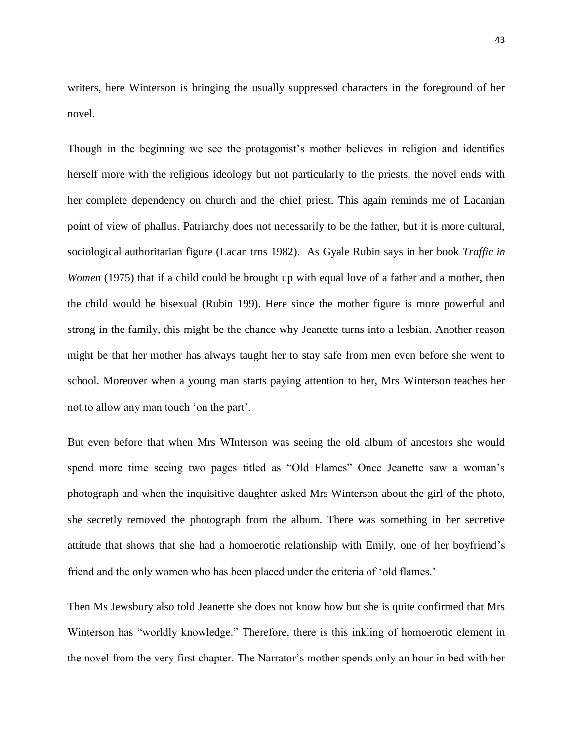writers, here Winterson is bringing the usually suppressed characters in the foreground of her novel.

Though in the beginning we see the protagonist's mother believes in religion and identifies herself more with the religious ideology but not particularly to the priests, the novel ends with her complete dependency on church and the chief priest. This again reminds me of Lacanian point of view of phallus. Patriarchy does not necessarily to be the father, but it is more cultural, sociological authoritarian figure (Lacan trns 1982). As Gyale Rubin says in her book *Traffic in Women* (1975) that if a child could be brought up with equal love of a father and a mother, then the child would be bisexual (Rubin 199). Here since the mother figure is more powerful and strong in the family, this might be the chance why Jeanette turns into a lesbian. Another reason might be that her mother has always taught her to stay safe from men even before she went to school. Moreover when a young man starts paying attention to her, Mrs Winterson teaches her not to allow any man touch 'on the part'.

But even before that when Mrs WInterson was seeing the old album of ancestors she would spend more time seeing two pages titled as "Old Flames" Once Jeanette saw a woman's photograph and when the inquisitive daughter asked Mrs Winterson about the girl of the photo, she secretly removed the photograph from the album. There was something in her secretive attitude that shows that she had a homoerotic relationship with Emily, one of her boyfriend's friend and the only women who has been placed under the criteria of 'old flames.'

Then Ms Jewsbury also told Jeanette she does not know how but she is quite confirmed that Mrs Winterson has "worldly knowledge." Therefore, there is this inkling of homoerotic element in the novel from the very first chapter. The Narrator's mother spends only an hour in bed with her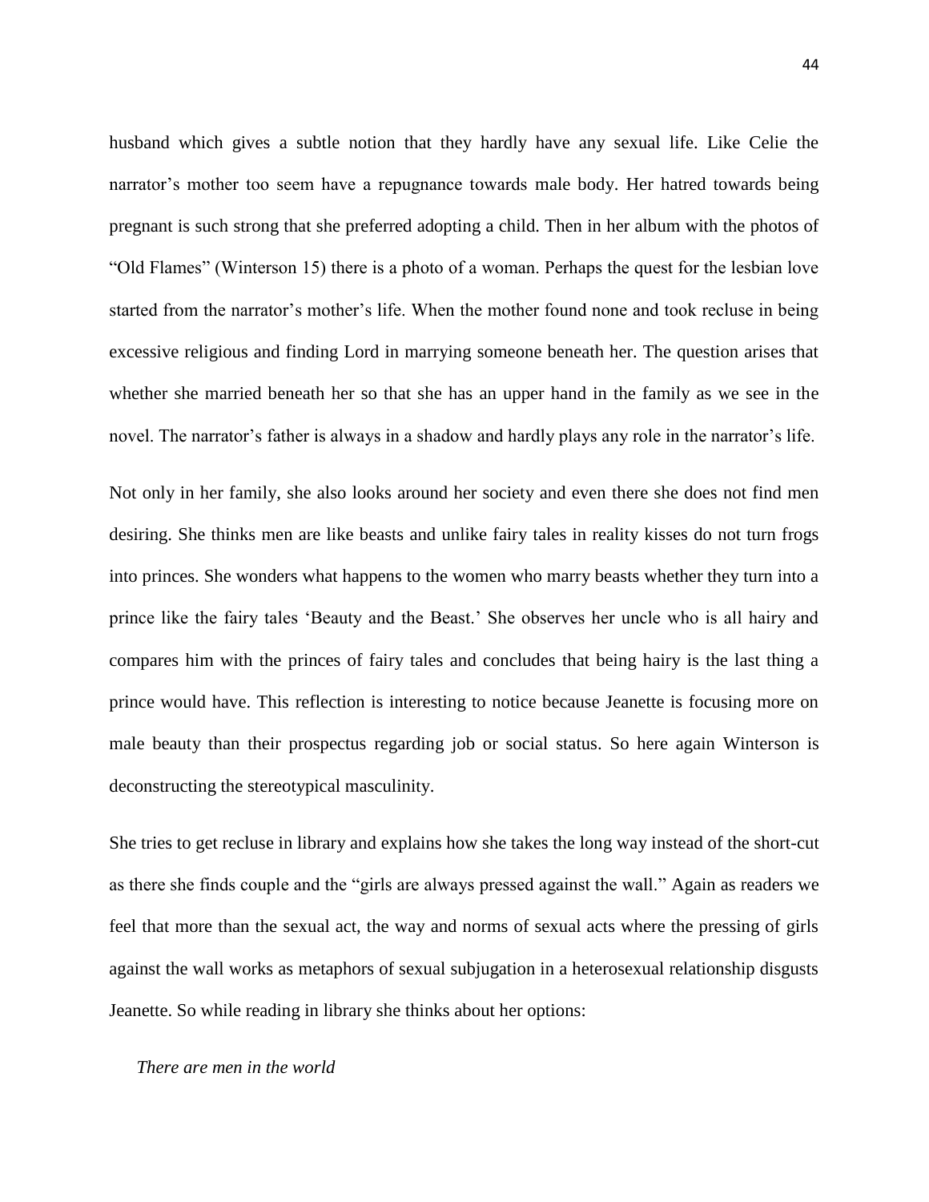husband which gives a subtle notion that they hardly have any sexual life. Like Celie the narrator's mother too seem have a repugnance towards male body. Her hatred towards being pregnant is such strong that she preferred adopting a child. Then in her album with the photos of "Old Flames" (Winterson 15) there is a photo of a woman. Perhaps the quest for the lesbian love started from the narrator's mother's life. When the mother found none and took recluse in being excessive religious and finding Lord in marrying someone beneath her. The question arises that whether she married beneath her so that she has an upper hand in the family as we see in the novel. The narrator's father is always in a shadow and hardly plays any role in the narrator's life.

Not only in her family, she also looks around her society and even there she does not find men desiring. She thinks men are like beasts and unlike fairy tales in reality kisses do not turn frogs into princes. She wonders what happens to the women who marry beasts whether they turn into a prince like the fairy tales 'Beauty and the Beast.' She observes her uncle who is all hairy and compares him with the princes of fairy tales and concludes that being hairy is the last thing a prince would have. This reflection is interesting to notice because Jeanette is focusing more on male beauty than their prospectus regarding job or social status. So here again Winterson is deconstructing the stereotypical masculinity.

She tries to get recluse in library and explains how she takes the long way instead of the short-cut as there she finds couple and the "girls are always pressed against the wall." Again as readers we feel that more than the sexual act, the way and norms of sexual acts where the pressing of girls against the wall works as metaphors of sexual subjugation in a heterosexual relationship disgusts Jeanette. So while reading in library she thinks about her options:

*There are men in the world*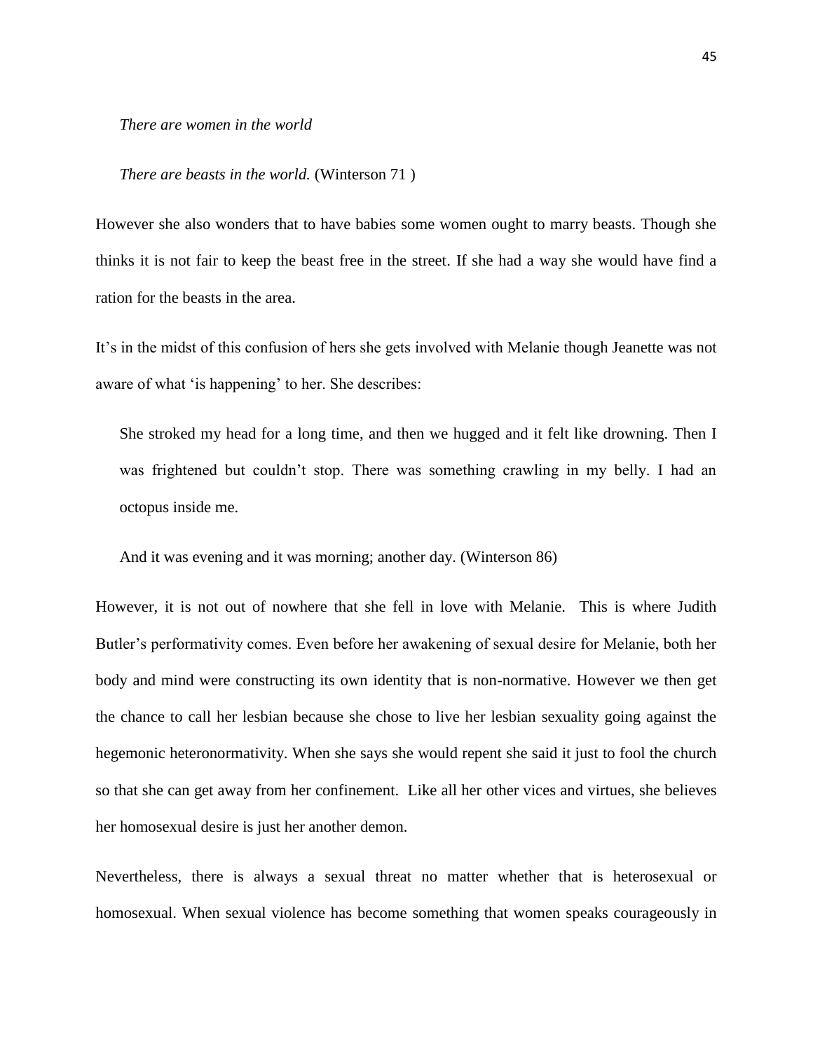*There are women in the world*

*There are beasts in the world.* (Winterson 71 )

However she also wonders that to have babies some women ought to marry beasts. Though she thinks it is not fair to keep the beast free in the street. If she had a way she would have find a ration for the beasts in the area.

It's in the midst of this confusion of hers she gets involved with Melanie though Jeanette was not aware of what 'is happening' to her. She describes:

> She stroked my head for a long time, and then we hugged and it felt like drowning. Then I was frightened but couldn't stop. There was something crawling in my belly. I had an octopus inside me.
>
> And it was evening and it was morning; another day. (Winterson 86)

However, it is not out of nowhere that she fell in love with Melanie. This is where Judith Butler's performativity comes. Even before her awakening of sexual desire for Melanie, both her body and mind were constructing its own identity that is non-normative. However we then get the chance to call her lesbian because she chose to live her lesbian sexuality going against the hegemonic heteronormativity. When she says she would repent she said it just to fool the church so that she can get away from her confinement. Like all her other vices and virtues, she believes her homosexual desire is just her another demon.

Nevertheless, there is always a sexual threat no matter whether that is heterosexual or homosexual. When sexual violence has become something that women speaks courageously in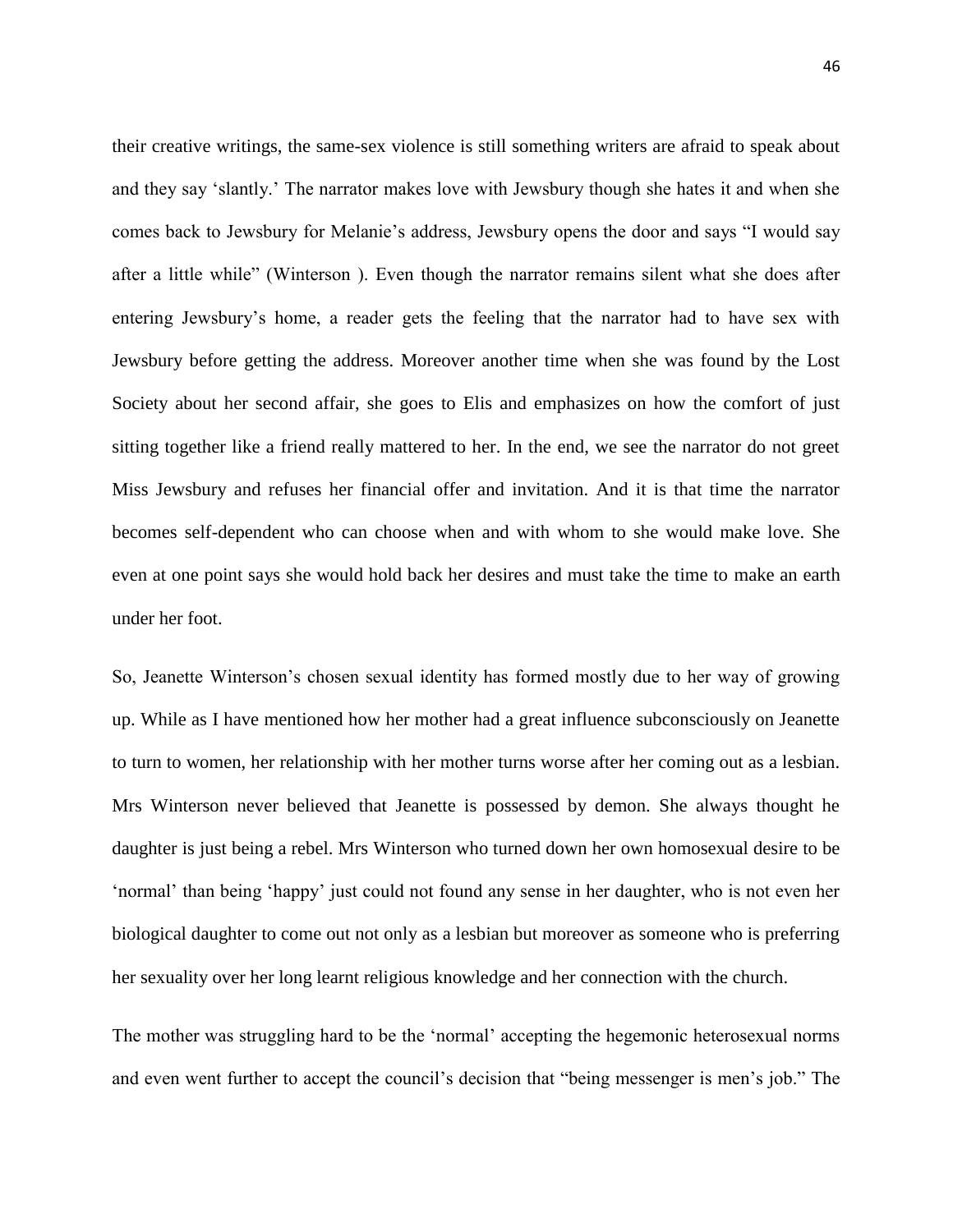their creative writings, the same-sex violence is still something writers are afraid to speak about and they say 'slantly.' The narrator makes love with Jewsbury though she hates it and when she comes back to Jewsbury for Melanie's address, Jewsbury opens the door and says "I would say after a little while" (Winterson ). Even though the narrator remains silent what she does after entering Jewsbury's home, a reader gets the feeling that the narrator had to have sex with Jewsbury before getting the address. Moreover another time when she was found by the Lost Society about her second affair, she goes to Elis and emphasizes on how the comfort of just sitting together like a friend really mattered to her. In the end, we see the narrator do not greet Miss Jewsbury and refuses her financial offer and invitation. And it is that time the narrator becomes self-dependent who can choose when and with whom to she would make love. She even at one point says she would hold back her desires and must take the time to make an earth under her foot.

So, Jeanette Winterson's chosen sexual identity has formed mostly due to her way of growing up. While as I have mentioned how her mother had a great influence subconsciously on Jeanette to turn to women, her relationship with her mother turns worse after her coming out as a lesbian. Mrs Winterson never believed that Jeanette is possessed by demon. She always thought he daughter is just being a rebel. Mrs Winterson who turned down her own homosexual desire to be 'normal' than being 'happy' just could not found any sense in her daughter, who is not even her biological daughter to come out not only as a lesbian but moreover as someone who is preferring her sexuality over her long learnt religious knowledge and her connection with the church.

The mother was struggling hard to be the 'normal' accepting the hegemonic heterosexual norms and even went further to accept the council's decision that "being messenger is men's job." The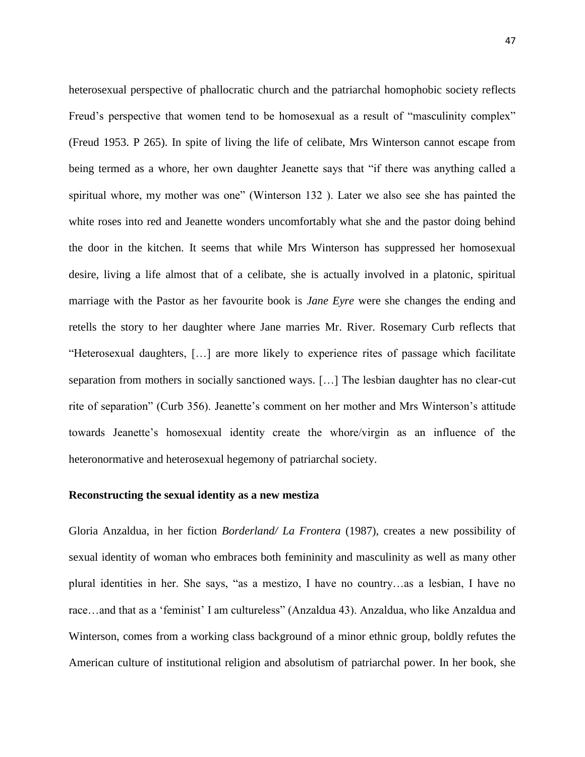heterosexual perspective of phallocratic church and the patriarchal homophobic society reflects Freud's perspective that women tend to be homosexual as a result of "masculinity complex" (Freud 1953. P 265). In spite of living the life of celibate, Mrs Winterson cannot escape from being termed as a whore, her own daughter Jeanette says that "if there was anything called a spiritual whore, my mother was one" (Winterson 132 ). Later we also see she has painted the white roses into red and Jeanette wonders uncomfortably what she and the pastor doing behind the door in the kitchen. It seems that while Mrs Winterson has suppressed her homosexual desire, living a life almost that of a celibate, she is actually involved in a platonic, spiritual marriage with the Pastor as her favourite book is *Jane Eyre* were she changes the ending and retells the story to her daughter where Jane marries Mr. River. Rosemary Curb reflects that "Heterosexual daughters, […] are more likely to experience rites of passage which facilitate separation from mothers in socially sanctioned ways. […] The lesbian daughter has no clear-cut rite of separation" (Curb 356). Jeanette's comment on her mother and Mrs Winterson's attitude towards Jeanette's homosexual identity create the whore/virgin as an influence of the heteronormative and heterosexual hegemony of patriarchal society.

### Reconstructing the sexual identity as a new mestiza

Gloria Anzaldua, in her fiction *Borderland/ La Frontera* (1987), creates a new possibility of sexual identity of woman who embraces both femininity and masculinity as well as many other plural identities in her. She says, "as a mestizo, I have no country…as a lesbian, I have no race…and that as a 'feminist' I am cultureless" (Anzaldua 43). Anzaldua, who like Anzaldua and Winterson, comes from a working class background of a minor ethnic group, boldly refutes the American culture of institutional religion and absolutism of patriarchal power. In her book, she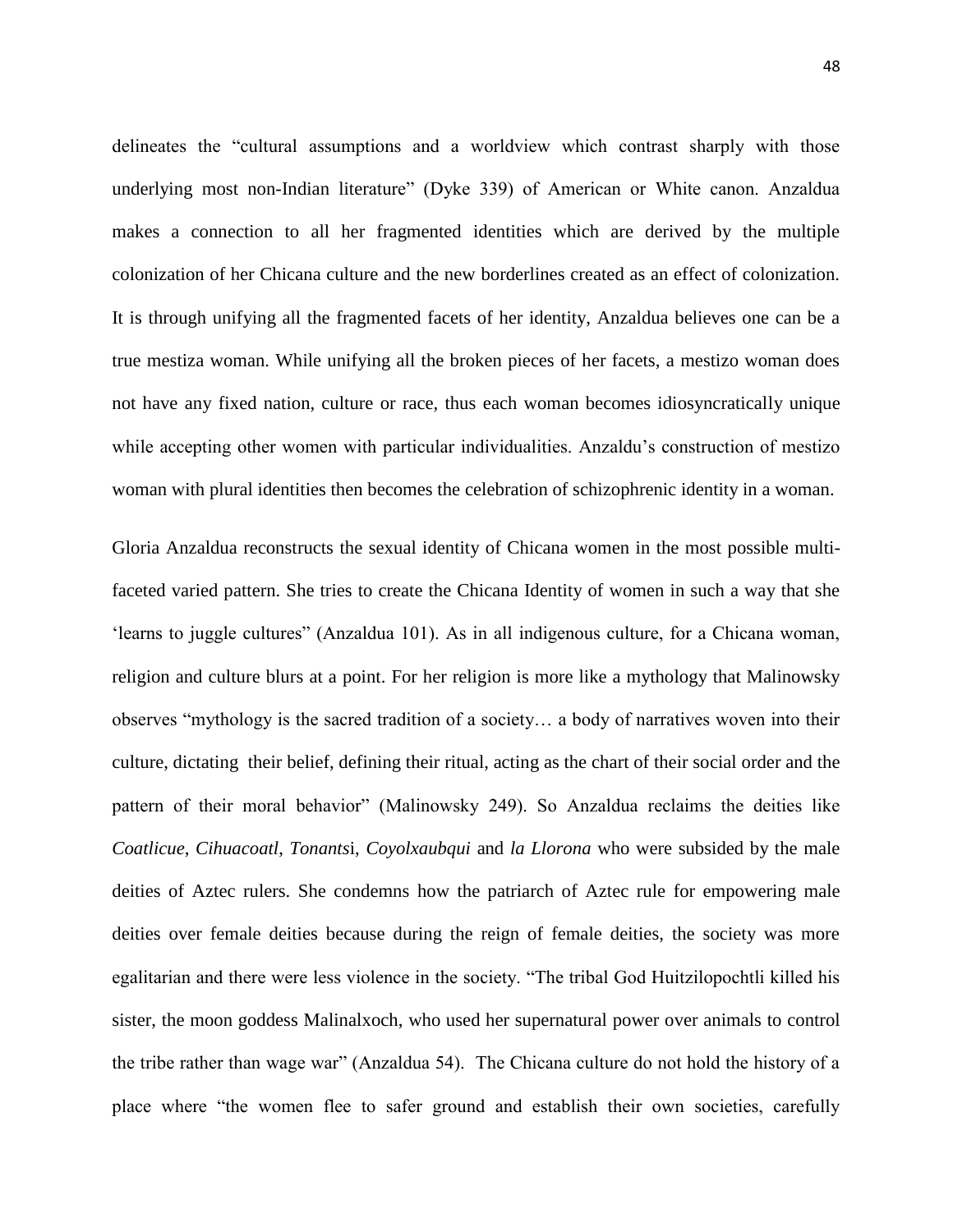delineates the "cultural assumptions and a worldview which contrast sharply with those underlying most non-Indian literature" (Dyke 339) of American or White canon. Anzaldua makes a connection to all her fragmented identities which are derived by the multiple colonization of her Chicana culture and the new borderlines created as an effect of colonization. It is through unifying all the fragmented facets of her identity, Anzaldua believes one can be a true mestiza woman. While unifying all the broken pieces of her facets, a mestizo woman does not have any fixed nation, culture or race, thus each woman becomes idiosyncratically unique while accepting other women with particular individualities. Anzaldu's construction of mestizo woman with plural identities then becomes the celebration of schizophrenic identity in a woman.

Gloria Anzaldua reconstructs the sexual identity of Chicana women in the most possible multi-faceted varied pattern. She tries to create the Chicana Identity of women in such a way that she 'learns to juggle cultures" (Anzaldua 101). As in all indigenous culture, for a Chicana woman, religion and culture blurs at a point. For her religion is more like a mythology that Malinowsky observes "mythology is the sacred tradition of a society… a body of narratives woven into their culture, dictating their belief, defining their ritual, acting as the chart of their social order and the pattern of their moral behavior" (Malinowsky 249). So Anzaldua reclaims the deities like *Coatlicue*, *Cihuacoatl*, *Tonants*i, *Coyolxaubqui* and *la Llorona* who were subsided by the male deities of Aztec rulers. She condemns how the patriarch of Aztec rule for empowering male deities over female deities because during the reign of female deities, the society was more egalitarian and there were less violence in the society. "The tribal God Huitzilopochtli killed his sister, the moon goddess Malinalxoch, who used her supernatural power over animals to control the tribe rather than wage war" (Anzaldua 54). The Chicana culture do not hold the history of a place where "the women flee to safer ground and establish their own societies, carefully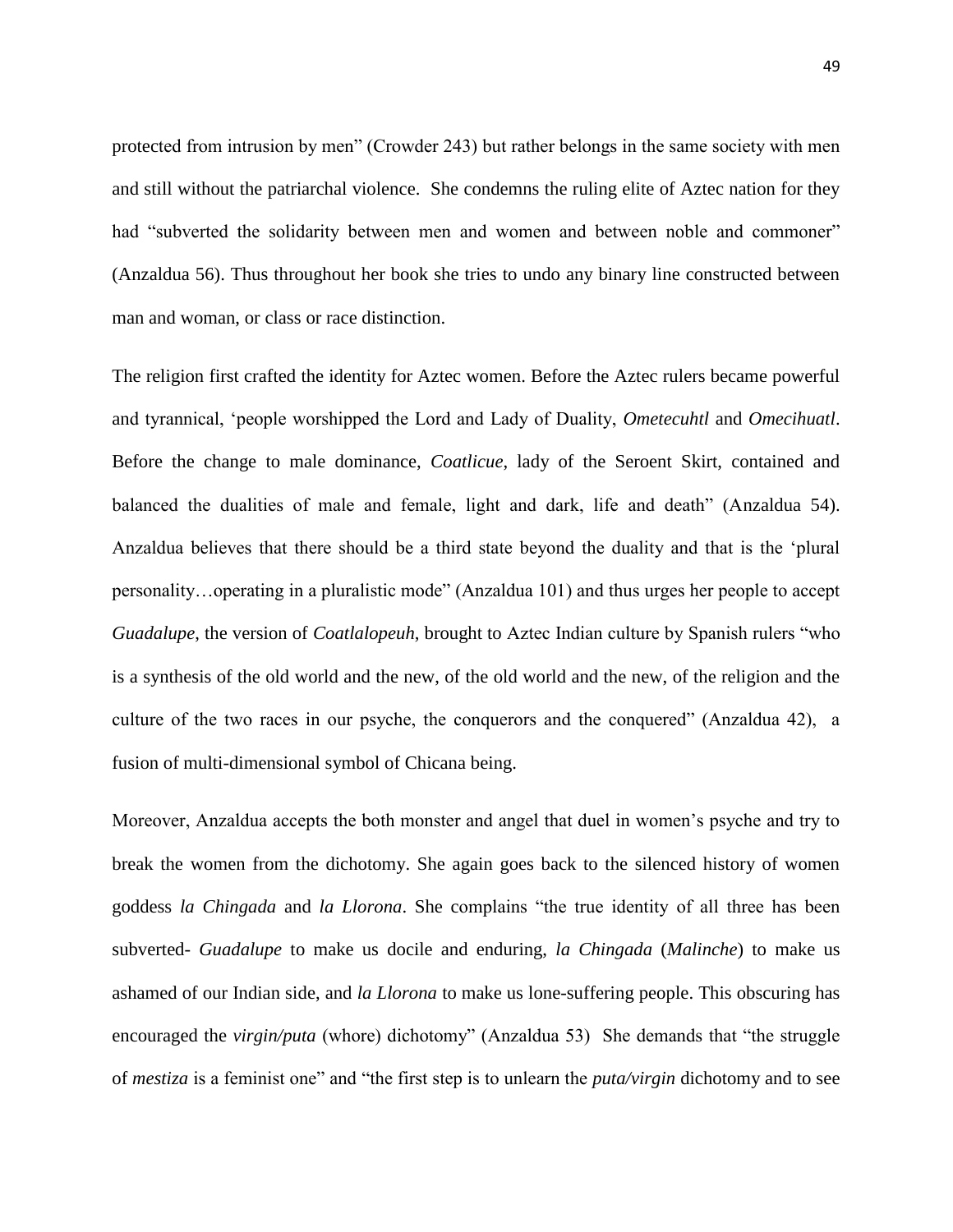protected from intrusion by men" (Crowder 243) but rather belongs in the same society with men and still without the patriarchal violence. She condemns the ruling elite of Aztec nation for they had "subverted the solidarity between men and women and between noble and commoner" (Anzaldua 56). Thus throughout her book she tries to undo any binary line constructed between man and woman, or class or race distinction.

The religion first crafted the identity for Aztec women. Before the Aztec rulers became powerful and tyrannical, 'people worshipped the Lord and Lady of Duality, *Ometecuhtl* and *Omecihuatl*. Before the change to male dominance, *Coatlicue*, lady of the Seroent Skirt, contained and balanced the dualities of male and female, light and dark, life and death" (Anzaldua 54). Anzaldua believes that there should be a third state beyond the duality and that is the 'plural personality…operating in a pluralistic mode" (Anzaldua 101) and thus urges her people to accept *Guadalupe*, the version of *Coatlalopeuh*, brought to Aztec Indian culture by Spanish rulers "who is a synthesis of the old world and the new, of the old world and the new, of the religion and the culture of the two races in our psyche, the conquerors and the conquered" (Anzaldua 42), a fusion of multi-dimensional symbol of Chicana being.

Moreover, Anzaldua accepts the both monster and angel that duel in women's psyche and try to break the women from the dichotomy. She again goes back to the silenced history of women goddess *la Chingada* and *la Llorona*. She complains "the true identity of all three has been subverted- *Guadalupe* to make us docile and enduring, *la Chingada* (*Malinche*) to make us ashamed of our Indian side, and *la Llorona* to make us lone-suffering people. This obscuring has encouraged the *virgin/puta* (whore) dichotomy" (Anzaldua 53) She demands that "the struggle of *mestiza* is a feminist one" and "the first step is to unlearn the *puta/virgin* dichotomy and to see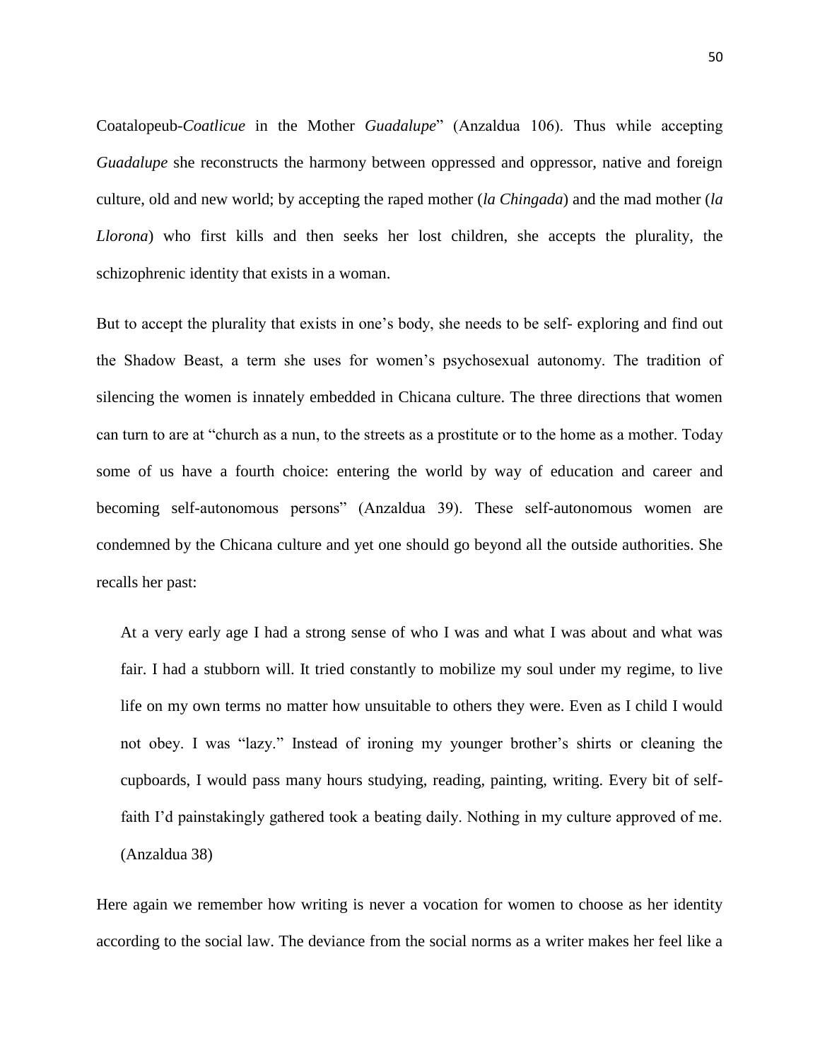Coatalopeub-*Coatlicue* in the Mother *Guadalupe*" (Anzaldua 106). Thus while accepting *Guadalupe* she reconstructs the harmony between oppressed and oppressor, native and foreign culture, old and new world; by accepting the raped mother (*la Chingada*) and the mad mother (*la Llorona*) who first kills and then seeks her lost children, she accepts the plurality, the schizophrenic identity that exists in a woman.

But to accept the plurality that exists in one's body, she needs to be self- exploring and find out the Shadow Beast, a term she uses for women's psychosexual autonomy. The tradition of silencing the women is innately embedded in Chicana culture. The three directions that women can turn to are at "church as a nun, to the streets as a prostitute or to the home as a mother. Today some of us have a fourth choice: entering the world by way of education and career and becoming self-autonomous persons" (Anzaldua 39). These self-autonomous women are condemned by the Chicana culture and yet one should go beyond all the outside authorities. She recalls her past:

> At a very early age I had a strong sense of who I was and what I was about and what was fair. I had a stubborn will. It tried constantly to mobilize my soul under my regime, to live life on my own terms no matter how unsuitable to others they were. Even as I child I would not obey. I was "lazy." Instead of ironing my younger brother's shirts or cleaning the cupboards, I would pass many hours studying, reading, painting, writing. Every bit of self-faith I'd painstakingly gathered took a beating daily. Nothing in my culture approved of me. (Anzaldua 38)

Here again we remember how writing is never a vocation for women to choose as her identity according to the social law. The deviance from the social norms as a writer makes her feel like a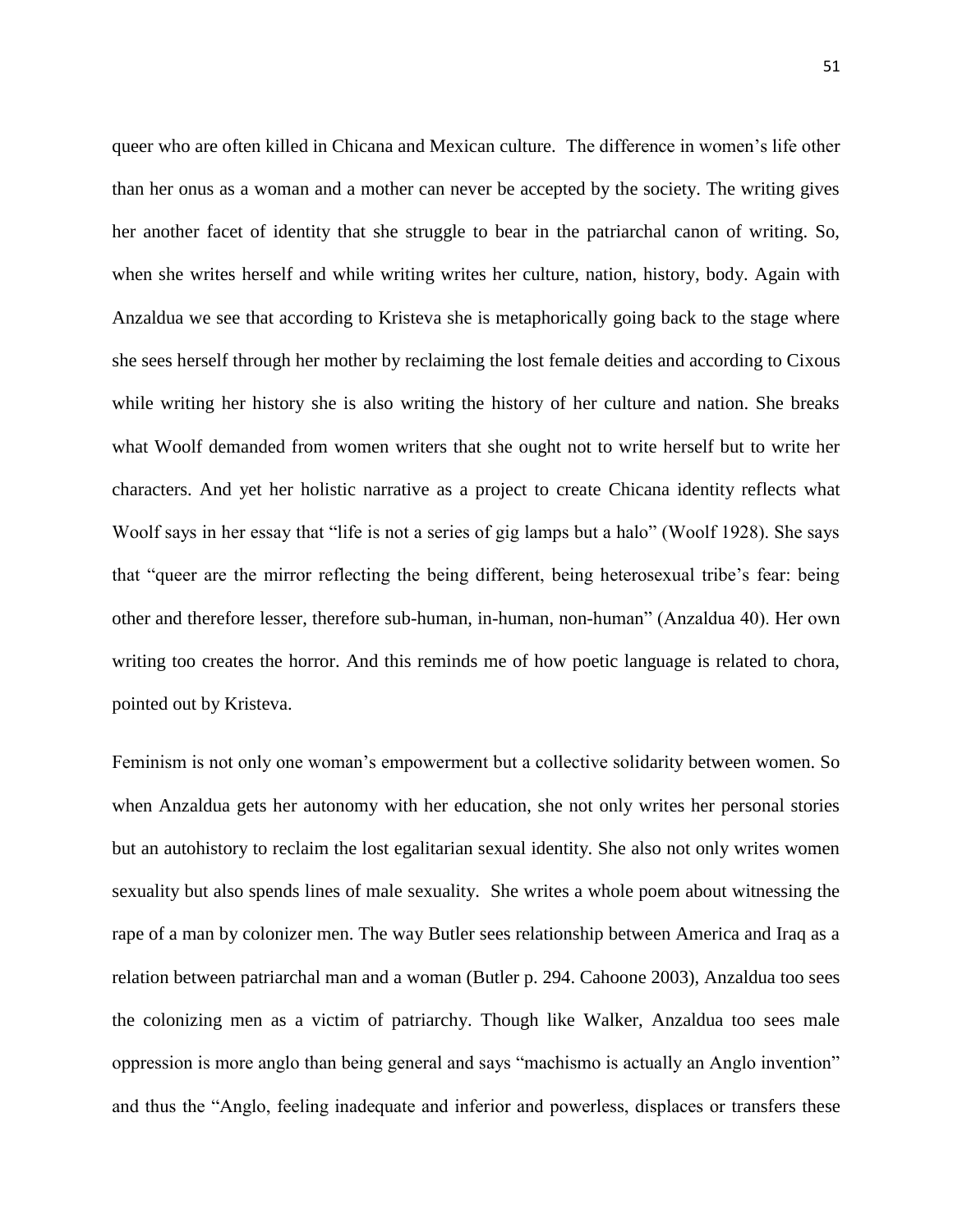queer who are often killed in Chicana and Mexican culture. The difference in women's life other than her onus as a woman and a mother can never be accepted by the society. The writing gives her another facet of identity that she struggle to bear in the patriarchal canon of writing. So, when she writes herself and while writing writes her culture, nation, history, body. Again with Anzaldua we see that according to Kristeva she is metaphorically going back to the stage where she sees herself through her mother by reclaiming the lost female deities and according to Cixous while writing her history she is also writing the history of her culture and nation. She breaks what Woolf demanded from women writers that she ought not to write herself but to write her characters. And yet her holistic narrative as a project to create Chicana identity reflects what Woolf says in her essay that "life is not a series of gig lamps but a halo" (Woolf 1928). She says that "queer are the mirror reflecting the being different, being heterosexual tribe's fear: being other and therefore lesser, therefore sub-human, in-human, non-human" (Anzaldua 40). Her own writing too creates the horror. And this reminds me of how poetic language is related to chora, pointed out by Kristeva.

Feminism is not only one woman's empowerment but a collective solidarity between women. So when Anzaldua gets her autonomy with her education, she not only writes her personal stories but an autohistory to reclaim the lost egalitarian sexual identity. She also not only writes women sexuality but also spends lines of male sexuality. She writes a whole poem about witnessing the rape of a man by colonizer men. The way Butler sees relationship between America and Iraq as a relation between patriarchal man and a woman (Butler p. 294. Cahoone 2003), Anzaldua too sees the colonizing men as a victim of patriarchy. Though like Walker, Anzaldua too sees male oppression is more anglo than being general and says "machismo is actually an Anglo invention" and thus the "Anglo, feeling inadequate and inferior and powerless, displaces or transfers these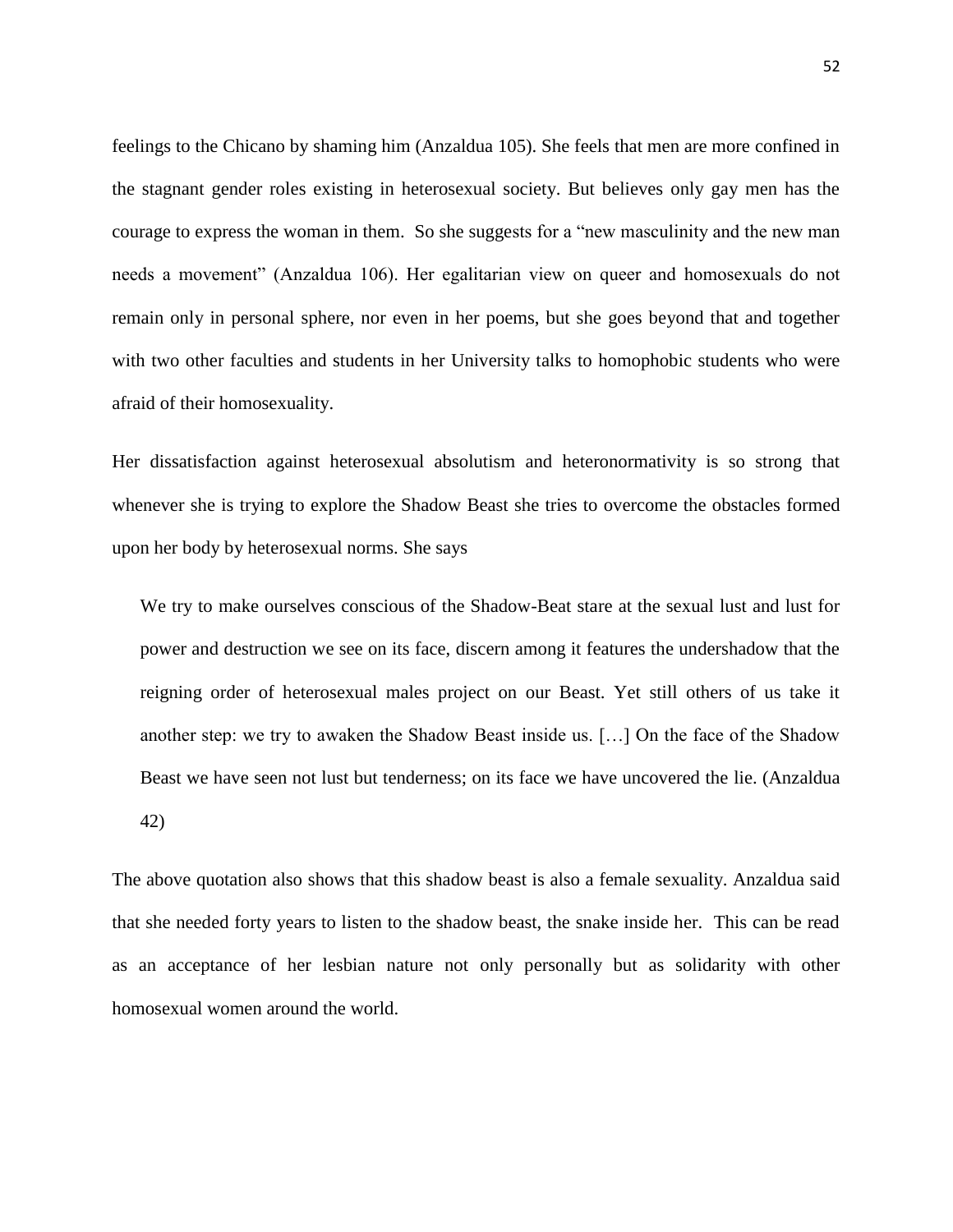feelings to the Chicano by shaming him (Anzaldua 105). She feels that men are more confined in the stagnant gender roles existing in heterosexual society. But believes only gay men has the courage to express the woman in them. So she suggests for a "new masculinity and the new man needs a movement" (Anzaldua 106). Her egalitarian view on queer and homosexuals do not remain only in personal sphere, nor even in her poems, but she goes beyond that and together with two other faculties and students in her University talks to homophobic students who were afraid of their homosexuality.

Her dissatisfaction against heterosexual absolutism and heteronormativity is so strong that whenever she is trying to explore the Shadow Beast she tries to overcome the obstacles formed upon her body by heterosexual norms. She says

> We try to make ourselves conscious of the Shadow-Beat stare at the sexual lust and lust for power and destruction we see on its face, discern among it features the undershadow that the reigning order of heterosexual males project on our Beast. Yet still others of us take it another step: we try to awaken the Shadow Beast inside us. […] On the face of the Shadow Beast we have seen not lust but tenderness; on its face we have uncovered the lie. (Anzaldua 42)

The above quotation also shows that this shadow beast is also a female sexuality. Anzaldua said that she needed forty years to listen to the shadow beast, the snake inside her. This can be read as an acceptance of her lesbian nature not only personally but as solidarity with other homosexual women around the world.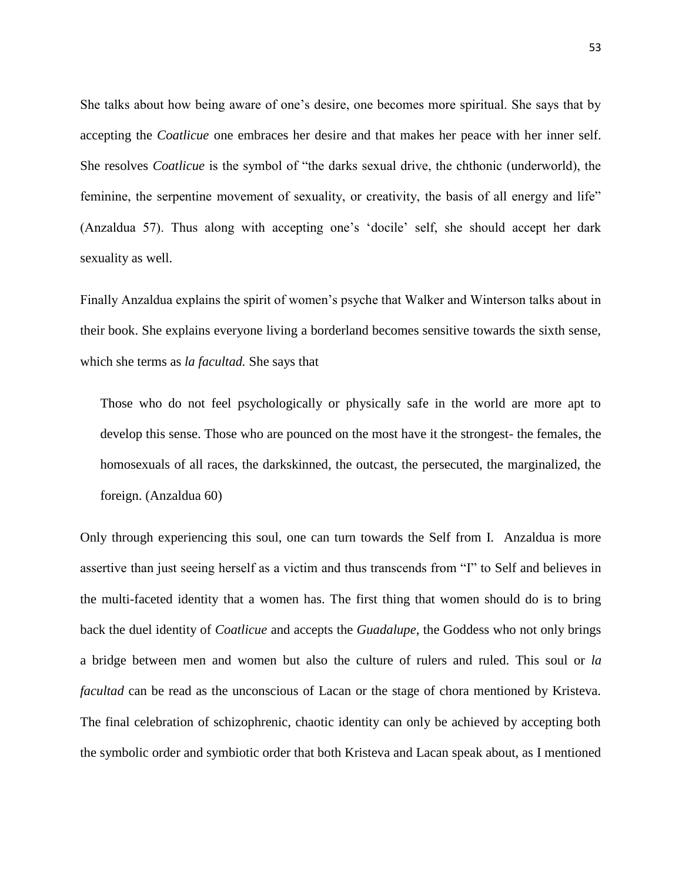She talks about how being aware of one's desire, one becomes more spiritual. She says that by accepting the *Coatlicue* one embraces her desire and that makes her peace with her inner self. She resolves *Coatlicue* is the symbol of "the darks sexual drive, the chthonic (underworld), the feminine, the serpentine movement of sexuality, or creativity, the basis of all energy and life" (Anzaldua 57). Thus along with accepting one's 'docile' self, she should accept her dark sexuality as well.

Finally Anzaldua explains the spirit of women's psyche that Walker and Winterson talks about in their book. She explains everyone living a borderland becomes sensitive towards the sixth sense, which she terms as *la facultad.* She says that

> Those who do not feel psychologically or physically safe in the world are more apt to develop this sense. Those who are pounced on the most have it the strongest- the females, the homosexuals of all races, the darkskinned, the outcast, the persecuted, the marginalized, the foreign. (Anzaldua 60)

Only through experiencing this soul, one can turn towards the Self from I. Anzaldua is more assertive than just seeing herself as a victim and thus transcends from "I" to Self and believes in the multi-faceted identity that a women has. The first thing that women should do is to bring back the duel identity of *Coatlicue* and accepts the *Guadalupe*, the Goddess who not only brings a bridge between men and women but also the culture of rulers and ruled. This soul or *la facultad* can be read as the unconscious of Lacan or the stage of chora mentioned by Kristeva. The final celebration of schizophrenic, chaotic identity can only be achieved by accepting both the symbolic order and symbiotic order that both Kristeva and Lacan speak about, as I mentioned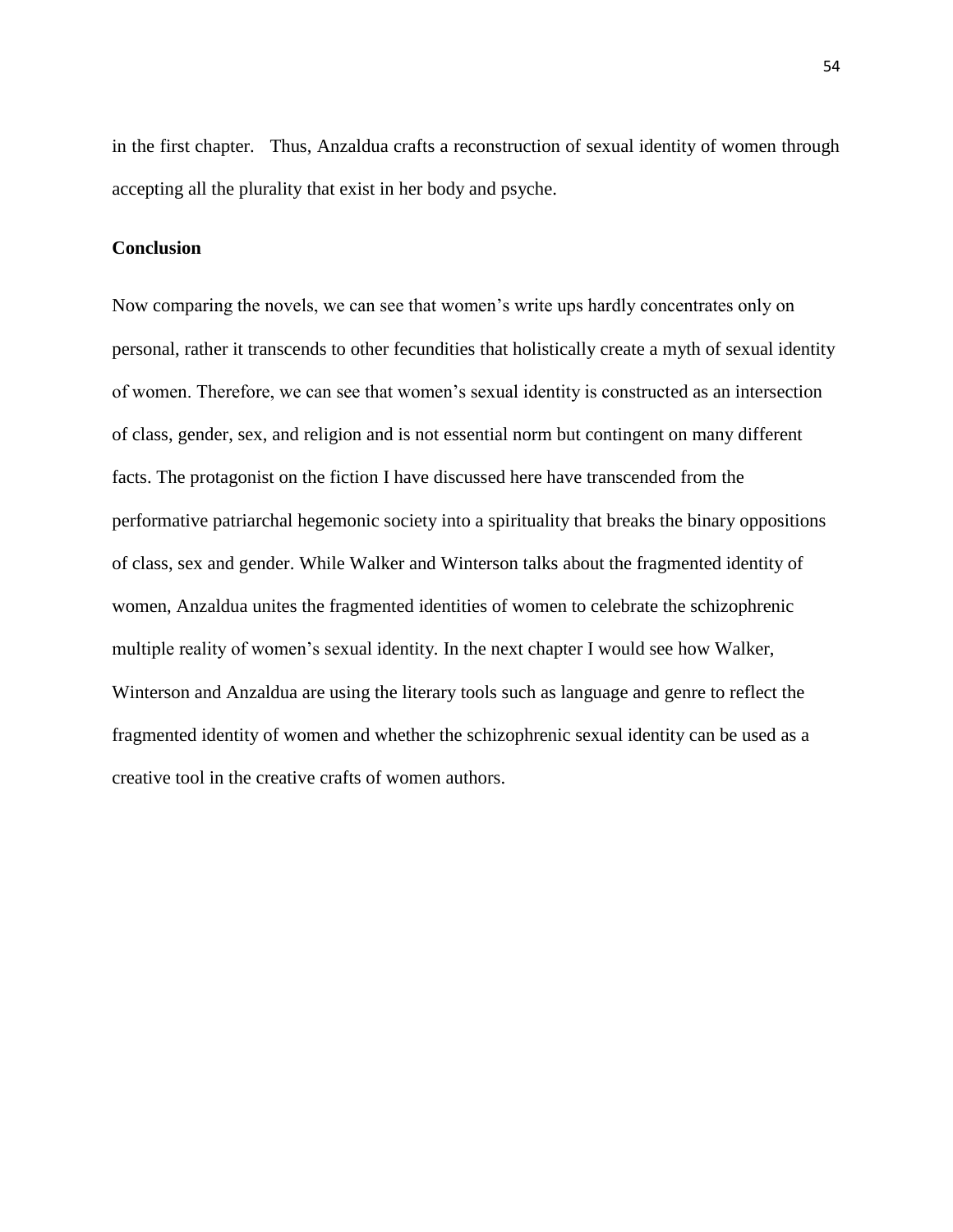in the first chapter. Thus, Anzaldua crafts a reconstruction of sexual identity of women through accepting all the plurality that exist in her body and psyche.

**Conclusion**

Now comparing the novels, we can see that women's write ups hardly concentrates only on personal, rather it transcends to other fecundities that holistically create a myth of sexual identity of women. Therefore, we can see that women's sexual identity is constructed as an intersection of class, gender, sex, and religion and is not essential norm but contingent on many different facts. The protagonist on the fiction I have discussed here have transcended from the performative patriarchal hegemonic society into a spirituality that breaks the binary oppositions of class, sex and gender. While Walker and Winterson talks about the fragmented identity of women, Anzaldua unites the fragmented identities of women to celebrate the schizophrenic multiple reality of women's sexual identity. In the next chapter I would see how Walker, Winterson and Anzaldua are using the literary tools such as language and genre to reflect the fragmented identity of women and whether the schizophrenic sexual identity can be used as a creative tool in the creative crafts of women authors.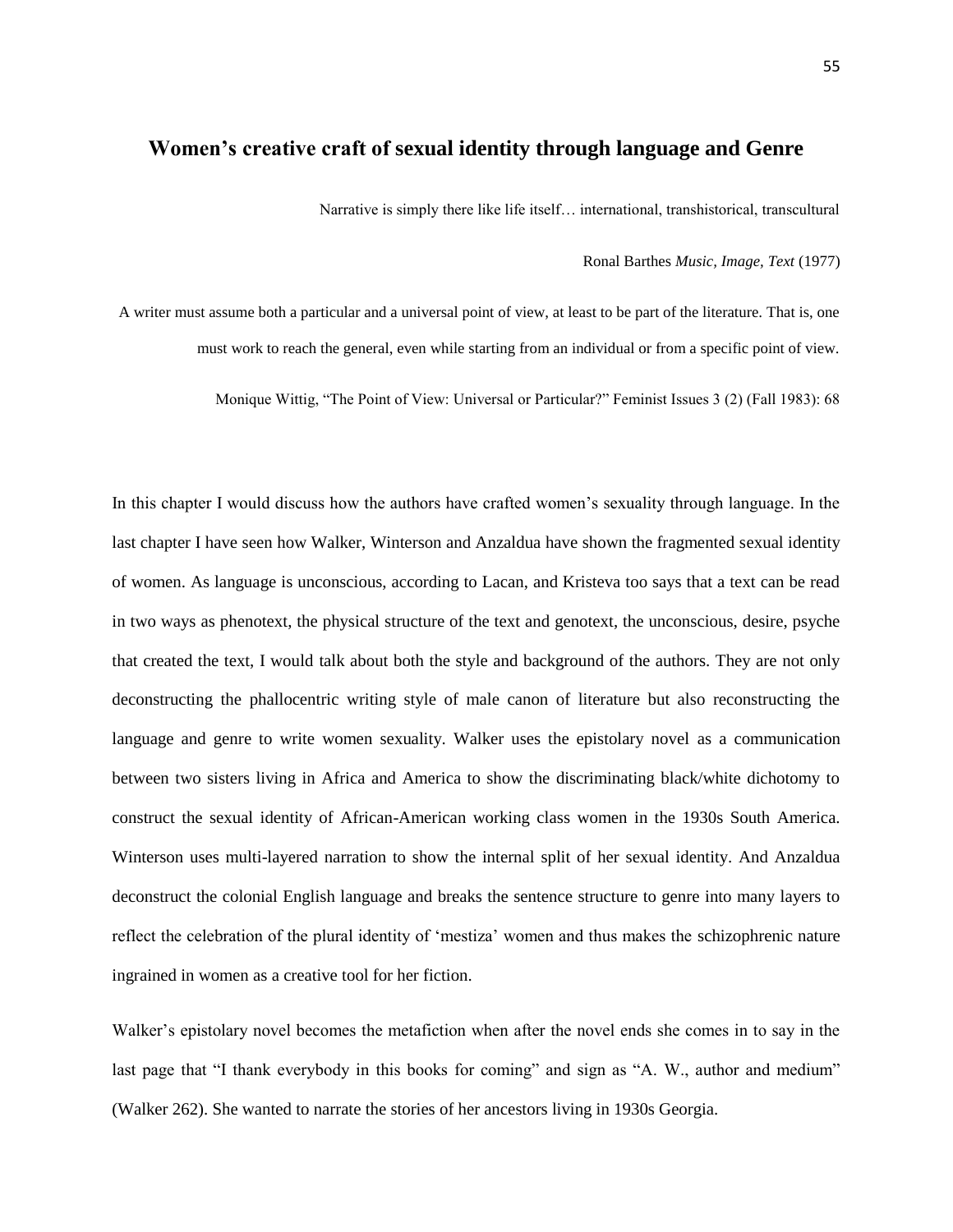## Women's creative craft of sexual identity through language and Genre

Narrative is simply there like life itself… international, transhistorical, transcultural

Ronal Barthes *Music, Image, Text* (1977)

A writer must assume both a particular and a universal point of view, at least to be part of the literature. That is, one must work to reach the general, even while starting from an individual or from a specific point of view.

Monique Wittig, "The Point of View: Universal or Particular?" Feminist Issues 3 (2) (Fall 1983): 68

In this chapter I would discuss how the authors have crafted women's sexuality through language. In the last chapter I have seen how Walker, Winterson and Anzaldua have shown the fragmented sexual identity of women. As language is unconscious, according to Lacan, and Kristeva too says that a text can be read in two ways as phenotext, the physical structure of the text and genotext, the unconscious, desire, psyche that created the text, I would talk about both the style and background of the authors. They are not only deconstructing the phallocentric writing style of male canon of literature but also reconstructing the language and genre to write women sexuality. Walker uses the epistolary novel as a communication between two sisters living in Africa and America to show the discriminating black/white dichotomy to construct the sexual identity of African-American working class women in the 1930s South America. Winterson uses multi-layered narration to show the internal split of her sexual identity. And Anzaldua deconstruct the colonial English language and breaks the sentence structure to genre into many layers to reflect the celebration of the plural identity of 'mestiza' women and thus makes the schizophrenic nature ingrained in women as a creative tool for her fiction.

Walker's epistolary novel becomes the metafiction when after the novel ends she comes in to say in the last page that "I thank everybody in this books for coming" and sign as "A. W., author and medium" (Walker 262). She wanted to narrate the stories of her ancestors living in 1930s Georgia.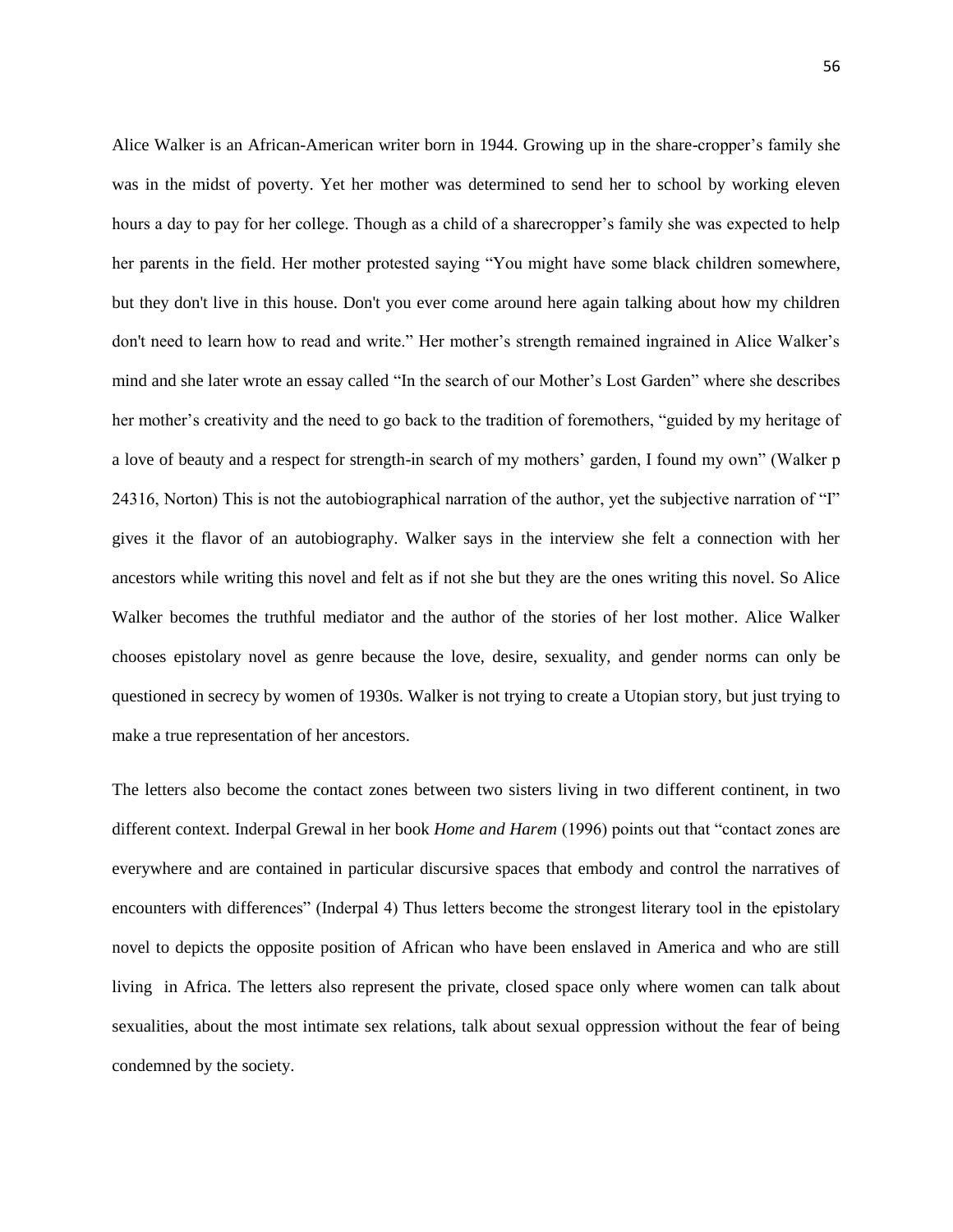Alice Walker is an African-American writer born in 1944. Growing up in the share-cropper's family she was in the midst of poverty. Yet her mother was determined to send her to school by working eleven hours a day to pay for her college. Though as a child of a sharecropper's family she was expected to help her parents in the field. Her mother protested saying "You might have some black children somewhere, but they don't live in this house. Don't you ever come around here again talking about how my children don't need to learn how to read and write." Her mother's strength remained ingrained in Alice Walker's mind and she later wrote an essay called "In the search of our Mother's Lost Garden" where she describes her mother's creativity and the need to go back to the tradition of foremothers, "guided by my heritage of a love of beauty and a respect for strength-in search of my mothers' garden, I found my own" (Walker p 24316, Norton) This is not the autobiographical narration of the author, yet the subjective narration of "I" gives it the flavor of an autobiography. Walker says in the interview she felt a connection with her ancestors while writing this novel and felt as if not she but they are the ones writing this novel. So Alice Walker becomes the truthful mediator and the author of the stories of her lost mother. Alice Walker chooses epistolary novel as genre because the love, desire, sexuality, and gender norms can only be questioned in secrecy by women of 1930s. Walker is not trying to create a Utopian story, but just trying to make a true representation of her ancestors.

The letters also become the contact zones between two sisters living in two different continent, in two different context. Inderpal Grewal in her book *Home and Harem* (1996) points out that "contact zones are everywhere and are contained in particular discursive spaces that embody and control the narratives of encounters with differences" (Inderpal 4) Thus letters become the strongest literary tool in the epistolary novel to depicts the opposite position of African who have been enslaved in America and who are still living in Africa. The letters also represent the private, closed space only where women can talk about sexualities, about the most intimate sex relations, talk about sexual oppression without the fear of being condemned by the society.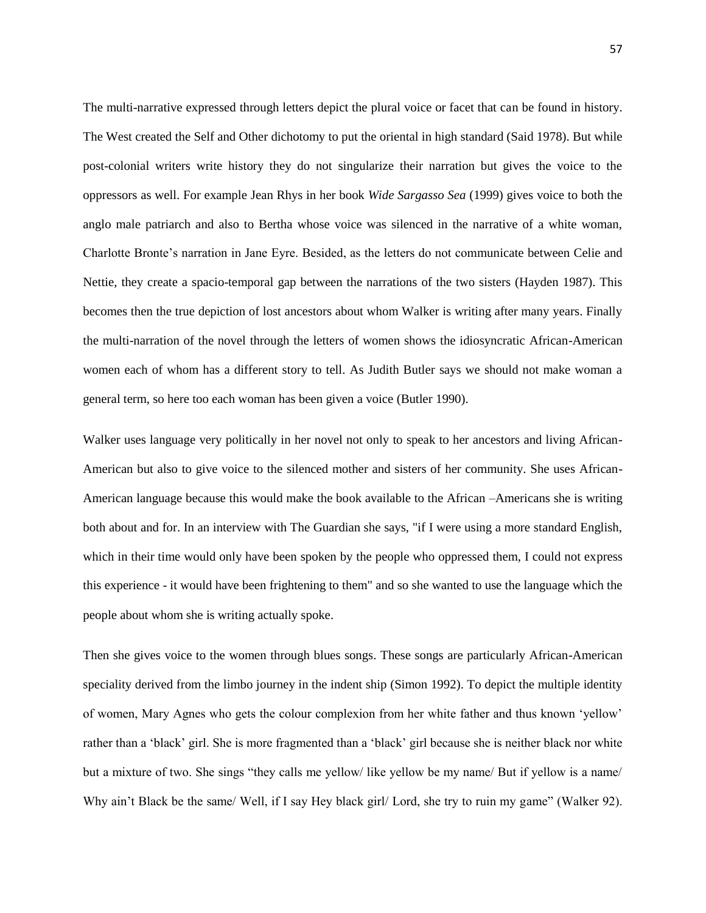The multi-narrative expressed through letters depict the plural voice or facet that can be found in history. The West created the Self and Other dichotomy to put the oriental in high standard (Said 1978). But while post-colonial writers write history they do not singularize their narration but gives the voice to the oppressors as well. For example Jean Rhys in her book *Wide Sargasso Sea* (1999) gives voice to both the anglo male patriarch and also to Bertha whose voice was silenced in the narrative of a white woman, Charlotte Bronte's narration in Jane Eyre. Besided, as the letters do not communicate between Celie and Nettie, they create a spacio-temporal gap between the narrations of the two sisters (Hayden 1987). This becomes then the true depiction of lost ancestors about whom Walker is writing after many years. Finally the multi-narration of the novel through the letters of women shows the idiosyncratic African-American women each of whom has a different story to tell. As Judith Butler says we should not make woman a general term, so here too each woman has been given a voice (Butler 1990).

Walker uses language very politically in her novel not only to speak to her ancestors and living African-American but also to give voice to the silenced mother and sisters of her community. She uses African-American language because this would make the book available to the African –Americans she is writing both about and for. In an interview with The Guardian she says, "if I were using a more standard English, which in their time would only have been spoken by the people who oppressed them, I could not express this experience - it would have been frightening to them" and so she wanted to use the language which the people about whom she is writing actually spoke.

Then she gives voice to the women through blues songs. These songs are particularly African-American speciality derived from the limbo journey in the indent ship (Simon 1992). To depict the multiple identity of women, Mary Agnes who gets the colour complexion from her white father and thus known 'yellow' rather than a 'black' girl. She is more fragmented than a 'black' girl because she is neither black nor white but a mixture of two. She sings "they calls me yellow/ like yellow be my name/ But if yellow is a name/ Why ain't Black be the same/ Well, if I say Hey black girl/ Lord, she try to ruin my game" (Walker 92).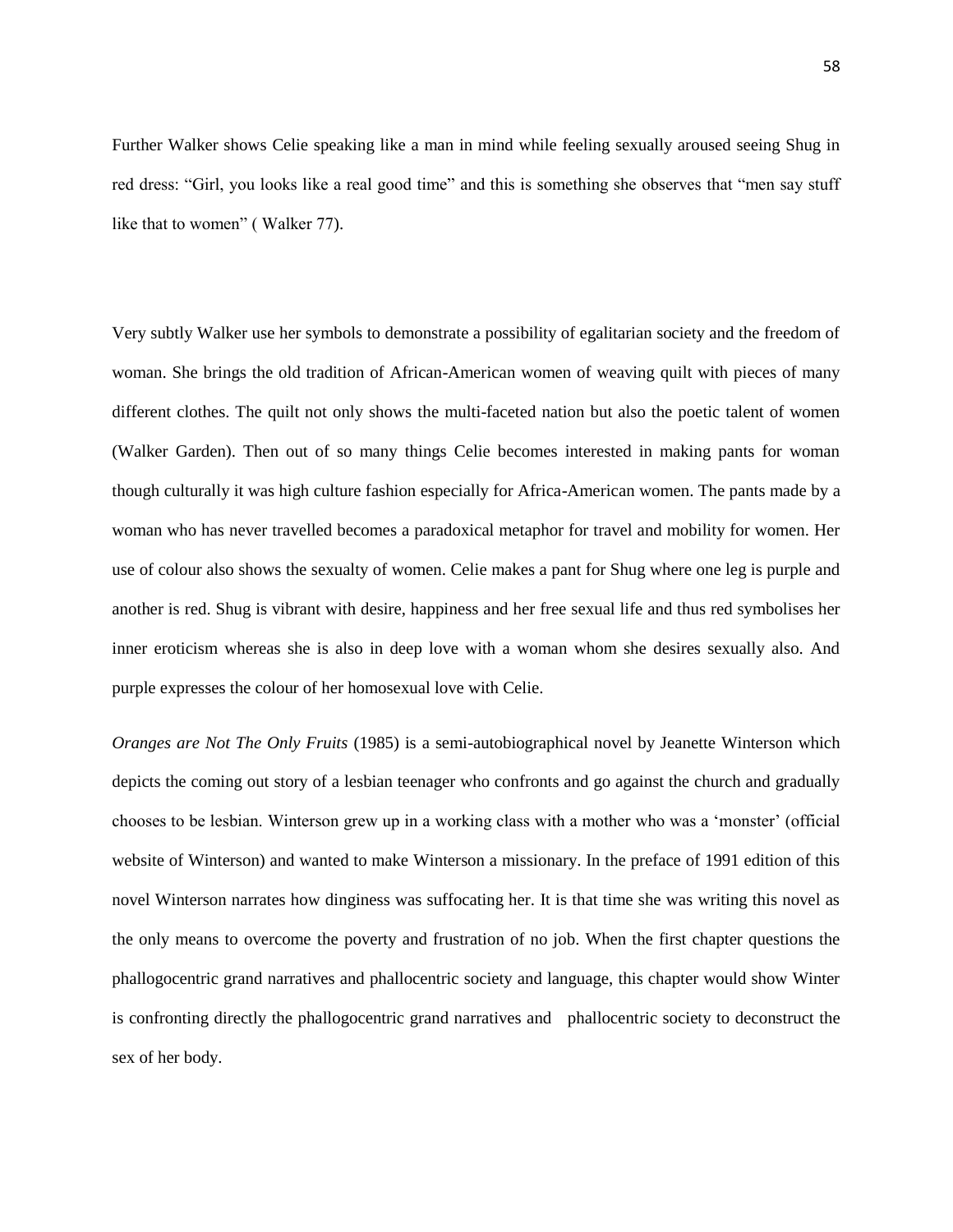Further Walker shows Celie speaking like a man in mind while feeling sexually aroused seeing Shug in red dress: “Girl, you looks like a real good time” and this is something she observes that “men say stuff like that to women” ( Walker 77).

Very subtly Walker use her symbols to demonstrate a possibility of egalitarian society and the freedom of woman. She brings the old tradition of African-American women of weaving quilt with pieces of many different clothes. The quilt not only shows the multi-faceted nation but also the poetic talent of women (Walker Garden). Then out of so many things Celie becomes interested in making pants for woman though culturally it was high culture fashion especially for Africa-American women. The pants made by a woman who has never travelled becomes a paradoxical metaphor for travel and mobility for women. Her use of colour also shows the sexualty of women. Celie makes a pant for Shug where one leg is purple and another is red. Shug is vibrant with desire, happiness and her free sexual life and thus red symbolises her inner eroticism whereas she is also in deep love with a woman whom she desires sexually also. And purple expresses the colour of her homosexual love with Celie.

*Oranges are Not The Only Fruits* (1985) is a semi-autobiographical novel by Jeanette Winterson which depicts the coming out story of a lesbian teenager who confronts and go against the church and gradually chooses to be lesbian. Winterson grew up in a working class with a mother who was a ‘monster’ (official website of Winterson) and wanted to make Winterson a missionary. In the preface of 1991 edition of this novel Winterson narrates how dinginess was suffocating her. It is that time she was writing this novel as the only means to overcome the poverty and frustration of no job. When the first chapter questions the phallogocentric grand narratives and phallocentric society and language, this chapter would show Winter is confronting directly the phallogocentric grand narratives and phallocentric society to deconstruct the sex of her body.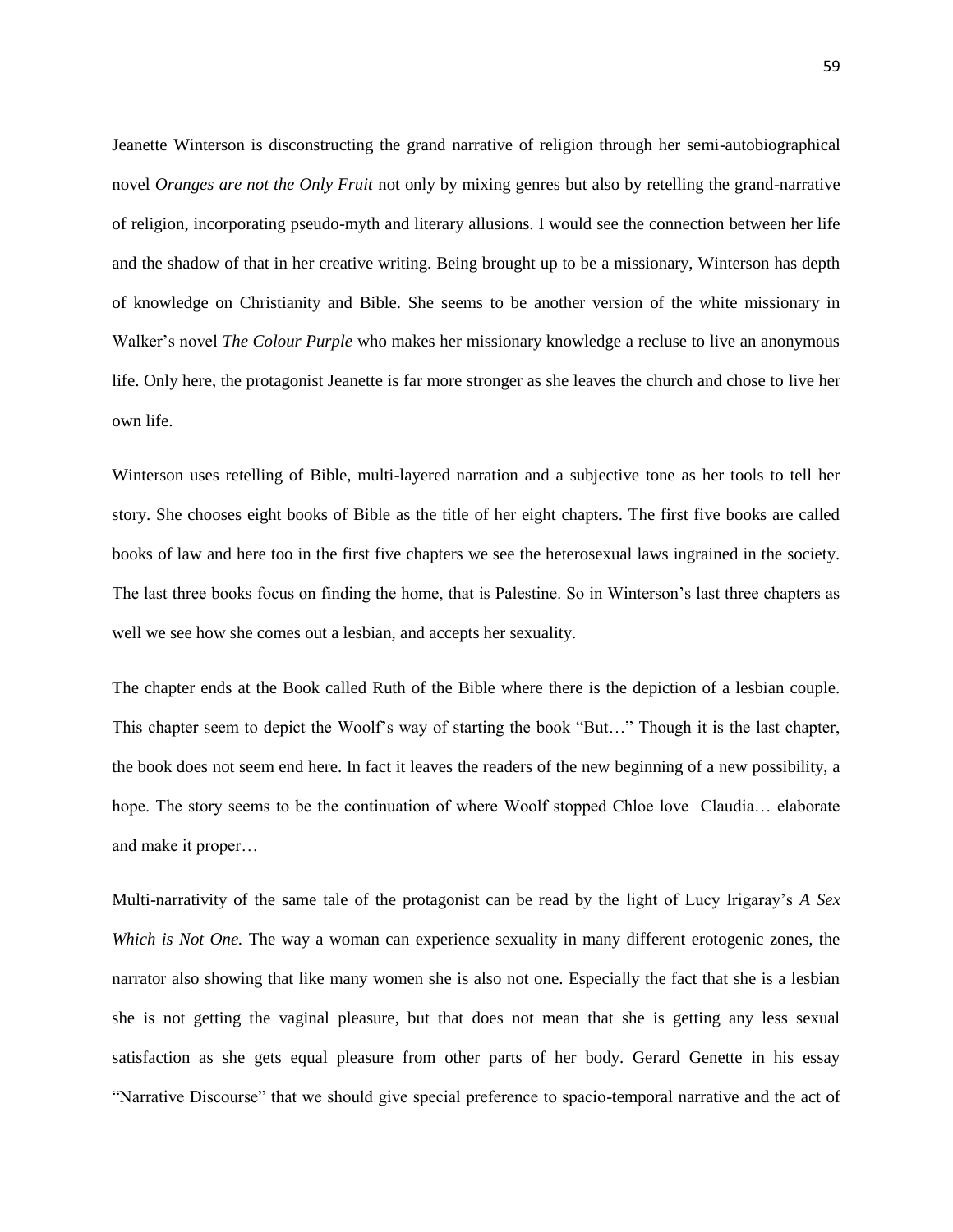Jeanette Winterson is disconstructing the grand narrative of religion through her semi-autobiographical novel *Oranges are not the Only Fruit* not only by mixing genres but also by retelling the grand-narrative of religion, incorporating pseudo-myth and literary allusions. I would see the connection between her life and the shadow of that in her creative writing. Being brought up to be a missionary, Winterson has depth of knowledge on Christianity and Bible. She seems to be another version of the white missionary in Walker's novel *The Colour Purple* who makes her missionary knowledge a recluse to live an anonymous life. Only here, the protagonist Jeanette is far more stronger as she leaves the church and chose to live her own life.

Winterson uses retelling of Bible, multi-layered narration and a subjective tone as her tools to tell her story. She chooses eight books of Bible as the title of her eight chapters. The first five books are called books of law and here too in the first five chapters we see the heterosexual laws ingrained in the society. The last three books focus on finding the home, that is Palestine. So in Winterson's last three chapters as well we see how she comes out a lesbian, and accepts her sexuality.

The chapter ends at the Book called Ruth of the Bible where there is the depiction of a lesbian couple. This chapter seem to depict the Woolf's way of starting the book "But…" Though it is the last chapter, the book does not seem end here. In fact it leaves the readers of the new beginning of a new possibility, a hope. The story seems to be the continuation of where Woolf stopped Chloe love Claudia… elaborate and make it proper…

Multi-narrativity of the same tale of the protagonist can be read by the light of Lucy Irigaray's *A Sex Which is Not One.* The way a woman can experience sexuality in many different erotogenic zones, the narrator also showing that like many women she is also not one. Especially the fact that she is a lesbian she is not getting the vaginal pleasure, but that does not mean that she is getting any less sexual satisfaction as she gets equal pleasure from other parts of her body. Gerard Genette in his essay "Narrative Discourse" that we should give special preference to spacio-temporal narrative and the act of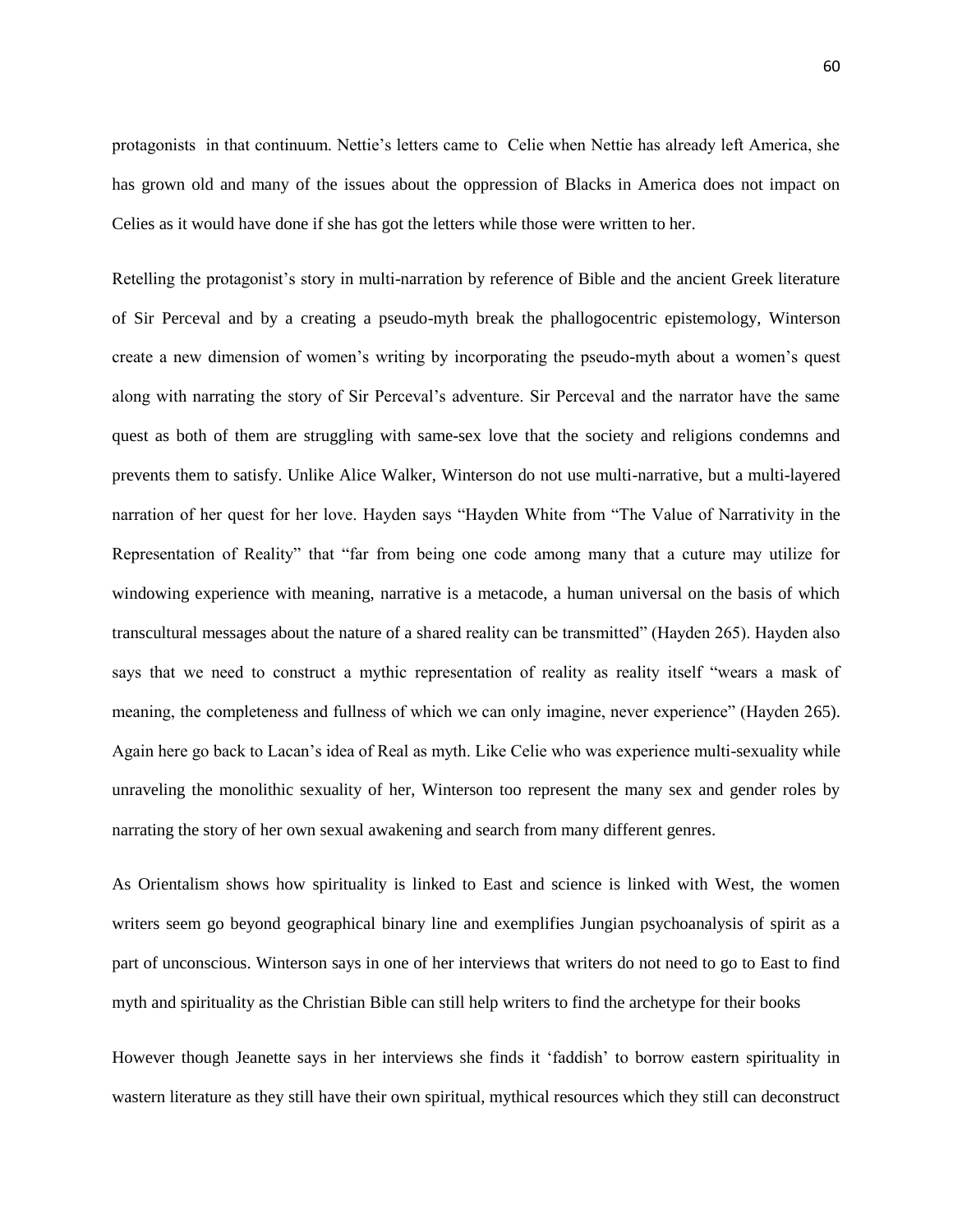protagonists in that continuum. Nettie's letters came to Celie when Nettie has already left America, she has grown old and many of the issues about the oppression of Blacks in America does not impact on Celies as it would have done if she has got the letters while those were written to her.

Retelling the protagonist's story in multi-narration by reference of Bible and the ancient Greek literature of Sir Perceval and by a creating a pseudo-myth break the phallogocentric epistemology, Winterson create a new dimension of women's writing by incorporating the pseudo-myth about a women's quest along with narrating the story of Sir Perceval's adventure. Sir Perceval and the narrator have the same quest as both of them are struggling with same-sex love that the society and religions condemns and prevents them to satisfy. Unlike Alice Walker, Winterson do not use multi-narrative, but a multi-layered narration of her quest for her love. Hayden says "Hayden White from "The Value of Narrativity in the Representation of Reality" that "far from being one code among many that a cuture may utilize for windowing experience with meaning, narrative is a metacode, a human universal on the basis of which transcultural messages about the nature of a shared reality can be transmitted" (Hayden 265). Hayden also says that we need to construct a mythic representation of reality as reality itself "wears a mask of meaning, the completeness and fullness of which we can only imagine, never experience" (Hayden 265). Again here go back to Lacan's idea of Real as myth. Like Celie who was experience multi-sexuality while unraveling the monolithic sexuality of her, Winterson too represent the many sex and gender roles by narrating the story of her own sexual awakening and search from many different genres.

As Orientalism shows how spirituality is linked to East and science is linked with West, the women writers seem go beyond geographical binary line and exemplifies Jungian psychoanalysis of spirit as a part of unconscious. Winterson says in one of her interviews that writers do not need to go to East to find myth and spirituality as the Christian Bible can still help writers to find the archetype for their books

However though Jeanette says in her interviews she finds it 'faddish' to borrow eastern spirituality in wastern literature as they still have their own spiritual, mythical resources which they still can deconstruct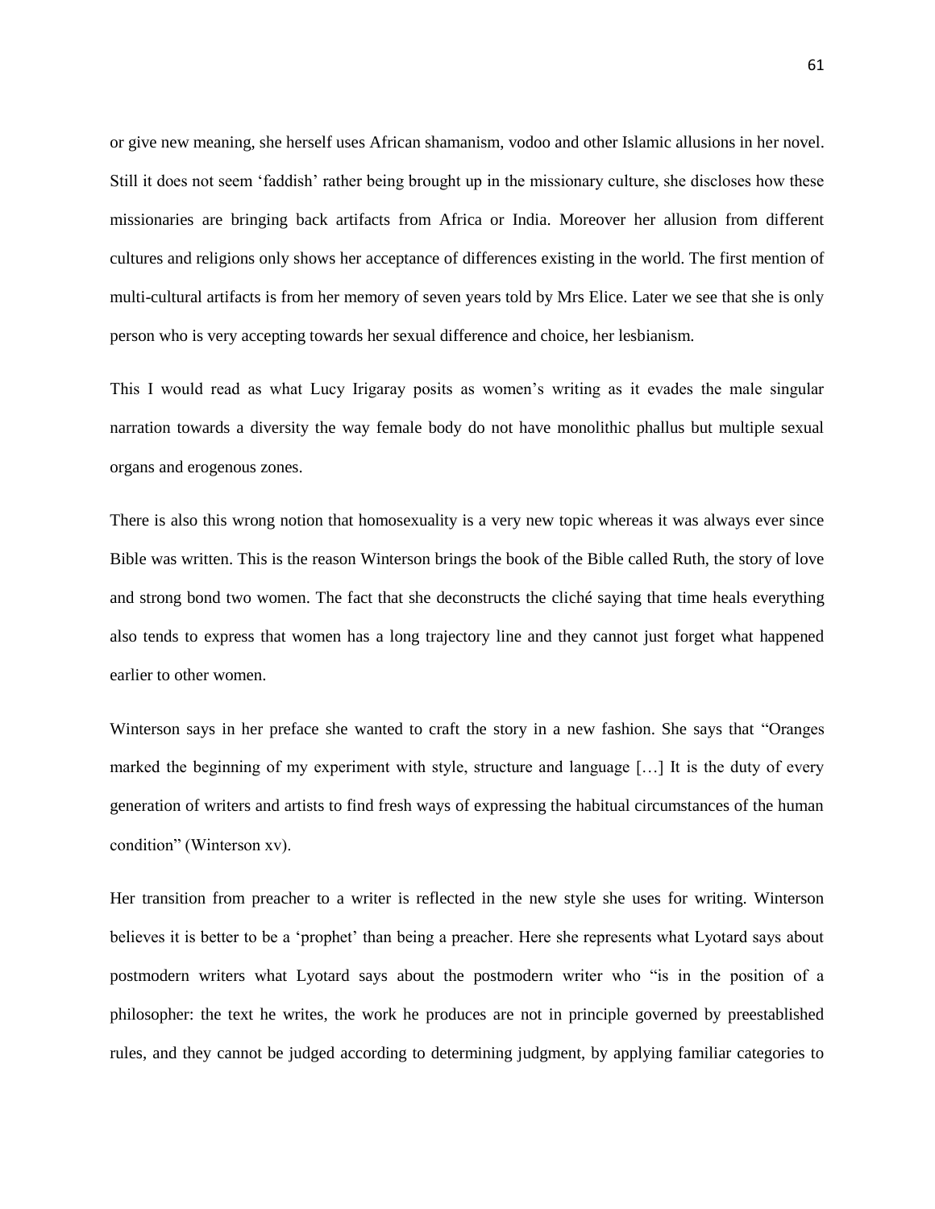or give new meaning, she herself uses African shamanism, vodoo and other Islamic allusions in her novel. Still it does not seem 'faddish' rather being brought up in the missionary culture, she discloses how these missionaries are bringing back artifacts from Africa or India. Moreover her allusion from different cultures and religions only shows her acceptance of differences existing in the world. The first mention of multi-cultural artifacts is from her memory of seven years told by Mrs Elice. Later we see that she is only person who is very accepting towards her sexual difference and choice, her lesbianism.

This I would read as what Lucy Irigaray posits as women's writing as it evades the male singular narration towards a diversity the way female body do not have monolithic phallus but multiple sexual organs and erogenous zones.

There is also this wrong notion that homosexuality is a very new topic whereas it was always ever since Bible was written. This is the reason Winterson brings the book of the Bible called Ruth, the story of love and strong bond two women. The fact that she deconstructs the cliché saying that time heals everything also tends to express that women has a long trajectory line and they cannot just forget what happened earlier to other women.

Winterson says in her preface she wanted to craft the story in a new fashion. She says that "Oranges marked the beginning of my experiment with style, structure and language […] It is the duty of every generation of writers and artists to find fresh ways of expressing the habitual circumstances of the human condition" (Winterson xv).

Her transition from preacher to a writer is reflected in the new style she uses for writing. Winterson believes it is better to be a 'prophet' than being a preacher. Here she represents what Lyotard says about postmodern writers what Lyotard says about the postmodern writer who "is in the position of a philosopher: the text he writes, the work he produces are not in principle governed by preestablished rules, and they cannot be judged according to determining judgment, by applying familiar categories to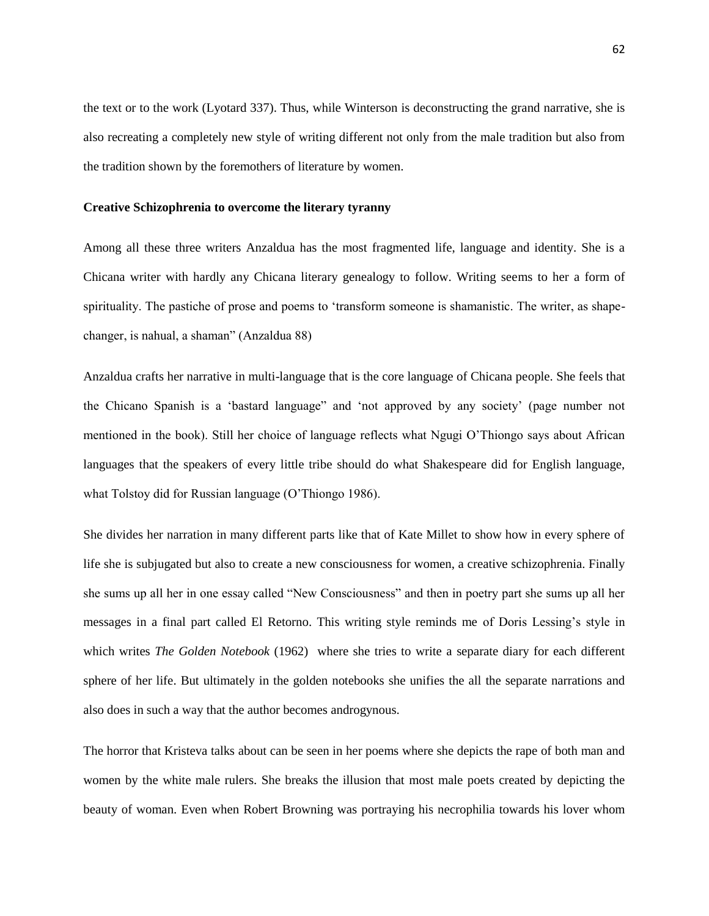the text or to the work (Lyotard 337). Thus, while Winterson is deconstructing the grand narrative, she is also recreating a completely new style of writing different not only from the male tradition but also from the tradition shown by the foremothers of literature by women.

**Creative Schizophrenia to overcome the literary tyranny**

Among all these three writers Anzaldua has the most fragmented life, language and identity. She is a Chicana writer with hardly any Chicana literary genealogy to follow. Writing seems to her a form of spirituality. The pastiche of prose and poems to 'transform someone is shamanistic. The writer, as shape-changer, is nahual, a shaman" (Anzaldua 88)

Anzaldua crafts her narrative in multi-language that is the core language of Chicana people. She feels that the Chicano Spanish is a 'bastard language" and 'not approved by any society' (page number not mentioned in the book). Still her choice of language reflects what Ngugi O'Thiongo says about African languages that the speakers of every little tribe should do what Shakespeare did for English language, what Tolstoy did for Russian language (O'Thiongo 1986).

She divides her narration in many different parts like that of Kate Millet to show how in every sphere of life she is subjugated but also to create a new consciousness for women, a creative schizophrenia. Finally she sums up all her in one essay called "New Consciousness" and then in poetry part she sums up all her messages in a final part called El Retorno. This writing style reminds me of Doris Lessing's style in which writes *The Golden Notebook* (1962) where she tries to write a separate diary for each different sphere of her life. But ultimately in the golden notebooks she unifies the all the separate narrations and also does in such a way that the author becomes androgynous.

The horror that Kristeva talks about can be seen in her poems where she depicts the rape of both man and women by the white male rulers. She breaks the illusion that most male poets created by depicting the beauty of woman. Even when Robert Browning was portraying his necrophilia towards his lover whom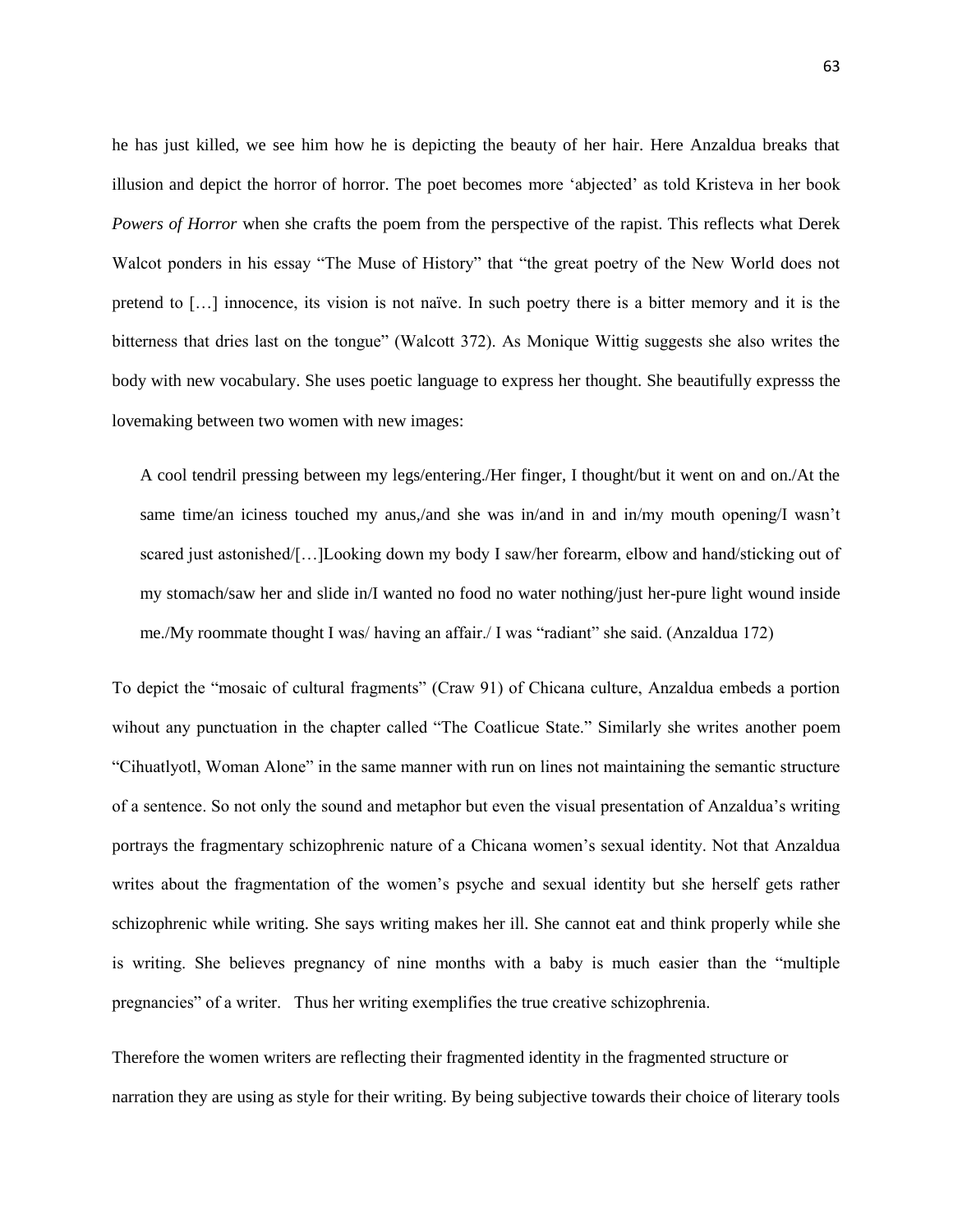he has just killed, we see him how he is depicting the beauty of her hair. Here Anzaldua breaks that illusion and depict the horror of horror. The poet becomes more 'abjected' as told Kristeva in her book *Powers of Horror* when she crafts the poem from the perspective of the rapist. This reflects what Derek Walcot ponders in his essay "The Muse of History" that "the great poetry of the New World does not pretend to […] innocence, its vision is not naïve. In such poetry there is a bitter memory and it is the bitterness that dries last on the tongue" (Walcott 372). As Monique Wittig suggests she also writes the body with new vocabulary. She uses poetic language to express her thought. She beautifully expresss the lovemaking between two women with new images:

> A cool tendril pressing between my legs/entering./Her finger, I thought/but it went on and on./At the same time/an iciness touched my anus,/and she was in/and in and in/my mouth opening/I wasn't scared just astonished/[…]Looking down my body I saw/her forearm, elbow and hand/sticking out of my stomach/saw her and slide in/I wanted no food no water nothing/just her-pure light wound inside me./My roommate thought I was/ having an affair./ I was "radiant" she said. (Anzaldua 172)

To depict the "mosaic of cultural fragments" (Craw 91) of Chicana culture, Anzaldua embeds a portion wihout any punctuation in the chapter called "The Coatlicue State." Similarly she writes another poem "Cihuatlyotl, Woman Alone" in the same manner with run on lines not maintaining the semantic structure of a sentence. So not only the sound and metaphor but even the visual presentation of Anzaldua's writing portrays the fragmentary schizophrenic nature of a Chicana women's sexual identity. Not that Anzaldua writes about the fragmentation of the women's psyche and sexual identity but she herself gets rather schizophrenic while writing. She says writing makes her ill. She cannot eat and think properly while she is writing. She believes pregnancy of nine months with a baby is much easier than the "multiple pregnancies" of a writer. Thus her writing exemplifies the true creative schizophrenia.

Therefore the women writers are reflecting their fragmented identity in the fragmented structure or narration they are using as style for their writing. By being subjective towards their choice of literary tools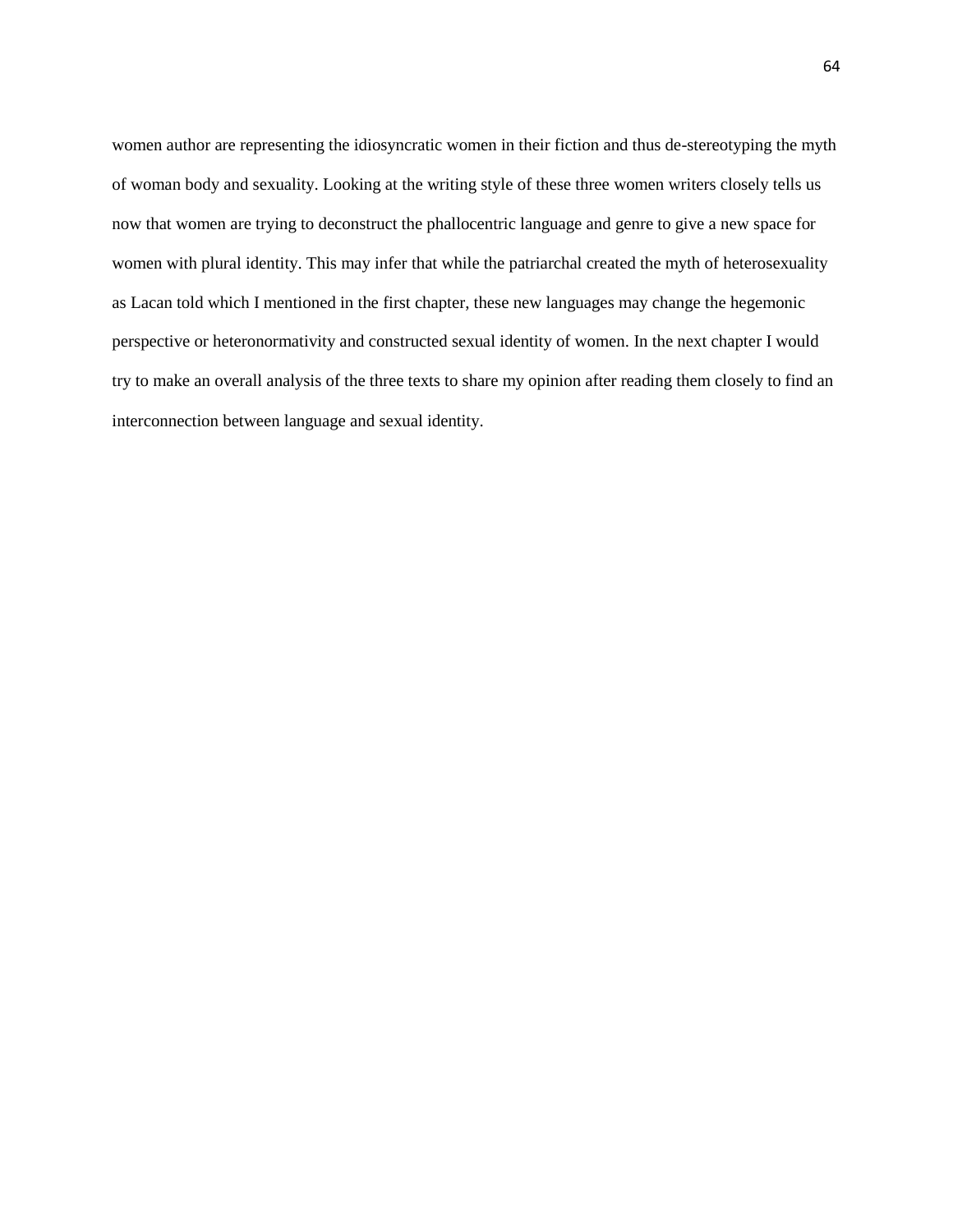women author are representing the idiosyncratic women in their fiction and thus de-stereotyping the myth of woman body and sexuality. Looking at the writing style of these three women writers closely tells us now that women are trying to deconstruct the phallocentric language and genre to give a new space for women with plural identity. This may infer that while the patriarchal created the myth of heterosexuality as Lacan told which I mentioned in the first chapter, these new languages may change the hegemonic perspective or heteronormativity and constructed sexual identity of women. In the next chapter I would try to make an overall analysis of the three texts to share my opinion after reading them closely to find an interconnection between language and sexual identity.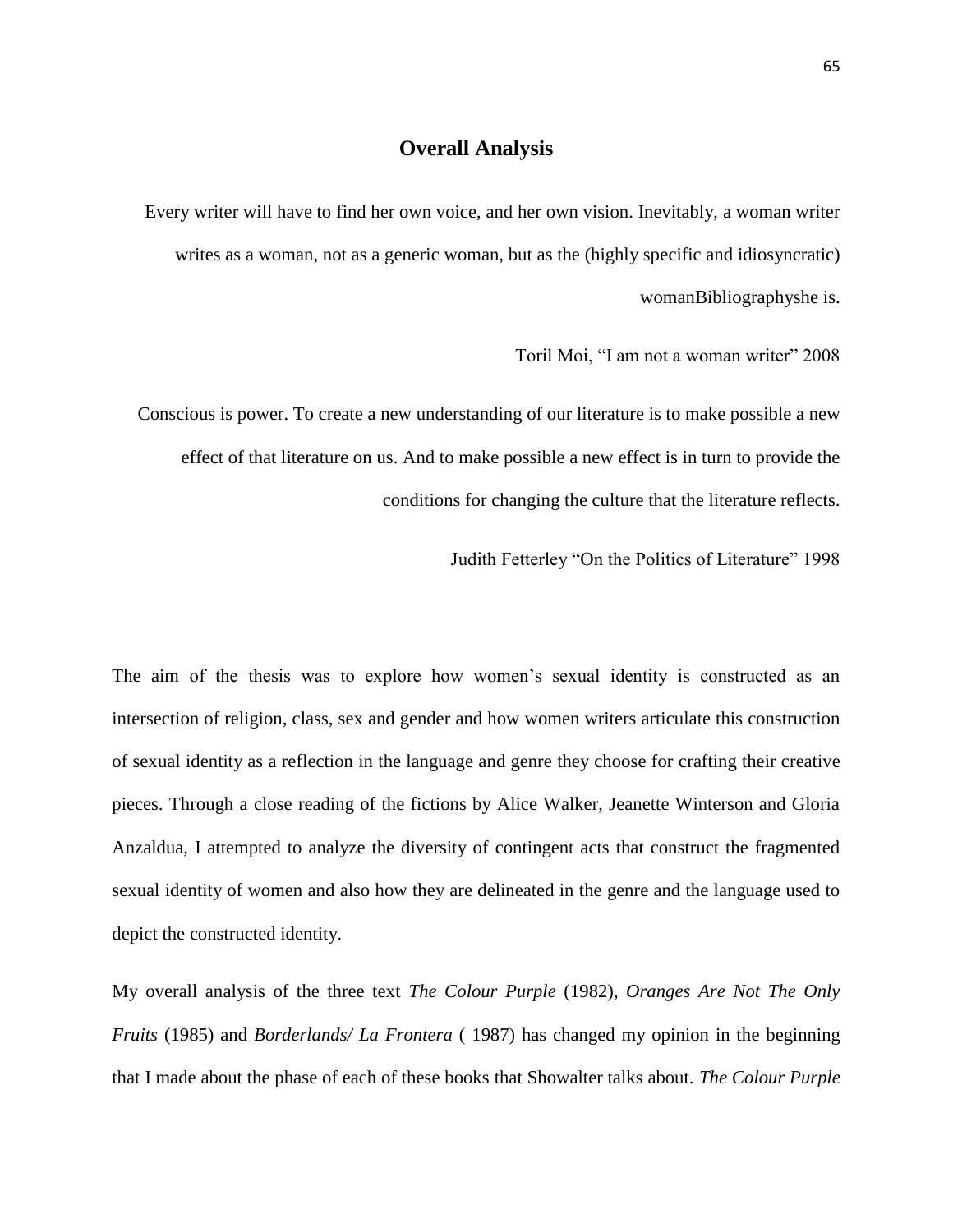## Overall Analysis

> Every writer will have to find her own voice, and her own vision. Inevitably, a woman writer writes as a woman, not as a generic woman, but as the (highly specific and idiosyncratic) womanBibliographyshe is.
>
> Toril Moi, "I am not a woman writer" 2008

> Conscious is power. To create a new understanding of our literature is to make possible a new effect of that literature on us. And to make possible a new effect is in turn to provide the conditions for changing the culture that the literature reflects.
>
> Judith Fetterley "On the Politics of Literature" 1998

The aim of the thesis was to explore how women's sexual identity is constructed as an intersection of religion, class, sex and gender and how women writers articulate this construction of sexual identity as a reflection in the language and genre they choose for crafting their creative pieces. Through a close reading of the fictions by Alice Walker, Jeanette Winterson and Gloria Anzaldua, I attempted to analyze the diversity of contingent acts that construct the fragmented sexual identity of women and also how they are delineated in the genre and the language used to depict the constructed identity.

My overall analysis of the three text *The Colour Purple* (1982), *Oranges Are Not The Only Fruits* (1985) and *Borderlands/ La Frontera* ( 1987) has changed my opinion in the beginning that I made about the phase of each of these books that Showalter talks about. *The Colour Purple*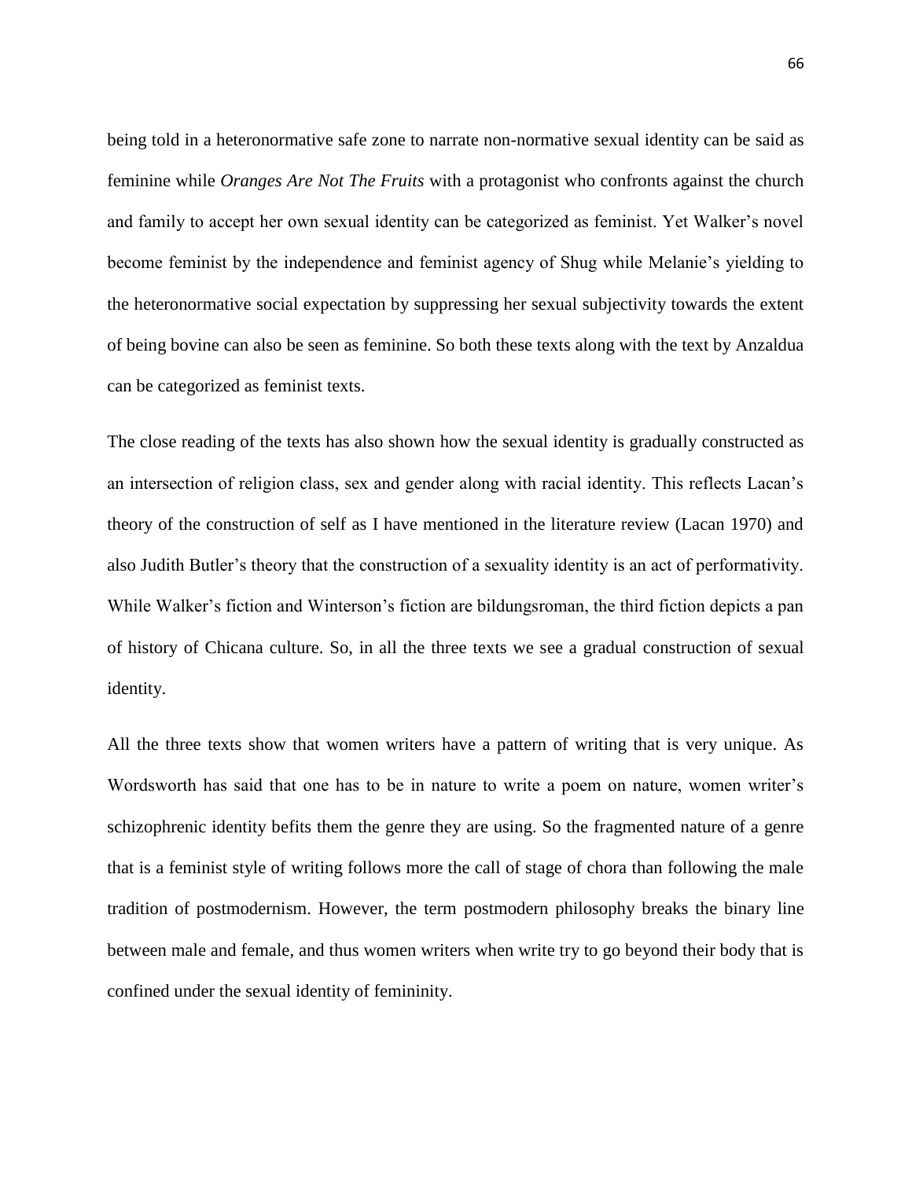being told in a heteronormative safe zone to narrate non-normative sexual identity can be said as feminine while *Oranges Are Not The Fruits* with a protagonist who confronts against the church and family to accept her own sexual identity can be categorized as feminist. Yet Walker's novel become feminist by the independence and feminist agency of Shug while Melanie's yielding to the heteronormative social expectation by suppressing her sexual subjectivity towards the extent of being bovine can also be seen as feminine. So both these texts along with the text by Anzaldua can be categorized as feminist texts.

The close reading of the texts has also shown how the sexual identity is gradually constructed as an intersection of religion class, sex and gender along with racial identity. This reflects Lacan's theory of the construction of self as I have mentioned in the literature review (Lacan 1970) and also Judith Butler's theory that the construction of a sexuality identity is an act of performativity. While Walker's fiction and Winterson's fiction are bildungsroman, the third fiction depicts a pan of history of Chicana culture. So, in all the three texts we see a gradual construction of sexual identity.

All the three texts show that women writers have a pattern of writing that is very unique. As Wordsworth has said that one has to be in nature to write a poem on nature, women writer's schizophrenic identity befits them the genre they are using. So the fragmented nature of a genre that is a feminist style of writing follows more the call of stage of chora than following the male tradition of postmodernism. However, the term postmodern philosophy breaks the binary line between male and female, and thus women writers when write try to go beyond their body that is confined under the sexual identity of femininity.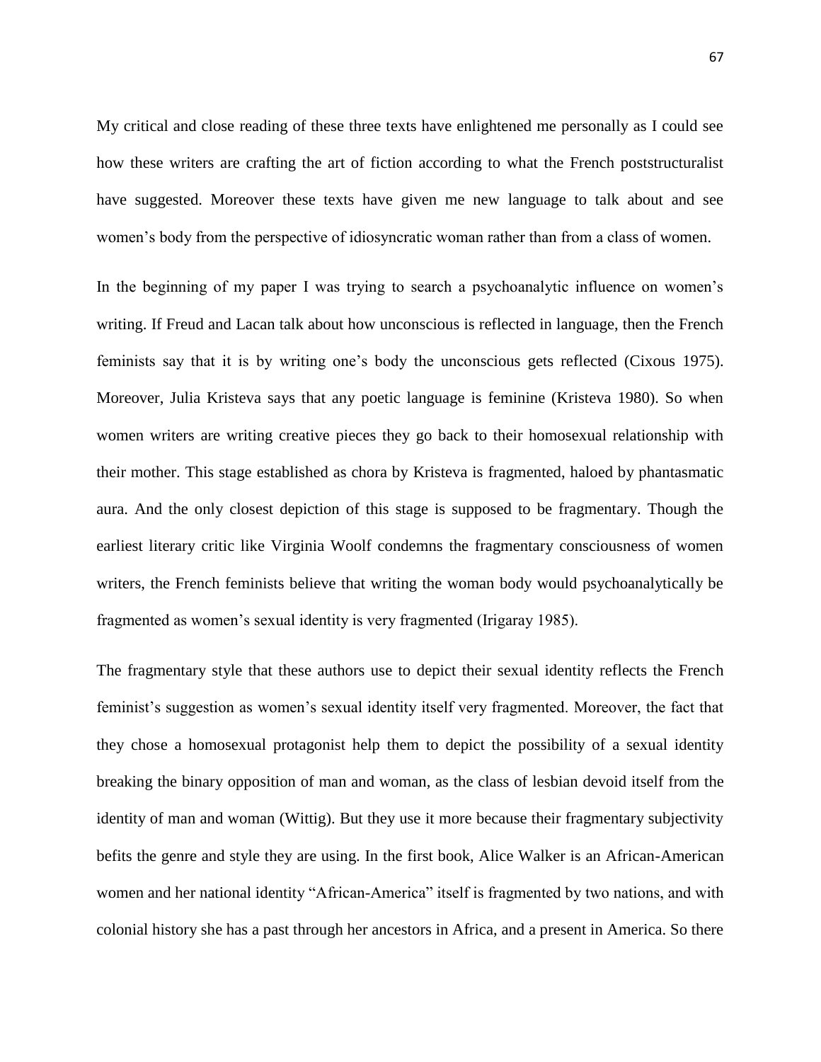My critical and close reading of these three texts have enlightened me personally as I could see how these writers are crafting the art of fiction according to what the French poststructuralist have suggested. Moreover these texts have given me new language to talk about and see women's body from the perspective of idiosyncratic woman rather than from a class of women.

In the beginning of my paper I was trying to search a psychoanalytic influence on women's writing. If Freud and Lacan talk about how unconscious is reflected in language, then the French feminists say that it is by writing one's body the unconscious gets reflected (Cixous 1975). Moreover, Julia Kristeva says that any poetic language is feminine (Kristeva 1980). So when women writers are writing creative pieces they go back to their homosexual relationship with their mother. This stage established as chora by Kristeva is fragmented, haloed by phantasmatic aura. And the only closest depiction of this stage is supposed to be fragmentary. Though the earliest literary critic like Virginia Woolf condemns the fragmentary consciousness of women writers, the French feminists believe that writing the woman body would psychoanalytically be fragmented as women's sexual identity is very fragmented (Irigaray 1985).

The fragmentary style that these authors use to depict their sexual identity reflects the French feminist's suggestion as women's sexual identity itself very fragmented. Moreover, the fact that they chose a homosexual protagonist help them to depict the possibility of a sexual identity breaking the binary opposition of man and woman, as the class of lesbian devoid itself from the identity of man and woman (Wittig). But they use it more because their fragmentary subjectivity befits the genre and style they are using. In the first book, Alice Walker is an African-American women and her national identity "African-America" itself is fragmented by two nations, and with colonial history she has a past through her ancestors in Africa, and a present in America. So there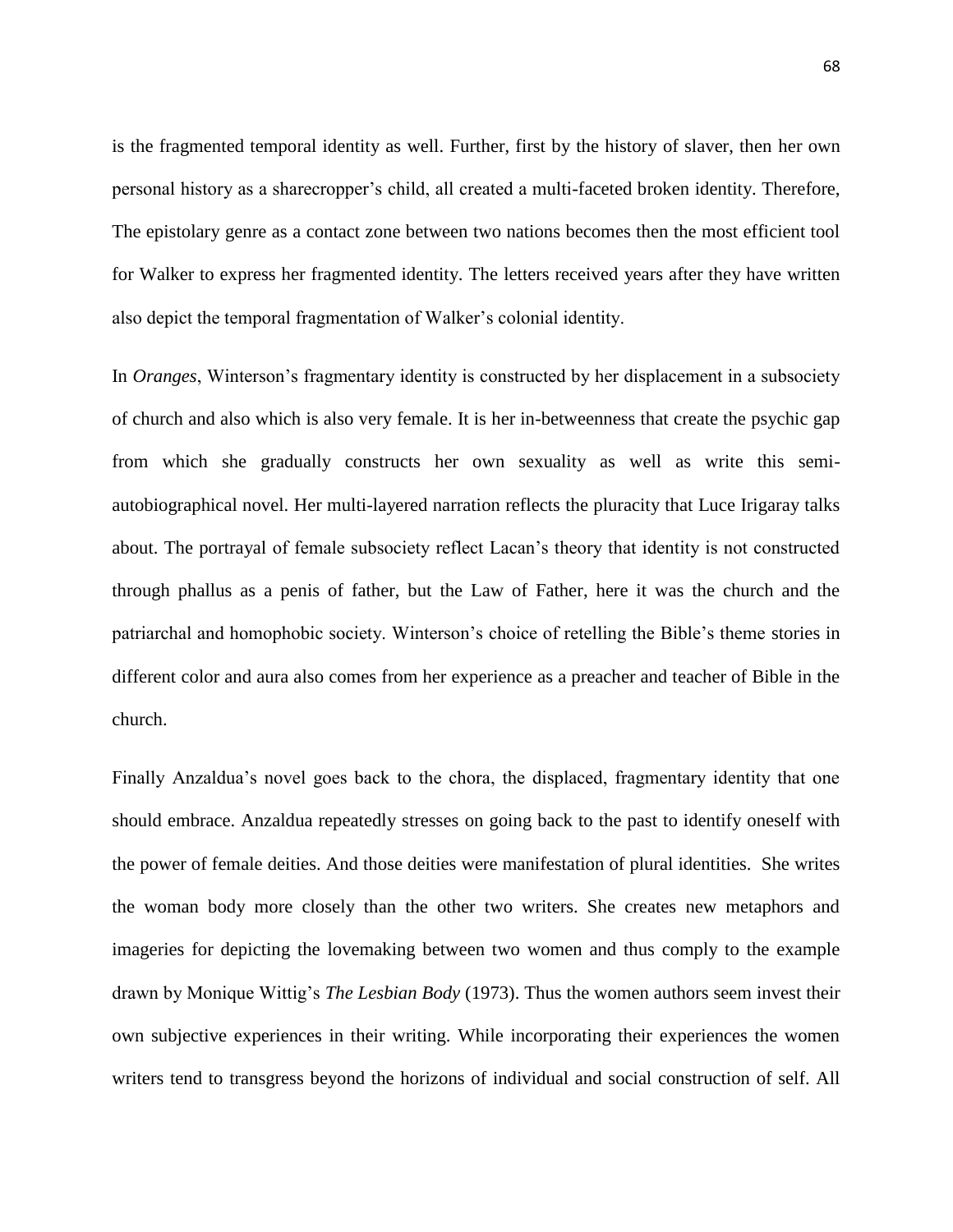is the fragmented temporal identity as well. Further, first by the history of slaver, then her own personal history as a sharecropper's child, all created a multi-faceted broken identity. Therefore, The epistolary genre as a contact zone between two nations becomes then the most efficient tool for Walker to express her fragmented identity. The letters received years after they have written also depict the temporal fragmentation of Walker's colonial identity.

In *Oranges*, Winterson's fragmentary identity is constructed by her displacement in a subsociety of church and also which is also very female. It is her in-betweenness that create the psychic gap from which she gradually constructs her own sexuality as well as write this semi-autobiographical novel. Her multi-layered narration reflects the pluracity that Luce Irigaray talks about. The portrayal of female subsociety reflect Lacan's theory that identity is not constructed through phallus as a penis of father, but the Law of Father, here it was the church and the patriarchal and homophobic society. Winterson's choice of retelling the Bible's theme stories in different color and aura also comes from her experience as a preacher and teacher of Bible in the church.

Finally Anzaldua's novel goes back to the chora, the displaced, fragmentary identity that one should embrace. Anzaldua repeatedly stresses on going back to the past to identify oneself with the power of female deities. And those deities were manifestation of plural identities. She writes the woman body more closely than the other two writers. She creates new metaphors and imageries for depicting the lovemaking between two women and thus comply to the example drawn by Monique Wittig's *The Lesbian Body* (1973). Thus the women authors seem invest their own subjective experiences in their writing. While incorporating their experiences the women writers tend to transgress beyond the horizons of individual and social construction of self. All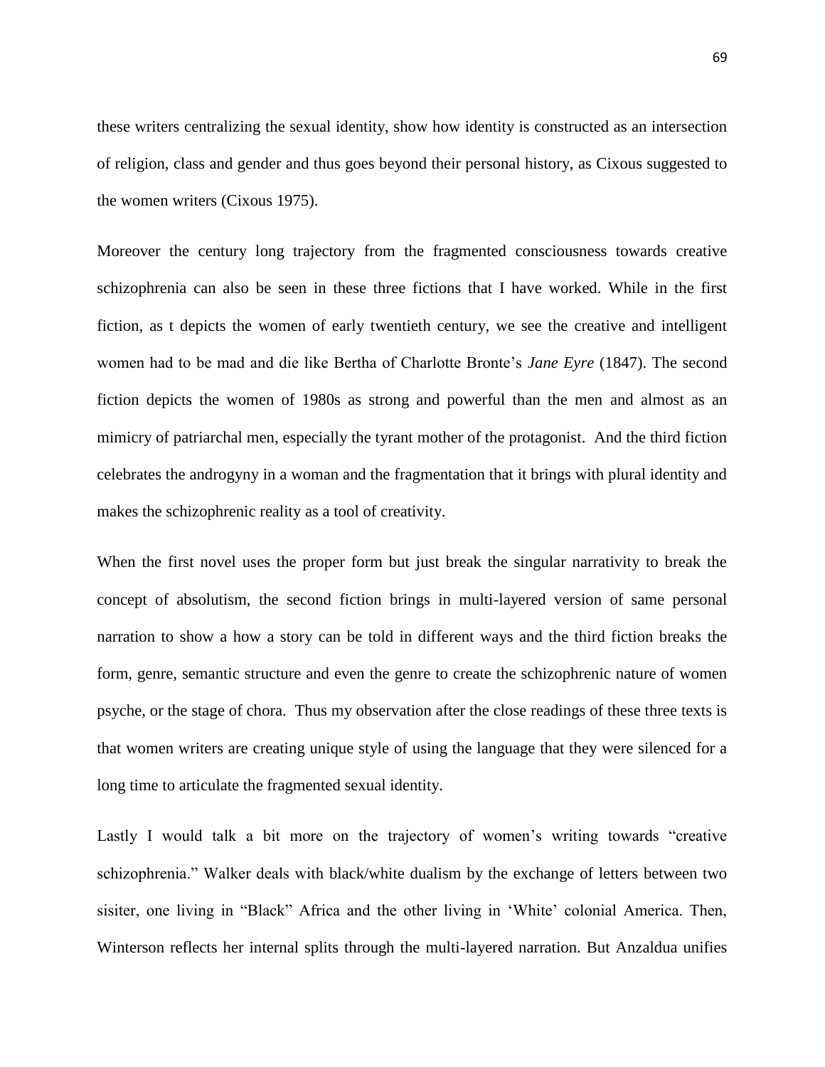these writers centralizing the sexual identity, show how identity is constructed as an intersection of religion, class and gender and thus goes beyond their personal history, as Cixous suggested to the women writers (Cixous 1975).

Moreover the century long trajectory from the fragmented consciousness towards creative schizophrenia can also be seen in these three fictions that I have worked. While in the first fiction, as t depicts the women of early twentieth century, we see the creative and intelligent women had to be mad and die like Bertha of Charlotte Bronte's *Jane Eyre* (1847). The second fiction depicts the women of 1980s as strong and powerful than the men and almost as an mimicry of patriarchal men, especially the tyrant mother of the protagonist. And the third fiction celebrates the androgyny in a woman and the fragmentation that it brings with plural identity and makes the schizophrenic reality as a tool of creativity.

When the first novel uses the proper form but just break the singular narrativity to break the concept of absolutism, the second fiction brings in multi-layered version of same personal narration to show a how a story can be told in different ways and the third fiction breaks the form, genre, semantic structure and even the genre to create the schizophrenic nature of women psyche, or the stage of chora. Thus my observation after the close readings of these three texts is that women writers are creating unique style of using the language that they were silenced for a long time to articulate the fragmented sexual identity.

Lastly I would talk a bit more on the trajectory of women's writing towards "creative schizophrenia." Walker deals with black/white dualism by the exchange of letters between two sisiter, one living in "Black" Africa and the other living in 'White' colonial America. Then, Winterson reflects her internal splits through the multi-layered narration. But Anzaldua unifies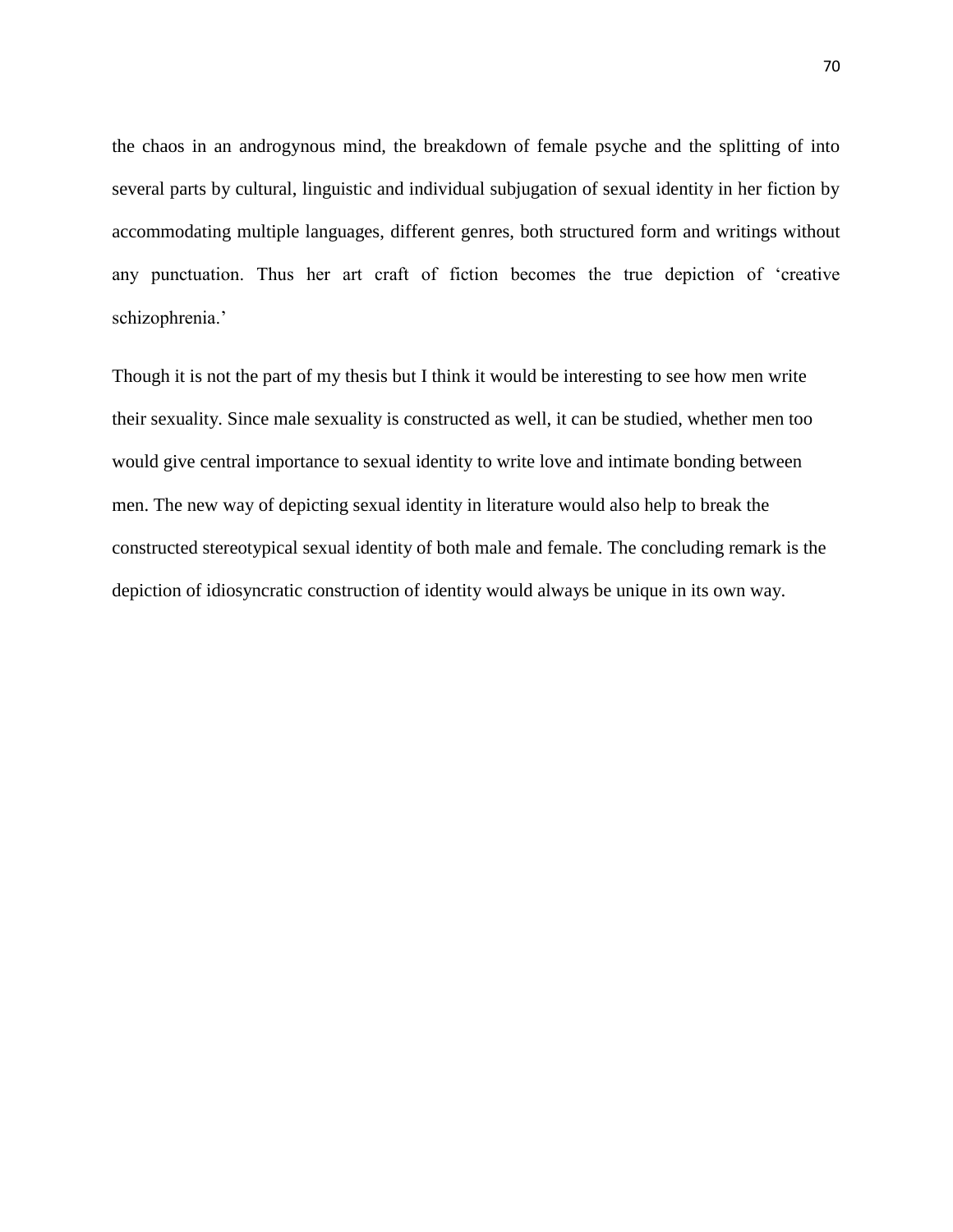the chaos in an androgynous mind, the breakdown of female psyche and the splitting of into several parts by cultural, linguistic and individual subjugation of sexual identity in her fiction by accommodating multiple languages, different genres, both structured form and writings without any punctuation. Thus her art craft of fiction becomes the true depiction of 'creative schizophrenia.'

Though it is not the part of my thesis but I think it would be interesting to see how men write their sexuality. Since male sexuality is constructed as well, it can be studied, whether men too would give central importance to sexual identity to write love and intimate bonding between men. The new way of depicting sexual identity in literature would also help to break the constructed stereotypical sexual identity of both male and female. The concluding remark is the depiction of idiosyncratic construction of identity would always be unique in its own way.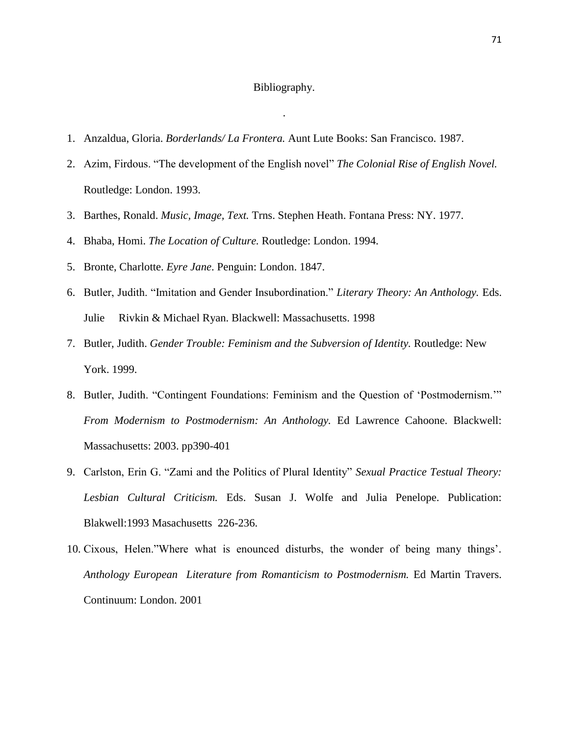# Bibliography.

.

1. Anzaldua, Gloria. *Borderlands/ La Frontera.* Aunt Lute Books: San Francisco. 1987.
2. Azim, Firdous. “The development of the English novel” *The Colonial Rise of English Novel.* Routledge: London. 1993.
3. Barthes, Ronald. *Music, Image, Text.* Trns. Stephen Heath. Fontana Press: NY. 1977.
4. Bhaba, Homi. *The Location of Culture.* Routledge: London. 1994.
5. Bronte, Charlotte. *Eyre Jane*. Penguin: London. 1847.
6. Butler, Judith. “Imitation and Gender Insubordination.” *Literary Theory: An Anthology.* Eds. Julie Rivkin & Michael Ryan. Blackwell: Massachusetts. 1998
7. Butler, Judith. *Gender Trouble: Feminism and the Subversion of Identity.* Routledge: New York. 1999.
8. Butler, Judith. “Contingent Foundations: Feminism and the Question of ‘Postmodernism.’” *From Modernism to Postmodernism: An Anthology.* Ed Lawrence Cahoone. Blackwell: Massachusetts: 2003. pp390-401
9. Carlston, Erin G. “Zami and the Politics of Plural Identity” *Sexual Practice Testual Theory: Lesbian Cultural Criticism.* Eds. Susan J. Wolfe and Julia Penelope. Publication: Blakwell:1993 Masachusetts 226-236.
10. Cixous, Helen.”Where what is enounced disturbs, the wonder of being many things’. *Anthology European Literature from Romanticism to Postmodernism.* Ed Martin Travers. Continuum: London. 2001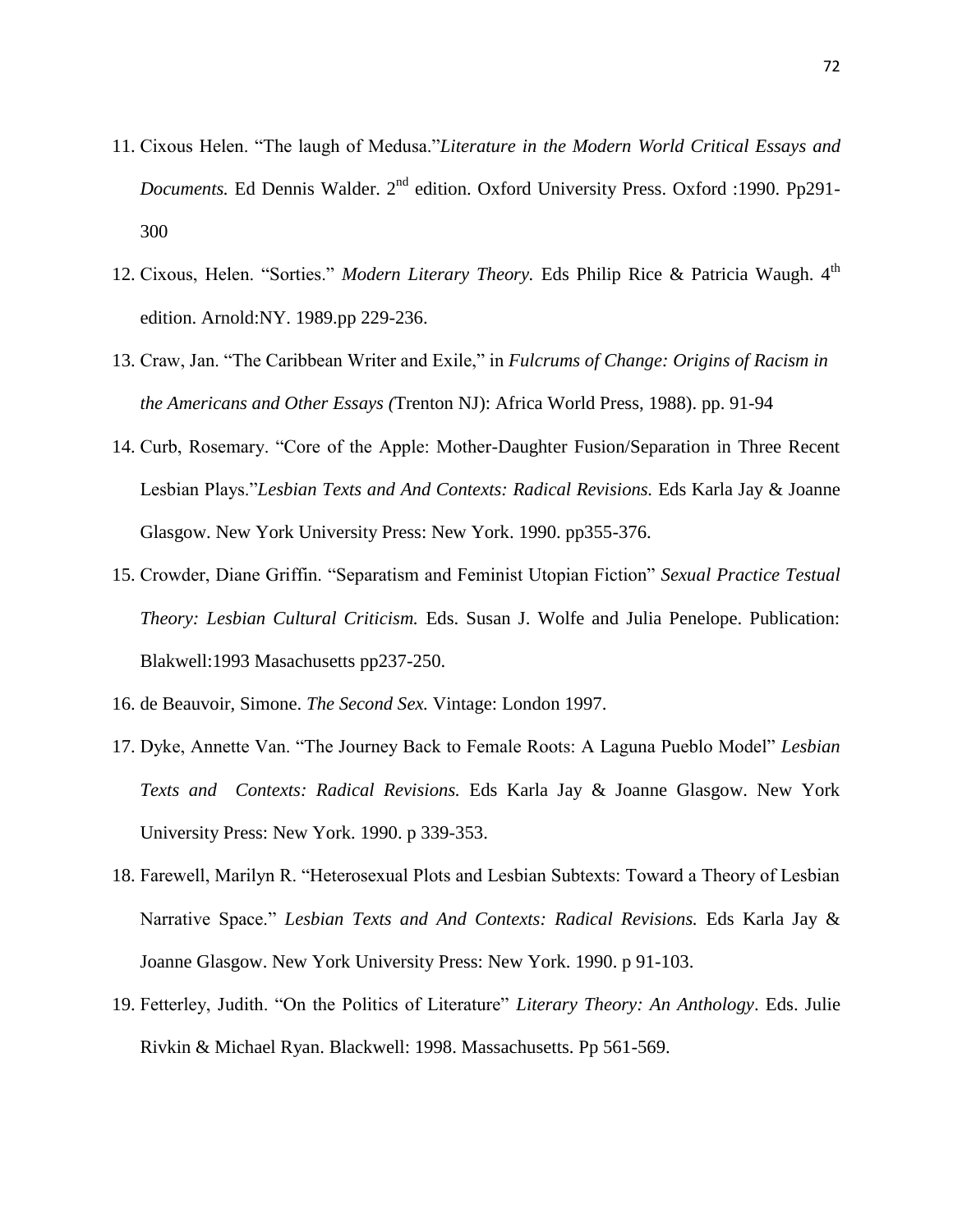11. Cixous Helen. "The laugh of Medusa."*Literature in the Modern World Critical Essays and Documents.* Ed Dennis Walder. 2nd edition. Oxford University Press. Oxford :1990. Pp291-300

12. Cixous, Helen. "Sorties." *Modern Literary Theory.* Eds Philip Rice & Patricia Waugh. 4th edition. Arnold:NY. 1989.pp 229-236.

13. Craw, Jan. "The Caribbean Writer and Exile," in *Fulcrums of Change: Origins of Racism in the Americans and Other Essays (*Trenton NJ): Africa World Press, 1988). pp. 91-94

14. Curb, Rosemary. "Core of the Apple: Mother-Daughter Fusion/Separation in Three Recent Lesbian Plays."*Lesbian Texts and And Contexts: Radical Revisions.* Eds Karla Jay & Joanne Glasgow. New York University Press: New York. 1990. pp355-376.

15. Crowder, Diane Griffin. "Separatism and Feminist Utopian Fiction" *Sexual Practice Testual Theory: Lesbian Cultural Criticism.* Eds. Susan J. Wolfe and Julia Penelope. Publication: Blakwell:1993 Masachusetts pp237-250.

16. de Beauvoir, Simone. *The Second Sex.* Vintage: London 1997.

17. Dyke, Annette Van. "The Journey Back to Female Roots: A Laguna Pueblo Model" *Lesbian Texts and Contexts: Radical Revisions.* Eds Karla Jay & Joanne Glasgow. New York University Press: New York. 1990. p 339-353.

18. Farewell, Marilyn R. "Heterosexual Plots and Lesbian Subtexts: Toward a Theory of Lesbian Narrative Space." *Lesbian Texts and And Contexts: Radical Revisions.* Eds Karla Jay & Joanne Glasgow. New York University Press: New York. 1990. p 91-103.

19. Fetterley, Judith. "On the Politics of Literature" *Literary Theory: An Anthology*. Eds. Julie Rivkin & Michael Ryan. Blackwell: 1998. Massachusetts. Pp 561-569.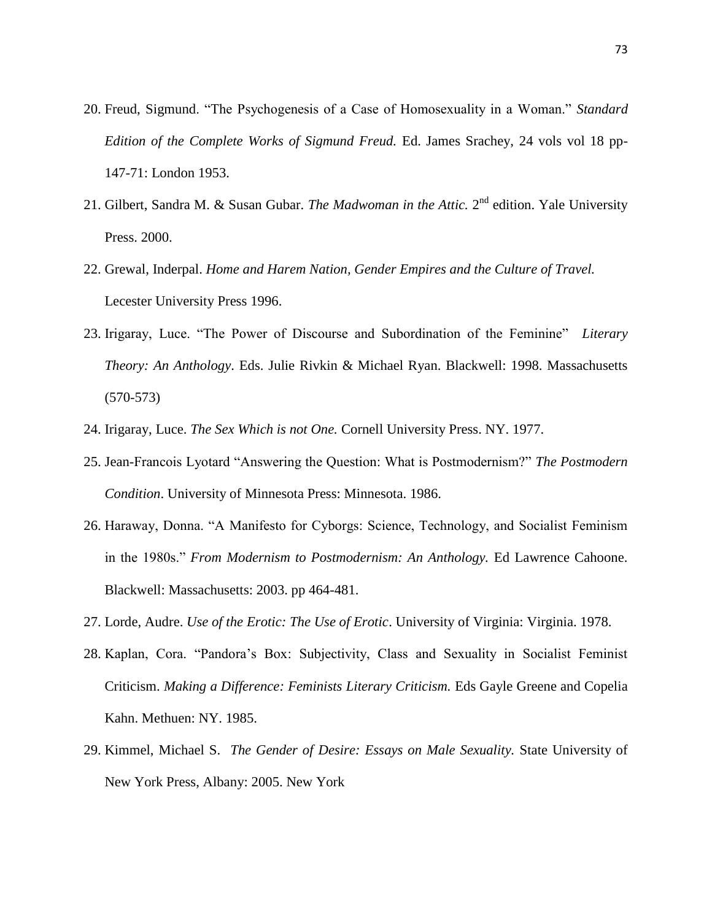20. Freud, Sigmund. "The Psychogenesis of a Case of Homosexuality in a Woman." *Standard Edition of the Complete Works of Sigmund Freud.* Ed. James Srachey, 24 vols vol 18 pp-147-71: London 1953.
21. Gilbert, Sandra M. & Susan Gubar. *The Madwoman in the Attic.* 2nd edition. Yale University Press. 2000.
22. Grewal, Inderpal. *Home and Harem Nation, Gender Empires and the Culture of Travel.* Lecester University Press 1996.
23. Irigaray, Luce. "The Power of Discourse and Subordination of the Feminine" *Literary Theory: An Anthology*. Eds. Julie Rivkin & Michael Ryan. Blackwell: 1998. Massachusetts (570-573)
24. Irigaray, Luce. *The Sex Which is not One.* Cornell University Press. NY. 1977.
25. Jean-Francois Lyotard "Answering the Question: What is Postmodernism?" *The Postmodern Condition*. University of Minnesota Press: Minnesota. 1986.
26. Haraway, Donna. "A Manifesto for Cyborgs: Science, Technology, and Socialist Feminism in the 1980s." *From Modernism to Postmodernism: An Anthology.* Ed Lawrence Cahoone. Blackwell: Massachusetts: 2003. pp 464-481.
27. Lorde, Audre. *Use of the Erotic: The Use of Erotic*. University of Virginia: Virginia. 1978.
28. Kaplan, Cora. "Pandora's Box: Subjectivity, Class and Sexuality in Socialist Feminist Criticism. *Making a Difference: Feminists Literary Criticism.* Eds Gayle Greene and Copelia Kahn. Methuen: NY. 1985.
29. Kimmel, Michael S. *The Gender of Desire: Essays on Male Sexuality.* State University of New York Press, Albany: 2005. New York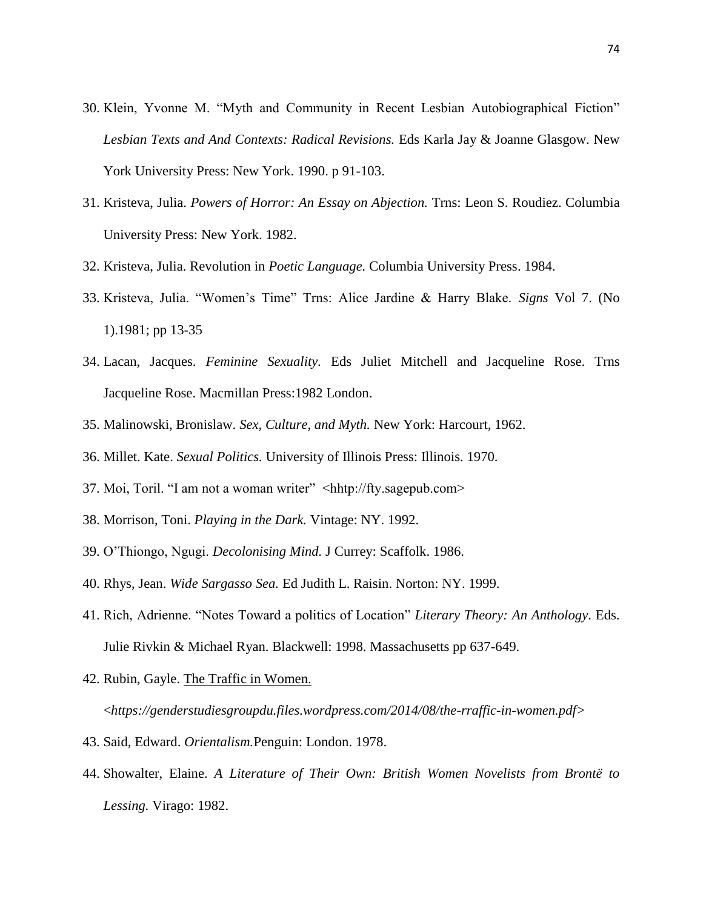30. Klein, Yvonne M. "Myth and Community in Recent Lesbian Autobiographical Fiction" *Lesbian Texts and And Contexts: Radical Revisions.* Eds Karla Jay & Joanne Glasgow. New York University Press: New York. 1990. p 91-103.
31. Kristeva, Julia. *Powers of Horror: An Essay on Abjection.* Trns: Leon S. Roudiez. Columbia University Press: New York. 1982.
32. Kristeva, Julia. Revolution in *Poetic Language.* Columbia University Press. 1984.
33. Kristeva, Julia. "Women's Time" Trns: Alice Jardine & Harry Blake. *Signs* Vol 7. (No 1).1981; pp 13-35
34. Lacan, Jacques. *Feminine Sexuality.* Eds Juliet Mitchell and Jacqueline Rose. Trns Jacqueline Rose. Macmillan Press:1982 London.
35. Malinowski, Bronislaw. *Sex, Culture, and Myth.* New York: Harcourt, 1962.
36. Millet. Kate. *Sexual Politics.* University of Illinois Press: Illinois. 1970.
37. Moi, Toril. "I am not a woman writer" <hhttp://fty.sagepub.com>
38. Morrison, Toni. *Playing in the Dark.* Vintage: NY. 1992.
39. O'Thiongo, Ngugi. *Decolonising Mind.* J Currey: Scaffolk. 1986.
40. Rhys, Jean. *Wide Sargasso Sea.* Ed Judith L. Raisin. Norton: NY. 1999.
41. Rich, Adrienne. "Notes Toward a politics of Location" *Literary Theory: An Anthology*. Eds. Julie Rivkin & Michael Ryan. Blackwell: 1998. Massachusetts pp 637-649.
42. Rubin, Gayle. The Traffic in Women.

    <*https://genderstudiesgroupdu.files.wordpress.com/2014/08/the-rraffic-in-women.pdf*>
43. Said, Edward. *Orientalism.*Penguin: London. 1978.
44. Showalter, Elaine. *A Literature of Their Own: British Women Novelists from Brontë to Lessing.* Virago: 1982.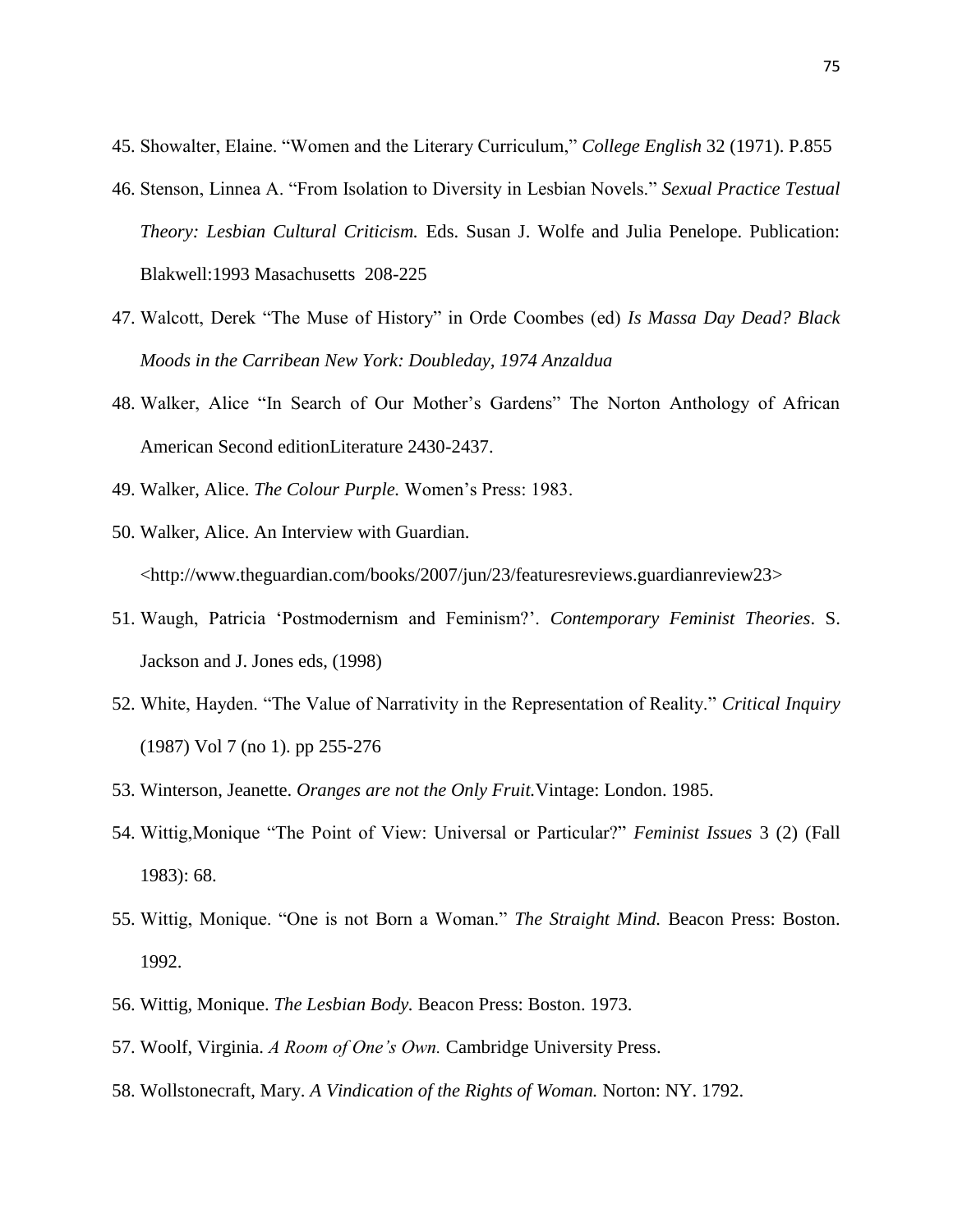45. Showalter, Elaine. “Women and the Literary Curriculum,” *College English* 32 (1971). P.855
46. Stenson, Linnea A. “From Isolation to Diversity in Lesbian Novels.” *Sexual Practice Testual Theory: Lesbian Cultural Criticism.* Eds. Susan J. Wolfe and Julia Penelope. Publication: Blakwell:1993 Masachusetts 208-225
47. Walcott, Derek “The Muse of History” in Orde Coombes (ed) *Is Massa Day Dead? Black Moods in the Carribean New York: Doubleday, 1974 Anzaldua*
48. Walker, Alice “In Search of Our Mother’s Gardens” The Norton Anthology of African American Second editionLiterature 2430-2437.
49. Walker, Alice. *The Colour Purple.* Women’s Press: 1983.
50. Walker, Alice. An Interview with Guardian. <http://www.theguardian.com/books/2007/jun/23/featuresreviews.guardianreview23>
51. Waugh, Patricia ‘Postmodernism and Feminism?’. *Contemporary Feminist Theories*. S. Jackson and J. Jones eds, (1998)
52. White, Hayden. “The Value of Narrativity in the Representation of Reality.” *Critical Inquiry* (1987) Vol 7 (no 1). pp 255-276
53. Winterson, Jeanette. *Oranges are not the Only Fruit.*Vintage: London. 1985.
54. Wittig,Monique “The Point of View: Universal or Particular?” *Feminist Issues* 3 (2) (Fall 1983): 68.
55. Wittig, Monique. “One is not Born a Woman.” *The Straight Mind.* Beacon Press: Boston. 1992.
56. Wittig, Monique. *The Lesbian Body.* Beacon Press: Boston. 1973.
57. Woolf, Virginia. *A Room of One’s Own.* Cambridge University Press.
58. Wollstonecraft, Mary. *A Vindication of the Rights of Woman.* Norton: NY. 1792.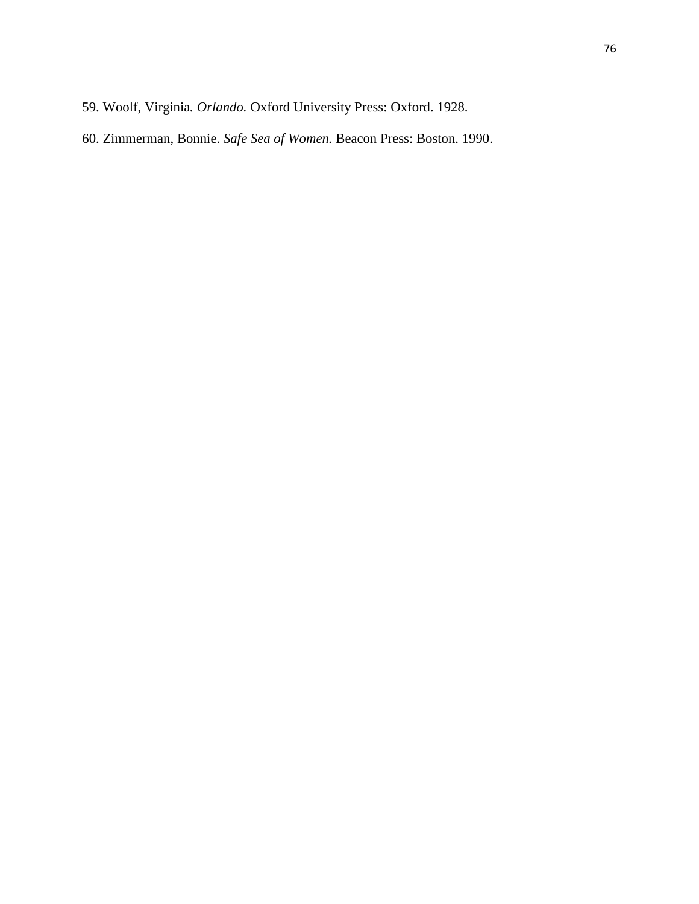59. Woolf, Virginia. *Orlando.* Oxford University Press: Oxford. 1928.

60. Zimmerman, Bonnie. *Safe Sea of Women.* Beacon Press: Boston. 1990.